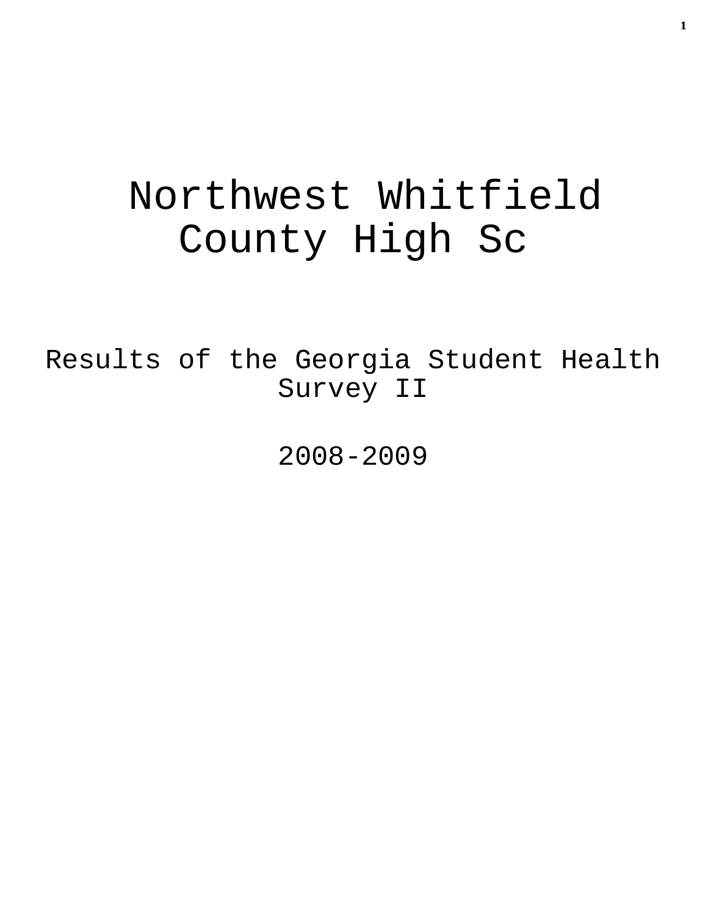# Northwest Whitfield County High Sc

## Results of the Georgia Student Health Survey II

## 2008-2009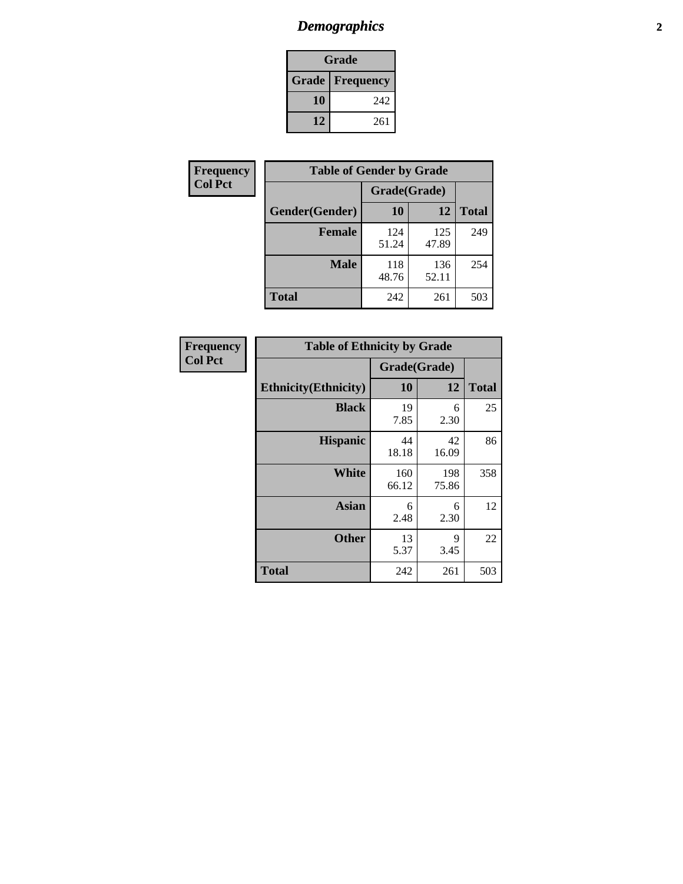# Demographics

| Grade | |
|---|---|
| **Grade** | **Frequency** |
| **10** | 242 |
| **12** | 261 |

**Frequency**
**Col Pct**

| Table of Gender by Grade | | | |
|---|---|---|---|
| | Grade(Grade) | | |
| **Gender(Gender)** | **10** | **12** | **Total** |
| **Female** | 124<br>51.24 | 125<br>47.89 | 249 |
| **Male** | 118<br>48.76 | 136<br>52.11 | 254 |
| **Total** | 242 | 261 | 503 |

**Frequency**
**Col Pct**

| Table of Ethnicity by Grade | | | |
|---|---|---|---|
| | Grade(Grade) | | |
| **Ethnicity(Ethnicity)** | **10** | **12** | **Total** |
| **Black** | 19<br>7.85 | 6<br>2.30 | 25 |
| **Hispanic** | 44<br>18.18 | 42<br>16.09 | 86 |
| **White** | 160<br>66.12 | 198<br>75.86 | 358 |
| **Asian** | 6<br>2.48 | 6<br>2.30 | 12 |
| **Other** | 13<br>5.37 | 9<br>3.45 | 22 |
| **Total** | 242 | 261 | 503 |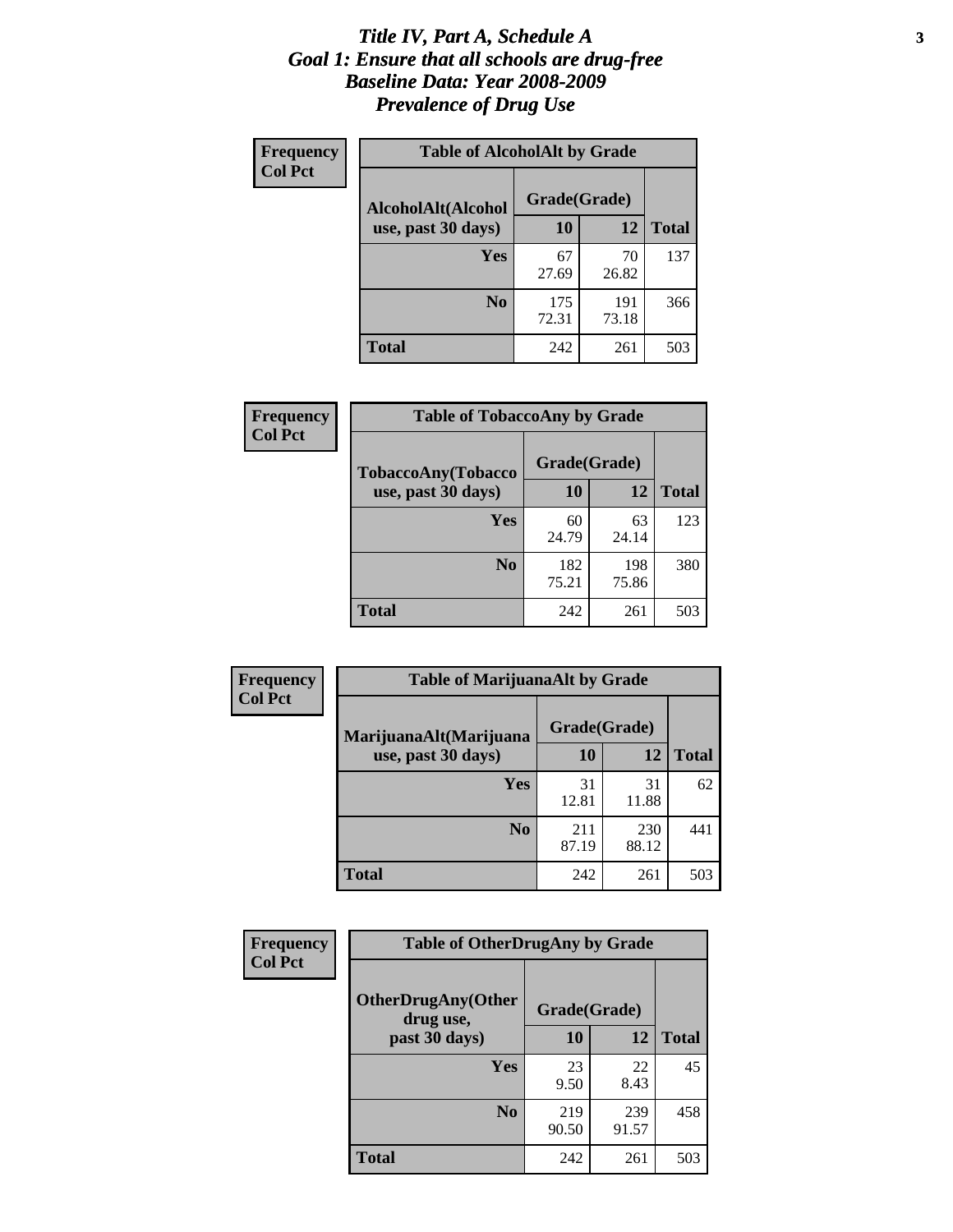# *Title IV, Part A, Schedule A*
# *Goal 1: Ensure that all schools are drug-free*
# *Baseline Data: Year 2008-2009*
# *Prevalence of Drug Use*

**Frequency**
**Col Pct**

**Table of AlcoholAlt by Grade**

| AlcoholAlt(Alcohol use, past 30 days) | Grade(Grade) | | Total |
|---|---|---|---|
| | 10 | 12 | |
| Yes | 67<br>27.69 | 70<br>26.82 | 137 |
| No | 175<br>72.31 | 191<br>73.18 | 366 |
| Total | 242 | 261 | 503 |

**Frequency**
**Col Pct**

**Table of TobaccoAny by Grade**

| TobaccoAny(Tobacco use, past 30 days) | Grade(Grade) | | Total |
|---|---|---|---|
| | 10 | 12 | |
| Yes | 60<br>24.79 | 63<br>24.14 | 123 |
| No | 182<br>75.21 | 198<br>75.86 | 380 |
| Total | 242 | 261 | 503 |

**Frequency**
**Col Pct**

**Table of MarijuanaAlt by Grade**

| MarijuanaAlt(Marijuana use, past 30 days) | Grade(Grade) | | Total |
|---|---|---|---|
| | 10 | 12 | |
| Yes | 31<br>12.81 | 31<br>11.88 | 62 |
| No | 211<br>87.19 | 230<br>88.12 | 441 |
| Total | 242 | 261 | 503 |

**Frequency**
**Col Pct**

**Table of OtherDrugAny by Grade**

| OtherDrugAny(Other drug use, past 30 days) | Grade(Grade) | | Total |
|---|---|---|---|
| | 10 | 12 | |
| Yes | 23<br>9.50 | 22<br>8.43 | 45 |
| No | 219<br>90.50 | 239<br>91.57 | 458 |
| Total | 242 | 261 | 503 |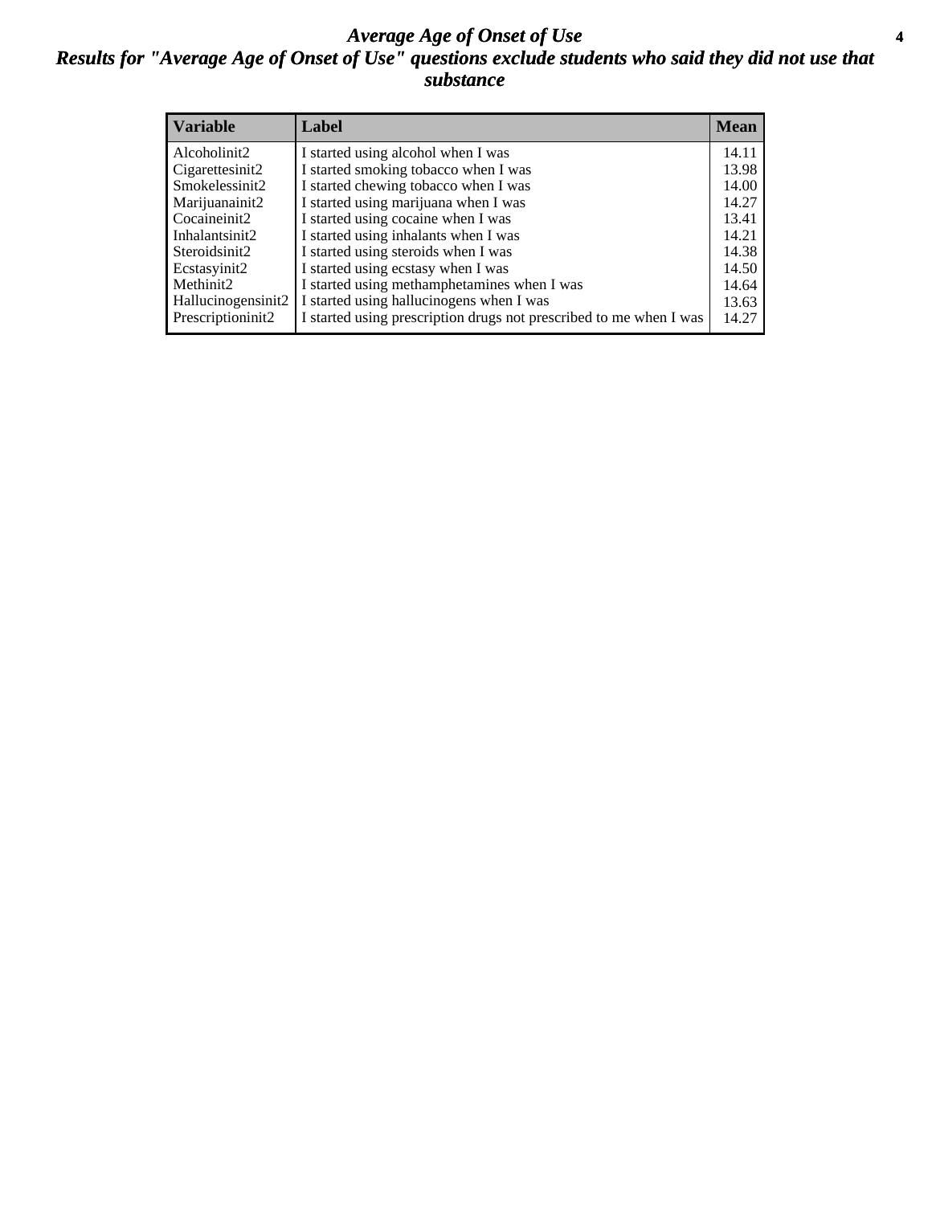# *Average Age of Onset of Use*

## *Results for "Average Age of Onset of Use" questions exclude students who said they did not use that substance*

| Variable | Label | Mean |
|---|---|---|
| Alcoholinit2 | I started using alcohol when I was | 14.11 |
| Cigarettesinit2 | I started smoking tobacco when I was | 13.98 |
| Smokelessinit2 | I started chewing tobacco when I was | 14.00 |
| Marijuanainit2 | I started using marijuana when I was | 14.27 |
| Cocaineinit2 | I started using cocaine when I was | 13.41 |
| Inhalantsinit2 | I started using inhalants when I was | 14.21 |
| Steroidsinit2 | I started using steroids when I was | 14.38 |
| Ecstasyinit2 | I started using ecstasy when I was | 14.50 |
| Methinit2 | I started using methamphetamines when I was | 14.64 |
| Hallucinogensinit2 | I started using hallucinogens when I was | 13.63 |
| Prescriptioninit2 | I started using prescription drugs not prescribed to me when I was | 14.27 |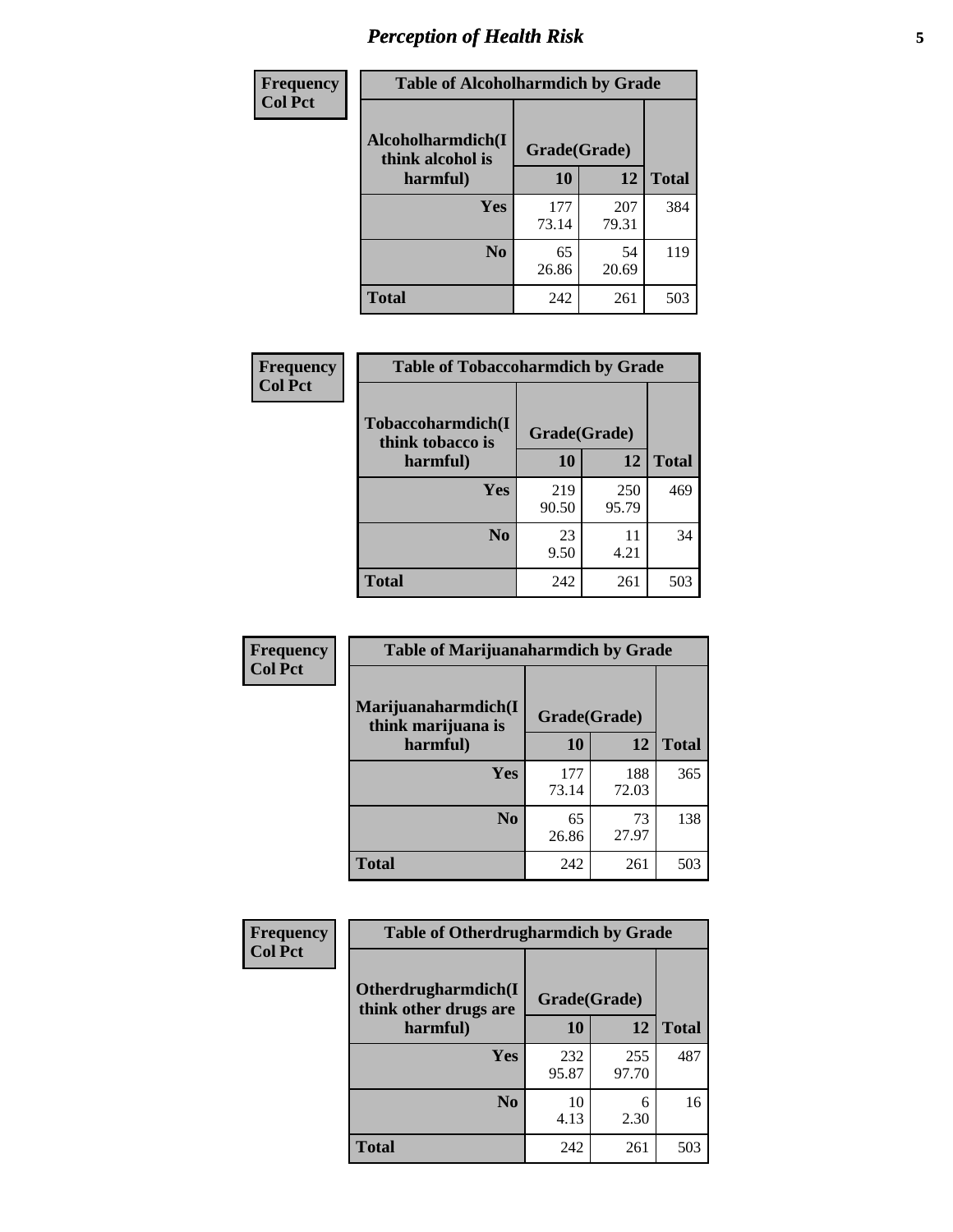| Frequency<br>Col Pct | | | |
|---|---|---|---|
| **Table of Alcoholharmdich by Grade** | | | |
| **Alcoholharmdich(I think alcohol is harmful)** | **Grade(Grade)** | | **Total** |
| | **10** | **12** | |
| **Yes** | 177<br>73.14 | 207<br>79.31 | 384 |
| **No** | 65<br>26.86 | 54<br>20.69 | 119 |
| **Total** | 242 | 261 | 503 |

| Frequency<br>Col Pct | | | |
|---|---|---|---|
| **Table of Tobaccoharmdich by Grade** | | | |
| **Tobaccoharmdich(I think tobacco is harmful)** | **Grade(Grade)** | | **Total** |
| | **10** | **12** | |
| **Yes** | 219<br>90.50 | 250<br>95.79 | 469 |
| **No** | 23<br>9.50 | 11<br>4.21 | 34 |
| **Total** | 242 | 261 | 503 |

| Frequency<br>Col Pct | | | |
|---|---|---|---|
| **Table of Marijuanaharmdich by Grade** | | | |
| **Marijuanaharmdich(I think marijuana is harmful)** | **Grade(Grade)** | | **Total** |
| | **10** | **12** | |
| **Yes** | 177<br>73.14 | 188<br>72.03 | 365 |
| **No** | 65<br>26.86 | 73<br>27.97 | 138 |
| **Total** | 242 | 261 | 503 |

| Frequency<br>Col Pct | | | |
|---|---|---|---|
| **Table of Otherdrugharmdich by Grade** | | | |
| **Otherdrugharmdich(I think other drugs are harmful)** | **Grade(Grade)** | | **Total** |
| | **10** | **12** | |
| **Yes** | 232<br>95.87 | 255<br>97.70 | 487 |
| **No** | 10<br>4.13 | 6<br>2.30 | 16 |
| **Total** | 242 | 261 | 503 |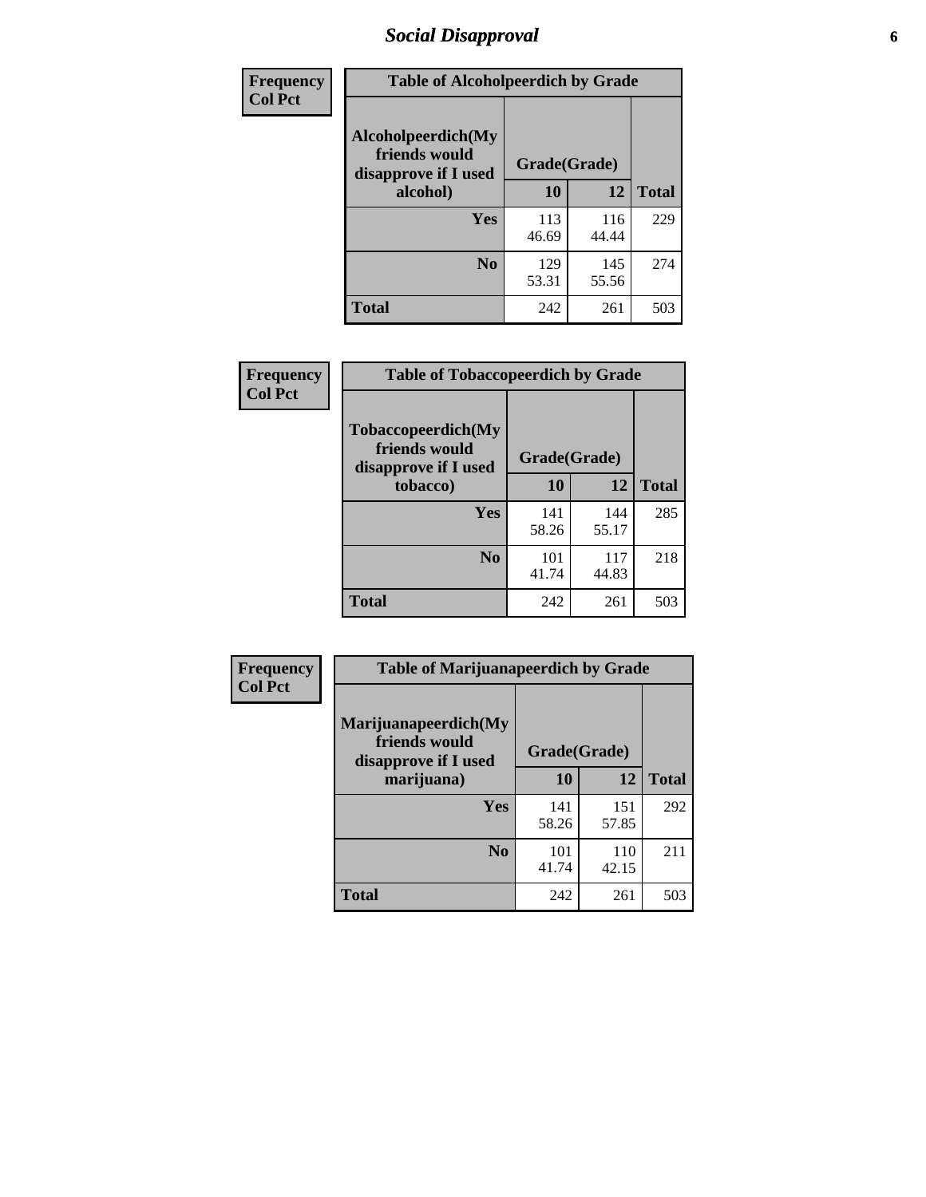# Social Disapproval

| Frequency<br>Col Pct | Table of Alcoholpeerdich by Grade | | |
|---|---|---|---|
| Alcoholpeerdich(My friends would disapprove if I used alcohol) | Grade(Grade) | | |
| | 10 | 12 | Total |
| Yes | 113<br>46.69 | 116<br>44.44 | 229 |
| No | 129<br>53.31 | 145<br>55.56 | 274 |
| Total | 242 | 261 | 503 |

| Frequency<br>Col Pct | Table of Tobaccopeerdich by Grade | | |
|---|---|---|---|
| Tobaccopeerdich(My friends would disapprove if I used tobacco) | Grade(Grade) | | |
| | 10 | 12 | Total |
| Yes | 141<br>58.26 | 144<br>55.17 | 285 |
| No | 101<br>41.74 | 117<br>44.83 | 218 |
| Total | 242 | 261 | 503 |

| Frequency<br>Col Pct | Table of Marijuanapeerdich by Grade | | |
|---|---|---|---|
| Marijuanapeerdich(My friends would disapprove if I used marijuana) | Grade(Grade) | | |
| | 10 | 12 | Total |
| Yes | 141<br>58.26 | 151<br>57.85 | 292 |
| No | 101<br>41.74 | 110<br>42.15 | 211 |
| Total | 242 | 261 | 503 |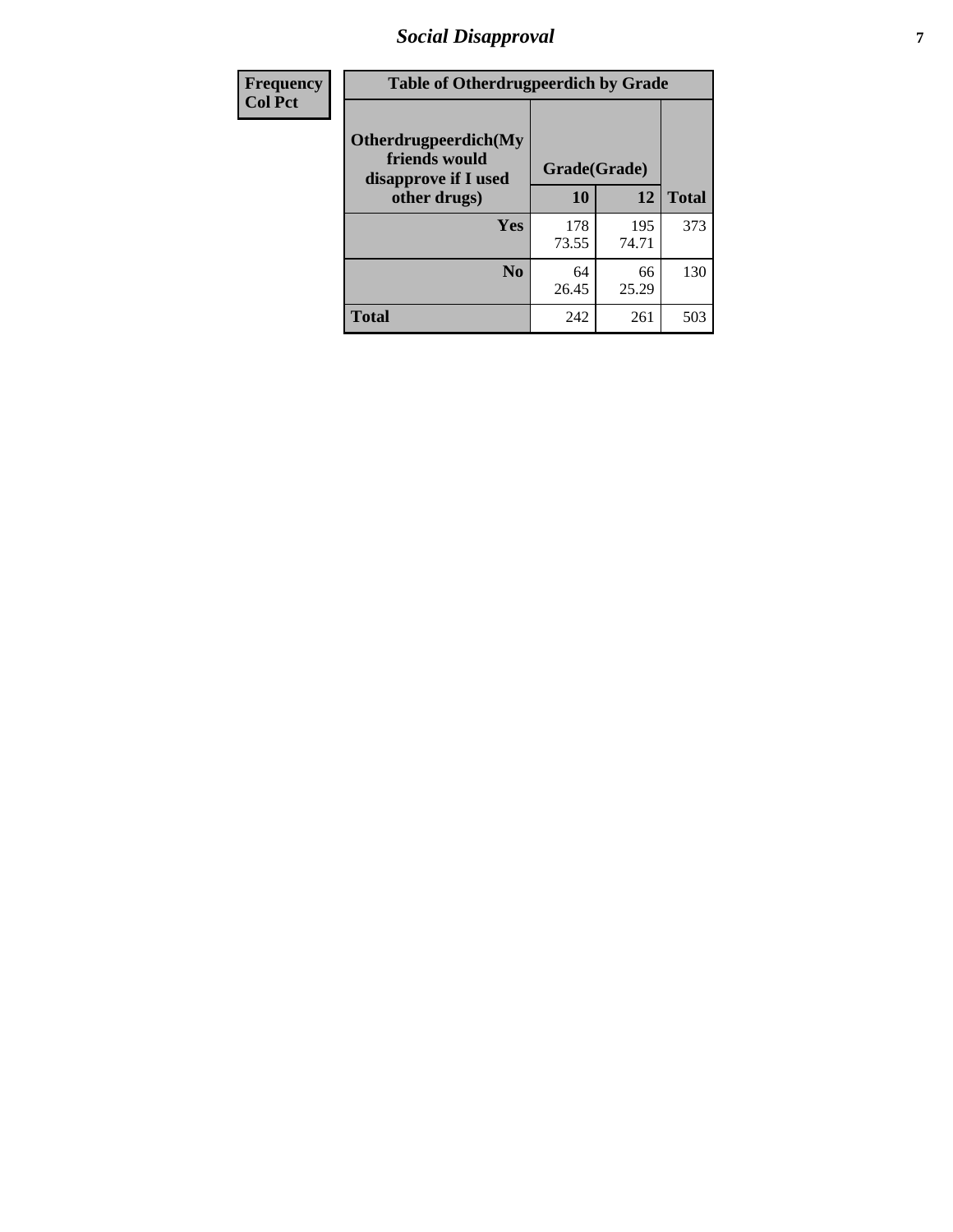| Frequency Col Pct | Table of Otherdrugpeerdich by Grade | | | |
|---|---|---|---|---|
| | Otherdrugpeerdich(My friends would disapprove if I used other drugs) | Grade(Grade) | | |
| | | 10 | 12 | Total |
| | Yes | 178<br>73.55 | 195<br>74.71 | 373 |
| | No | 64<br>26.45 | 66<br>25.29 | 130 |
| | Total | 242 | 261 | 503 |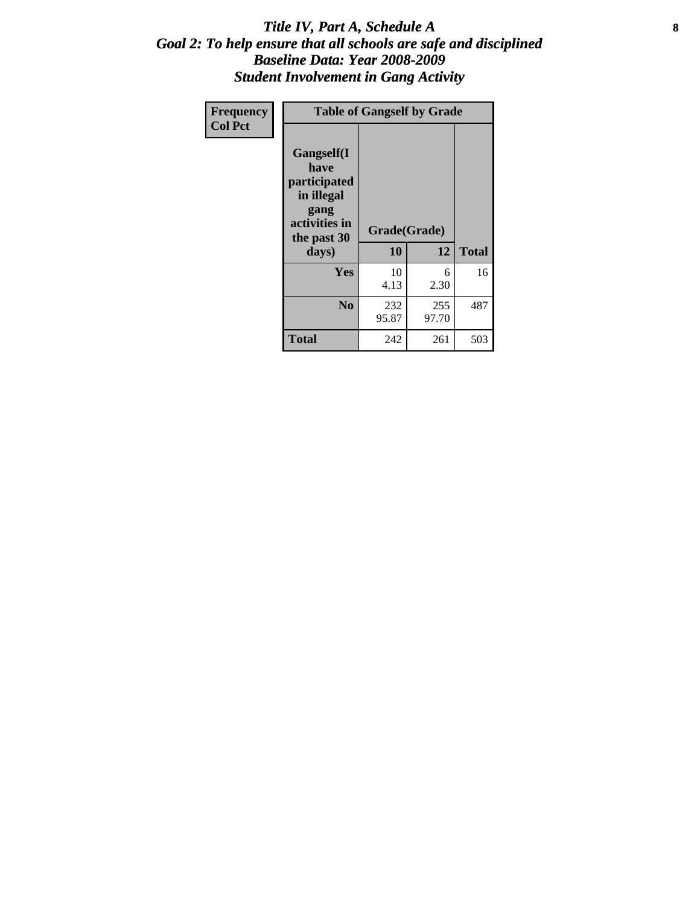# Title IV, Part A, Schedule A
## Goal 2: To help ensure that all schools are safe and disciplined
## Baseline Data: Year 2008-2009
## Student Involvement in Gang Activity

| Frequency<br>Col Pct | Table of Gangself by Grade | | |
|---|---|---|---|
| Gangself(I have participated in illegal gang activities in the past 30 days) | Grade(Grade) | | |
| | 10 | 12 | Total |
| Yes | 10<br>4.13 | 6<br>2.30 | 16 |
| No | 232<br>95.87 | 255<br>97.70 | 487 |
| Total | 242 | 261 | 503 |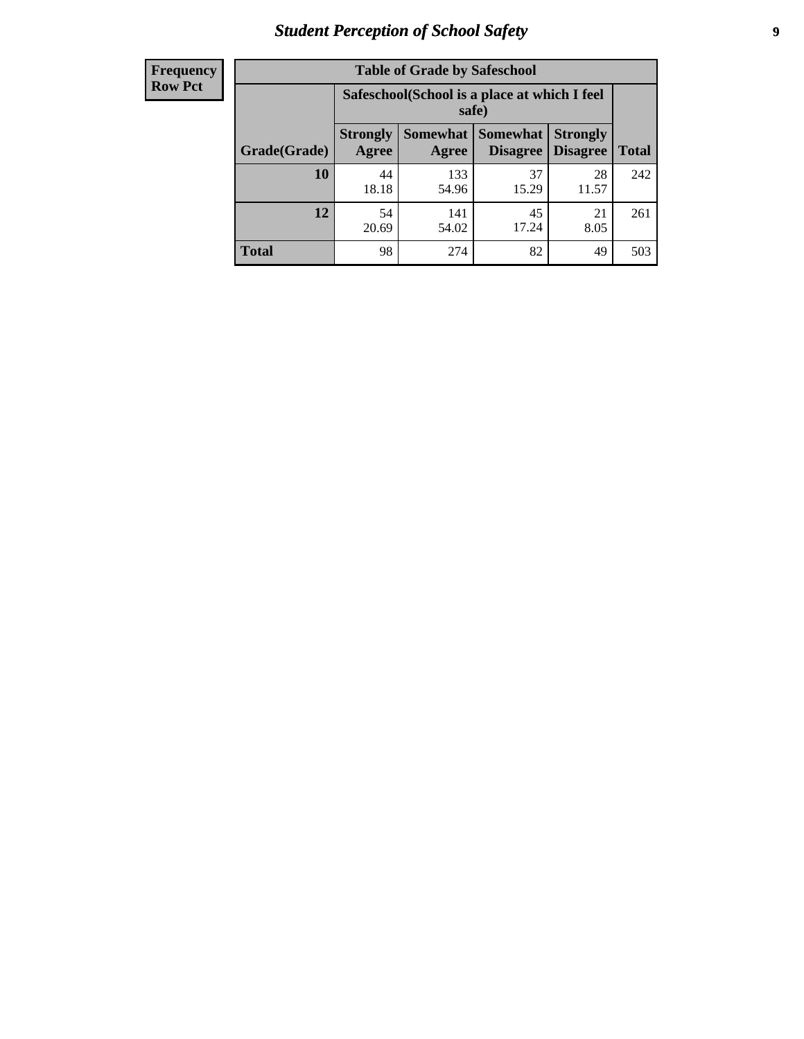# Student Perception of School Safety

| Frequency Row Pct | Table of Grade by Safeschool | | | | |
|---|---|---|---|---|---|
| | Safeschool(School is a place at which I feel safe) | | | | |
| Grade(Grade) | Strongly Agree | Somewhat Agree | Somewhat Disagree | Strongly Disagree | Total |
| 10 | 44<br>18.18 | 133<br>54.96 | 37<br>15.29 | 28<br>11.57 | 242 |
| 12 | 54<br>20.69 | 141<br>54.02 | 45<br>17.24 | 21<br>8.05 | 261 |
| Total | 98 | 274 | 82 | 49 | 503 |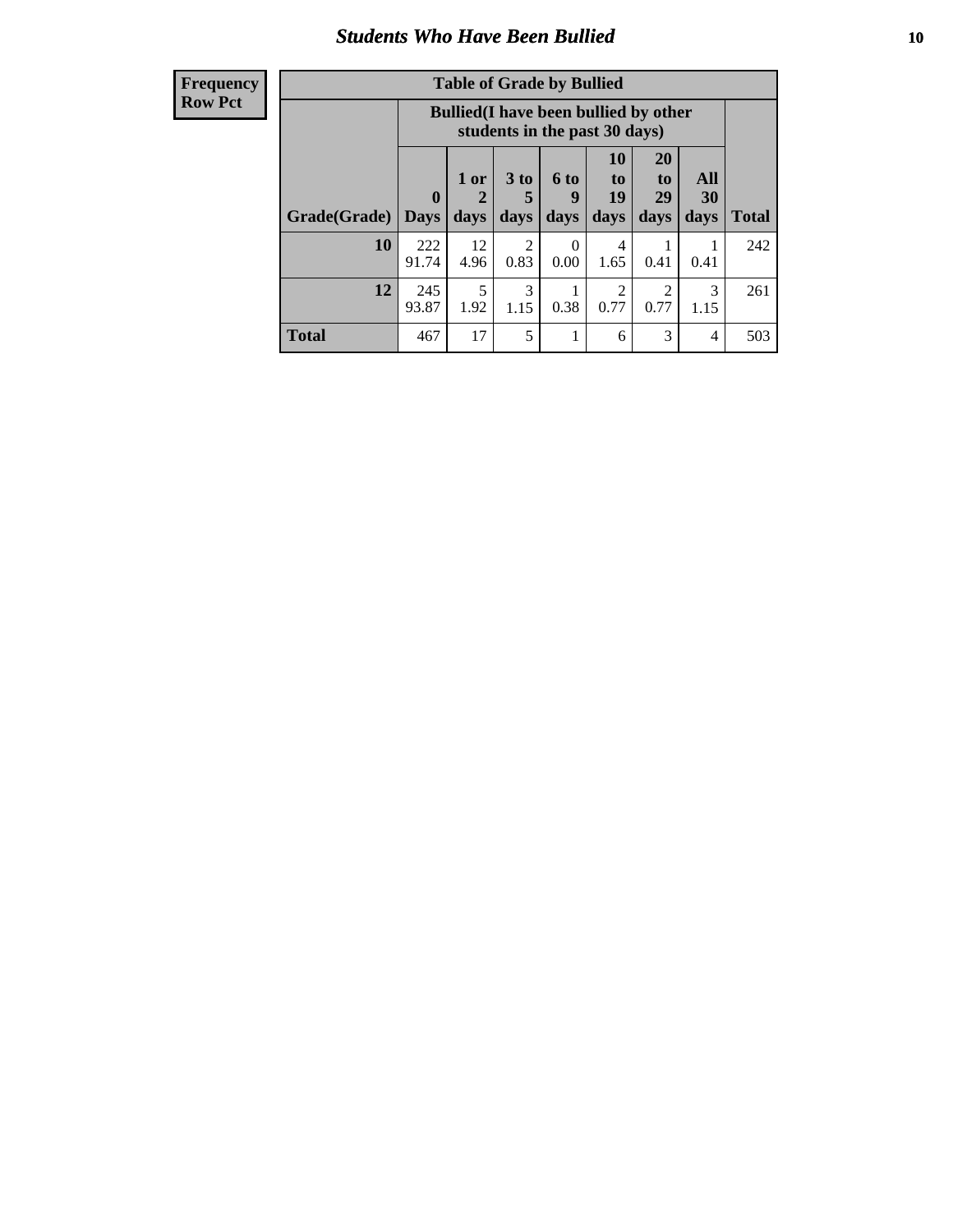## Students Who Have Been Bullied

| Frequency<br>Row Pct |
|---|

**Table of Grade by Bullied**

| Grade(Grade) | Bullied(I have been bullied by other students in the past 30 days) | | | | | | | Total |
|---|---|---|---|---|---|---|---|---|
| | 0 Days | 1 or 2 days | 3 to 5 days | 6 to 9 days | 10 to 19 days | 20 to 29 days | All 30 days | |
| **10** | 222<br>91.74 | 12<br>4.96 | 2<br>0.83 | 0<br>0.00 | 4<br>1.65 | 1<br>0.41 | 1<br>0.41 | 242 |
| **12** | 245<br>93.87 | 5<br>1.92 | 3<br>1.15 | 1<br>0.38 | 2<br>0.77 | 2<br>0.77 | 3<br>1.15 | 261 |
| **Total** | 467 | 17 | 5 | 1 | 6 | 3 | 4 | 503 |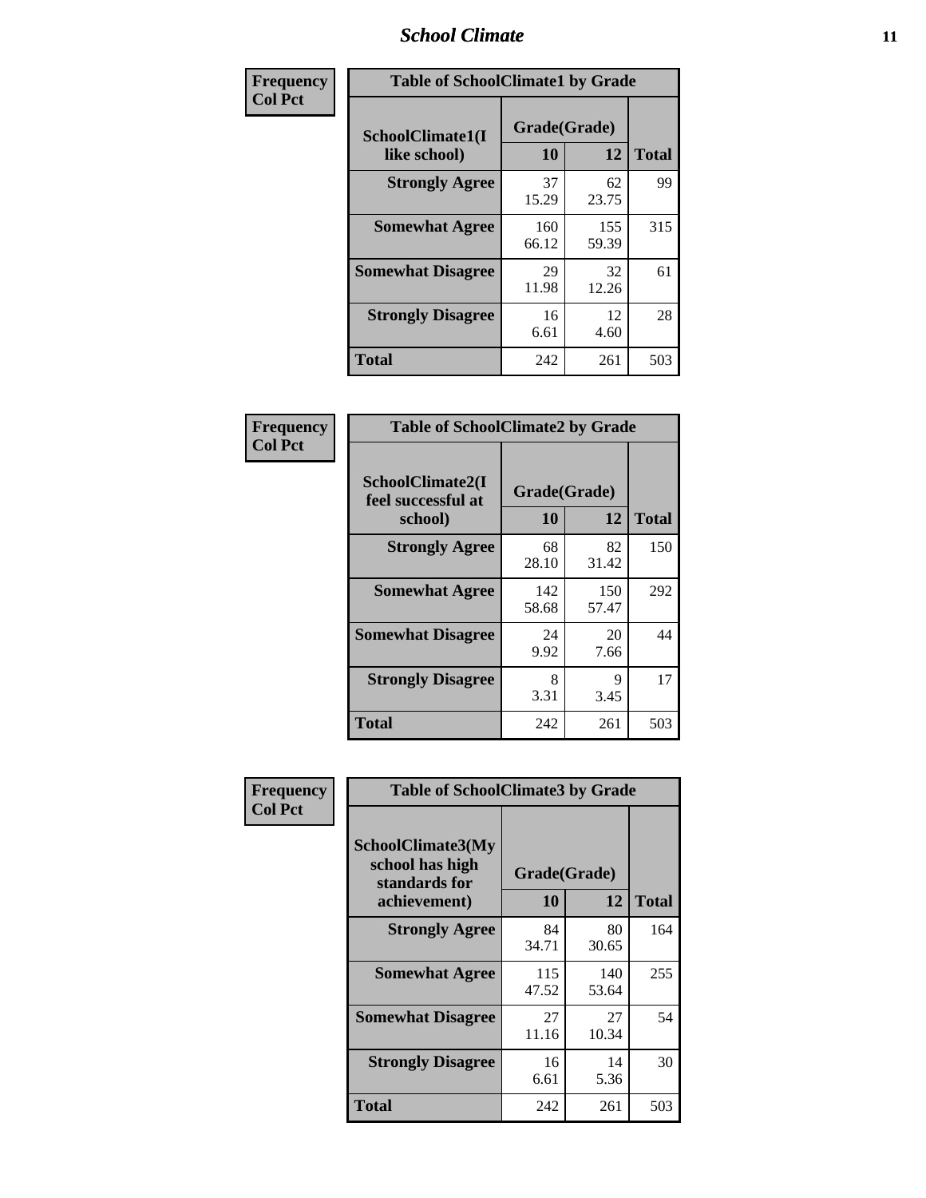| Frequency<br>Col Pct | Table of SchoolClimate1 by Grade | | |
|---|---|---|---|
| SchoolClimate1(I like school) | Grade(Grade) | | |
| | 10 | 12 | Total |
| Strongly Agree | 37<br>15.29 | 62<br>23.75 | 99 |
| Somewhat Agree | 160<br>66.12 | 155<br>59.39 | 315 |
| Somewhat Disagree | 29<br>11.98 | 32<br>12.26 | 61 |
| Strongly Disagree | 16<br>6.61 | 12<br>4.60 | 28 |
| Total | 242 | 261 | 503 |

| Frequency<br>Col Pct | Table of SchoolClimate2 by Grade | | |
|---|---|---|---|
| SchoolClimate2(I feel successful at school) | Grade(Grade) | | |
| | 10 | 12 | Total |
| Strongly Agree | 68<br>28.10 | 82<br>31.42 | 150 |
| Somewhat Agree | 142<br>58.68 | 150<br>57.47 | 292 |
| Somewhat Disagree | 24<br>9.92 | 20<br>7.66 | 44 |
| Strongly Disagree | 8<br>3.31 | 9<br>3.45 | 17 |
| Total | 242 | 261 | 503 |

| Frequency<br>Col Pct | Table of SchoolClimate3 by Grade | | |
|---|---|---|---|
| SchoolClimate3(My school has high standards for achievement) | Grade(Grade) | | |
| | 10 | 12 | Total |
| Strongly Agree | 84<br>34.71 | 80<br>30.65 | 164 |
| Somewhat Agree | 115<br>47.52 | 140<br>53.64 | 255 |
| Somewhat Disagree | 27<br>11.16 | 27<br>10.34 | 54 |
| Strongly Disagree | 16<br>6.61 | 14<br>5.36 | 30 |
| Total | 242 | 261 | 503 |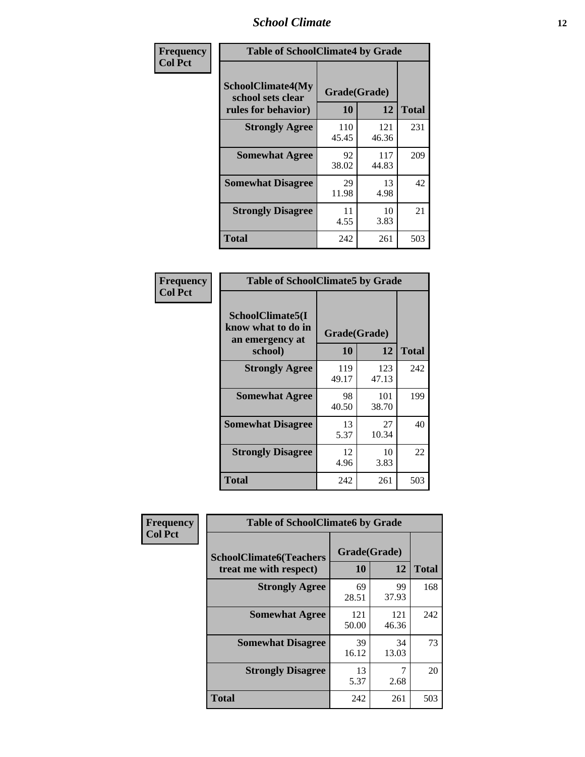| Frequency<br>Col Pct | Table of SchoolClimate4 by Grade | | |
|---|---|---|---|
| SchoolClimate4(My school sets clear rules for behavior) | Grade(Grade) | | |
| | 10 | 12 | Total |
| Strongly Agree | 110<br>45.45 | 121<br>46.36 | 231 |
| Somewhat Agree | 92<br>38.02 | 117<br>44.83 | 209 |
| Somewhat Disagree | 29<br>11.98 | 13<br>4.98 | 42 |
| Strongly Disagree | 11<br>4.55 | 10<br>3.83 | 21 |
| Total | 242 | 261 | 503 |

| Frequency<br>Col Pct | Table of SchoolClimate5 by Grade | | |
|---|---|---|---|
| SchoolClimate5(I know what to do in an emergency at school) | Grade(Grade) | | |
| | 10 | 12 | Total |
| Strongly Agree | 119<br>49.17 | 123<br>47.13 | 242 |
| Somewhat Agree | 98<br>40.50 | 101<br>38.70 | 199 |
| Somewhat Disagree | 13<br>5.37 | 27<br>10.34 | 40 |
| Strongly Disagree | 12<br>4.96 | 10<br>3.83 | 22 |
| Total | 242 | 261 | 503 |

| Frequency<br>Col Pct | Table of SchoolClimate6 by Grade | | |
|---|---|---|---|
| SchoolClimate6(Teachers treat me with respect) | Grade(Grade) | | |
| | 10 | 12 | Total |
| Strongly Agree | 69<br>28.51 | 99<br>37.93 | 168 |
| Somewhat Agree | 121<br>50.00 | 121<br>46.36 | 242 |
| Somewhat Disagree | 39<br>16.12 | 34<br>13.03 | 73 |
| Strongly Disagree | 13<br>5.37 | 7<br>2.68 | 20 |
| Total | 242 | 261 | 503 |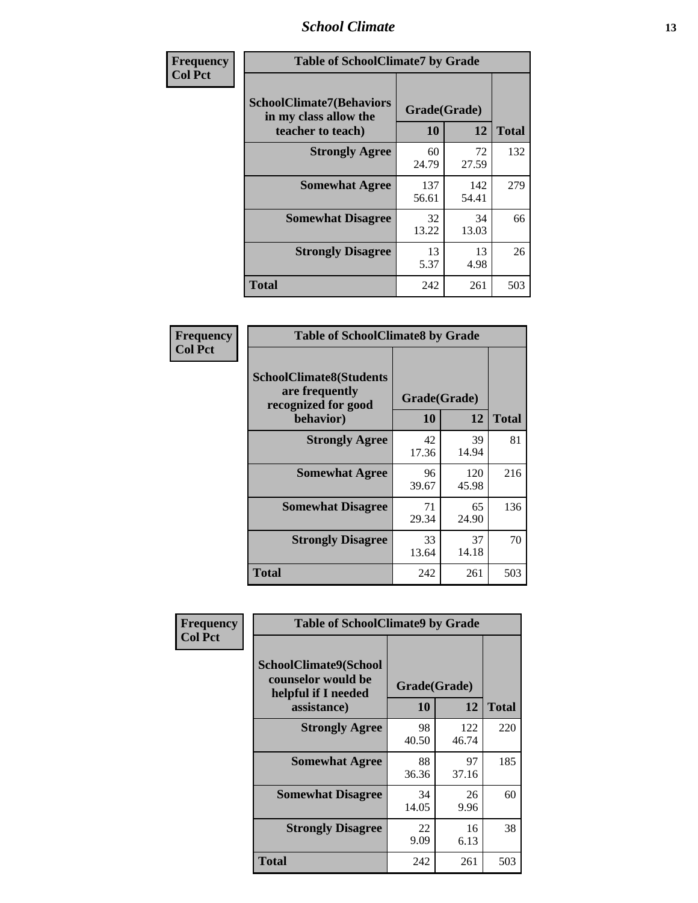**Frequency Col Pct**

| Table of SchoolClimate7 by Grade | | | |
|---|---|---|---|
| SchoolClimate7(Behaviors in my class allow the teacher to teach) | Grade(Grade) | | Total |
| | 10 | 12 | |
| Strongly Agree | 60<br>24.79 | 72<br>27.59 | 132 |
| Somewhat Agree | 137<br>56.61 | 142<br>54.41 | 279 |
| Somewhat Disagree | 32<br>13.22 | 34<br>13.03 | 66 |
| Strongly Disagree | 13<br>5.37 | 13<br>4.98 | 26 |
| Total | 242 | 261 | 503 |

**Frequency Col Pct**

| Table of SchoolClimate8 by Grade | | | |
|---|---|---|---|
| SchoolClimate8(Students are frequently recognized for good behavior) | Grade(Grade) | | Total |
| | 10 | 12 | |
| Strongly Agree | 42<br>17.36 | 39<br>14.94 | 81 |
| Somewhat Agree | 96<br>39.67 | 120<br>45.98 | 216 |
| Somewhat Disagree | 71<br>29.34 | 65<br>24.90 | 136 |
| Strongly Disagree | 33<br>13.64 | 37<br>14.18 | 70 |
| Total | 242 | 261 | 503 |

**Frequency Col Pct**

| Table of SchoolClimate9 by Grade | | | |
|---|---|---|---|
| SchoolClimate9(School counselor would be helpful if I needed assistance) | Grade(Grade) | | Total |
| | 10 | 12 | |
| Strongly Agree | 98<br>40.50 | 122<br>46.74 | 220 |
| Somewhat Agree | 88<br>36.36 | 97<br>37.16 | 185 |
| Somewhat Disagree | 34<br>14.05 | 26<br>9.96 | 60 |
| Strongly Disagree | 22<br>9.09 | 16<br>6.13 | 38 |
| Total | 242 | 261 | 503 |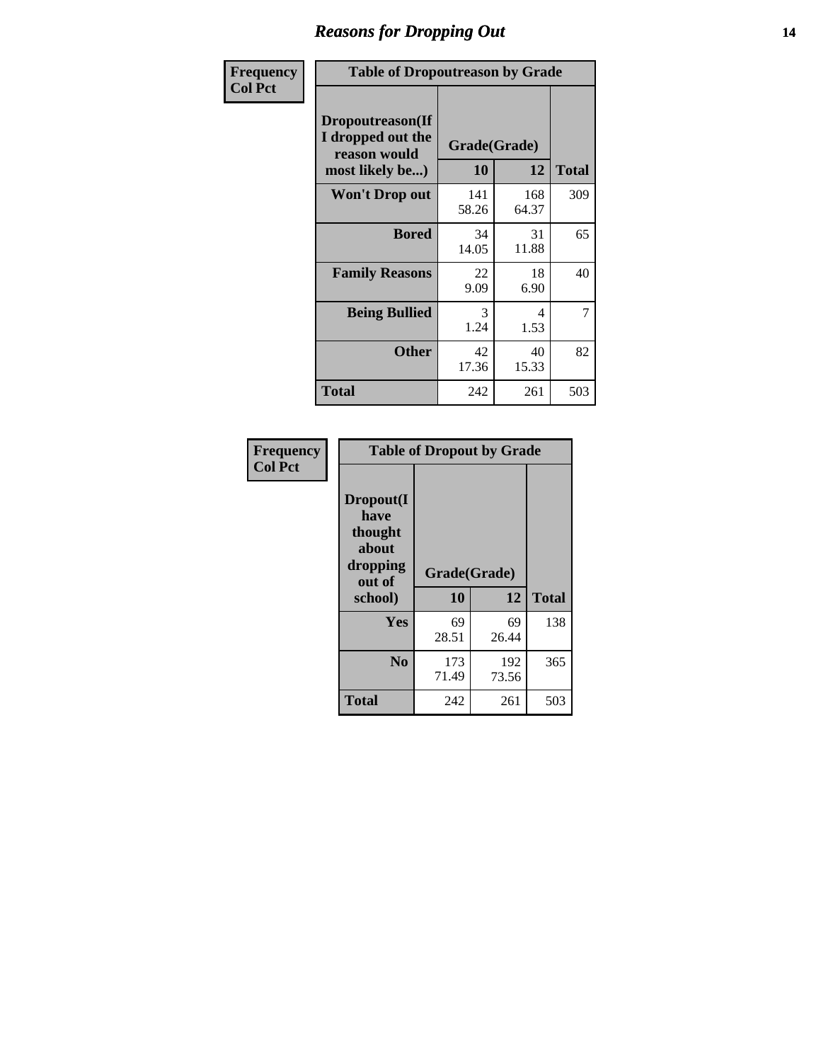# Reasons for Dropping Out

| Frequency Col Pct | Table of Dropoutreason by Grade | | |
|---|---|---|---|
| **Dropoutreason(If I dropped out the reason would most likely be...)** | **Grade(Grade)** | | |
| | **10** | **12** | **Total** |
| **Won't Drop out** | 141<br>58.26 | 168<br>64.37 | 309 |
| **Bored** | 34<br>14.05 | 31<br>11.88 | 65 |
| **Family Reasons** | 22<br>9.09 | 18<br>6.90 | 40 |
| **Being Bullied** | 3<br>1.24 | 4<br>1.53 | 7 |
| **Other** | 42<br>17.36 | 40<br>15.33 | 82 |
| **Total** | 242 | 261 | 503 |

| Frequency Col Pct | Table of Dropout by Grade | | |
|---|---|---|---|
| **Dropout(I have thought about dropping out of school)** | **Grade(Grade)** | | |
| | **10** | **12** | **Total** |
| **Yes** | 69<br>28.51 | 69<br>26.44 | 138 |
| **No** | 173<br>71.49 | 192<br>73.56 | 365 |
| **Total** | 242 | 261 | 503 |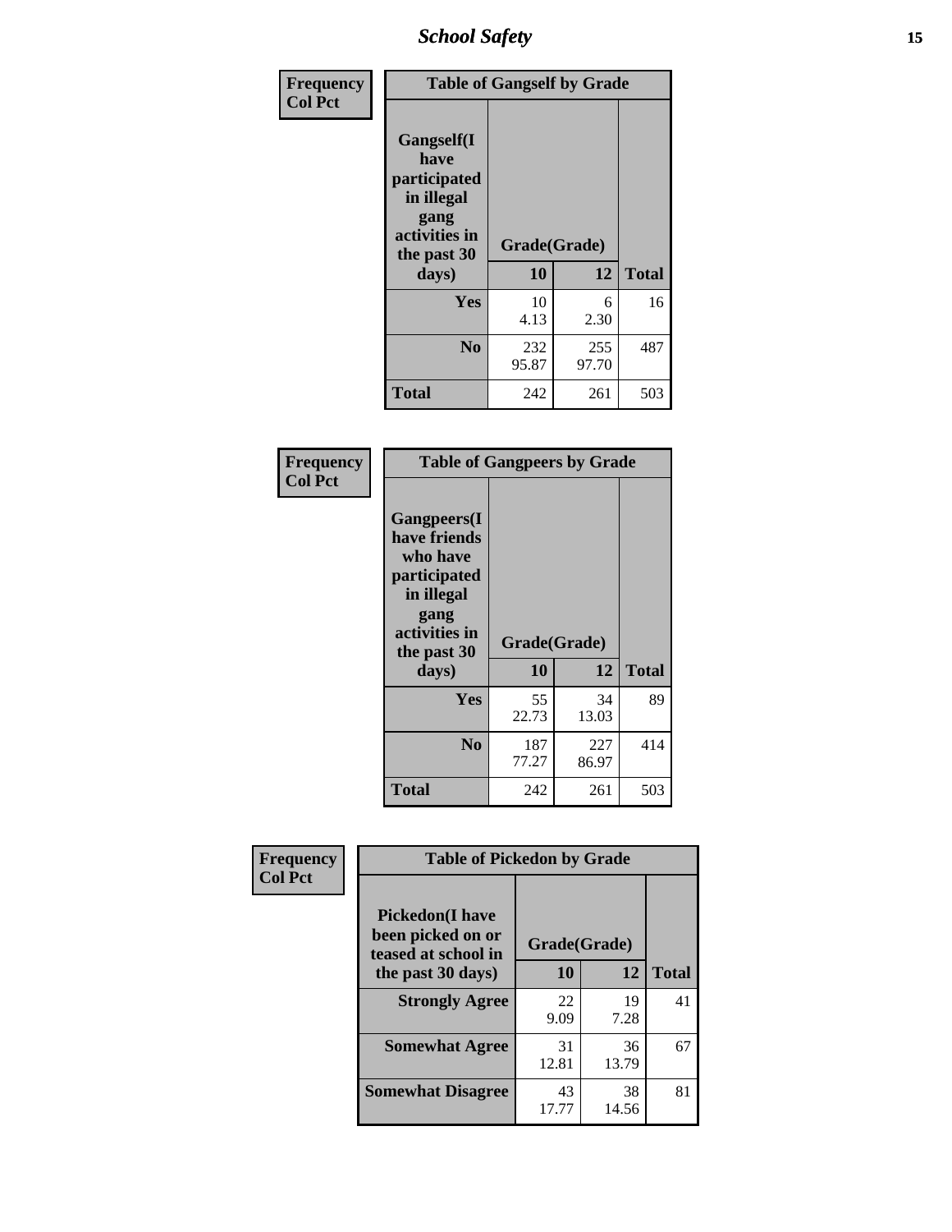| Frequency Col Pct | Table of Gangself by Grade | | |
|---|---|---|---|
| Gangself(I have participated in illegal gang activities in the past 30 days) | Grade(Grade) | | |
| | 10 | 12 | Total |
| Yes | 10<br>4.13 | 6<br>2.30 | 16 |
| No | 232<br>95.87 | 255<br>97.70 | 487 |
| Total | 242 | 261 | 503 |

| Frequency Col Pct | Table of Gangpeers by Grade | | |
|---|---|---|---|
| Gangpeers(I have friends who have participated in illegal gang activities in the past 30 days) | Grade(Grade) | | |
| | 10 | 12 | Total |
| Yes | 55<br>22.73 | 34<br>13.03 | 89 |
| No | 187<br>77.27 | 227<br>86.97 | 414 |
| Total | 242 | 261 | 503 |

| Frequency Col Pct | Table of Pickedon by Grade | | |
|---|---|---|---|
| Pickedon(I have been picked on or teased at school in the past 30 days) | Grade(Grade) | | |
| | 10 | 12 | Total |
| Strongly Agree | 22<br>9.09 | 19<br>7.28 | 41 |
| Somewhat Agree | 31<br>12.81 | 36<br>13.79 | 67 |
| Somewhat Disagree | 43<br>17.77 | 38<br>14.56 | 81 |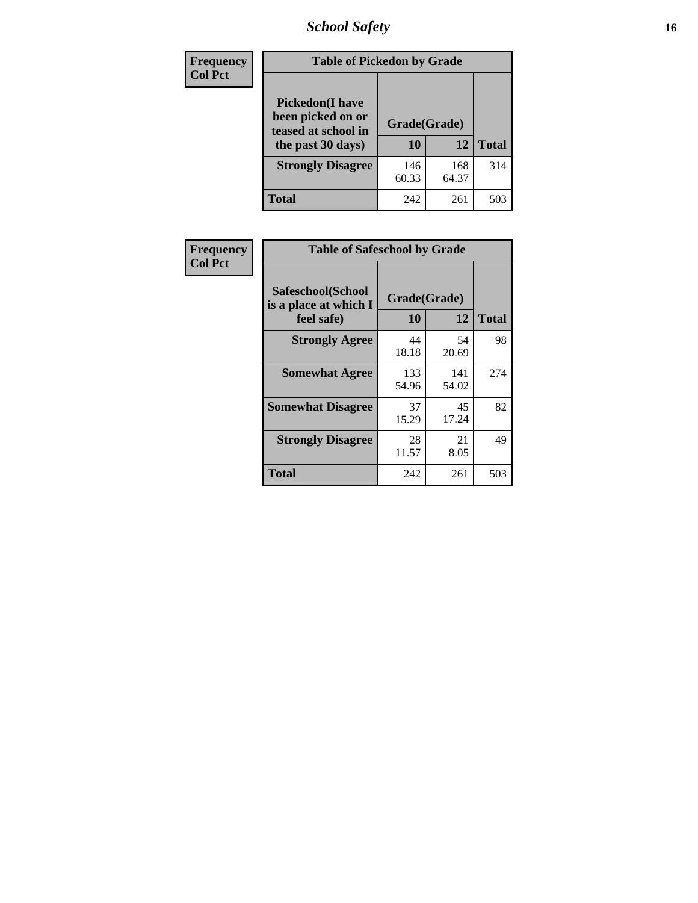| Frequency Col Pct | Table of Pickedon by Grade | | |
|---|---|---|---|
| Pickedon(I have been picked on or teased at school in the past 30 days) | Grade(Grade) | | |
| | 10 | 12 | Total |
| Strongly Disagree | 146<br>60.33 | 168<br>64.37 | 314 |
| Total | 242 | 261 | 503 |

| Frequency Col Pct | Table of Safeschool by Grade | | |
|---|---|---|---|
| Safeschool(School is a place at which I feel safe) | Grade(Grade) | | |
| | 10 | 12 | Total |
| Strongly Agree | 44<br>18.18 | 54<br>20.69 | 98 |
| Somewhat Agree | 133<br>54.96 | 141<br>54.02 | 274 |
| Somewhat Disagree | 37<br>15.29 | 45<br>17.24 | 82 |
| Strongly Disagree | 28<br>11.57 | 21<br>8.05 | 49 |
| Total | 242 | 261 | 503 |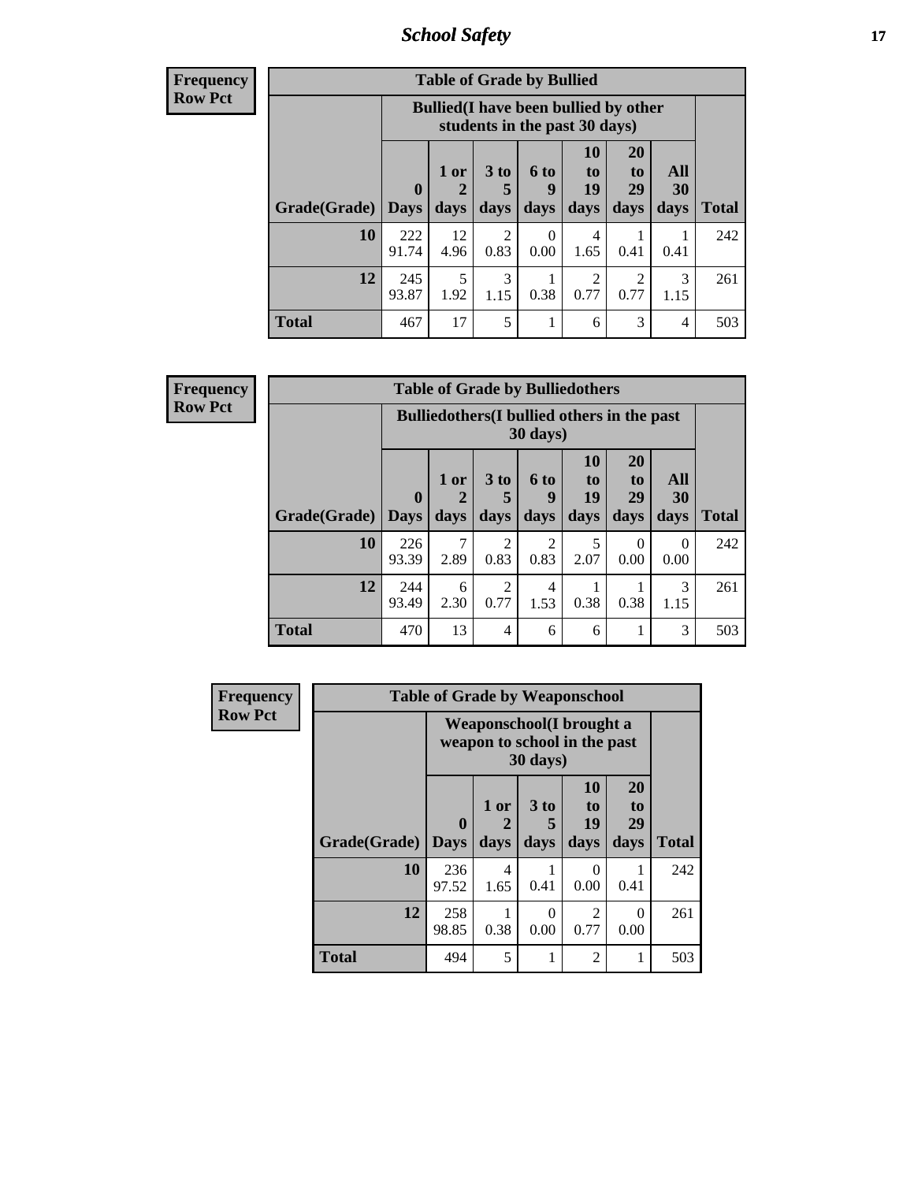| Frequency<br>Row Pct |
|---|

**Table of Grade by Bullied**

| Grade(Grade) | Bullied(I have been bullied by other students in the past 30 days) | | | | | | | Total |
|---|---|---|---|---|---|---|---|---|
| | 0 Days | 1 or 2 days | 3 to 5 days | 6 to 9 days | 10 to 19 days | 20 to 29 days | All 30 days | |
| 10 | 222<br>91.74 | 12<br>4.96 | 2<br>0.83 | 0<br>0.00 | 4<br>1.65 | 1<br>0.41 | 1<br>0.41 | 242 |
| 12 | 245<br>93.87 | 5<br>1.92 | 3<br>1.15 | 1<br>0.38 | 2<br>0.77 | 2<br>0.77 | 3<br>1.15 | 261 |
| Total | 467 | 17 | 5 | 1 | 6 | 3 | 4 | 503 |

| Frequency<br>Row Pct |
|---|

**Table of Grade by Bulliedothers**

| Grade(Grade) | Bulliedothers(I bullied others in the past 30 days) | | | | | | | Total |
|---|---|---|---|---|---|---|---|---|
| | 0 Days | 1 or 2 days | 3 to 5 days | 6 to 9 days | 10 to 19 days | 20 to 29 days | All 30 days | |
| 10 | 226<br>93.39 | 7<br>2.89 | 2<br>0.83 | 2<br>0.83 | 5<br>2.07 | 0<br>0.00 | 0<br>0.00 | 242 |
| 12 | 244<br>93.49 | 6<br>2.30 | 2<br>0.77 | 4<br>1.53 | 1<br>0.38 | 1<br>0.38 | 3<br>1.15 | 261 |
| Total | 470 | 13 | 4 | 6 | 6 | 1 | 3 | 503 |

| Frequency<br>Row Pct |
|---|

**Table of Grade by Weaponschool**

| Grade(Grade) | Weaponschool(I brought a weapon to school in the past 30 days) | | | | | Total |
|---|---|---|---|---|---|---|
| | 0 Days | 1 or 2 days | 3 to 5 days | 10 to 19 days | 20 to 29 days | |
| 10 | 236<br>97.52 | 4<br>1.65 | 1<br>0.41 | 0<br>0.00 | 1<br>0.41 | 242 |
| 12 | 258<br>98.85 | 1<br>0.38 | 0<br>0.00 | 2<br>0.77 | 0<br>0.00 | 261 |
| Total | 494 | 5 | 1 | 2 | 1 | 503 |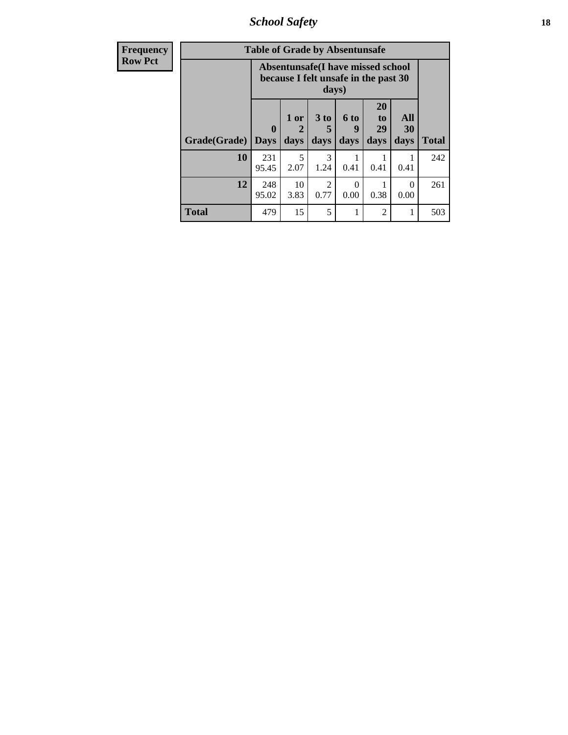| Frequency<br>Row Pct | Table of Grade by Absentunsafe | | | | | | |
|---|---|---|---|---|---|---|---|
| | Absentunsafe(I have missed school because I felt unsafe in the past 30 days) | | | | | | |
| Grade(Grade) | 0 Days | 1 or 2 days | 3 to 5 days | 6 to 9 days | 20 to 29 days | All 30 days | Total |
| 10 | 231<br>95.45 | 5<br>2.07 | 3<br>1.24 | 1<br>0.41 | 1<br>0.41 | 1<br>0.41 | 242 |
| 12 | 248<br>95.02 | 10<br>3.83 | 2<br>0.77 | 0<br>0.00 | 1<br>0.38 | 0<br>0.00 | 261 |
| Total | 479 | 15 | 5 | 1 | 2 | 1 | 503 |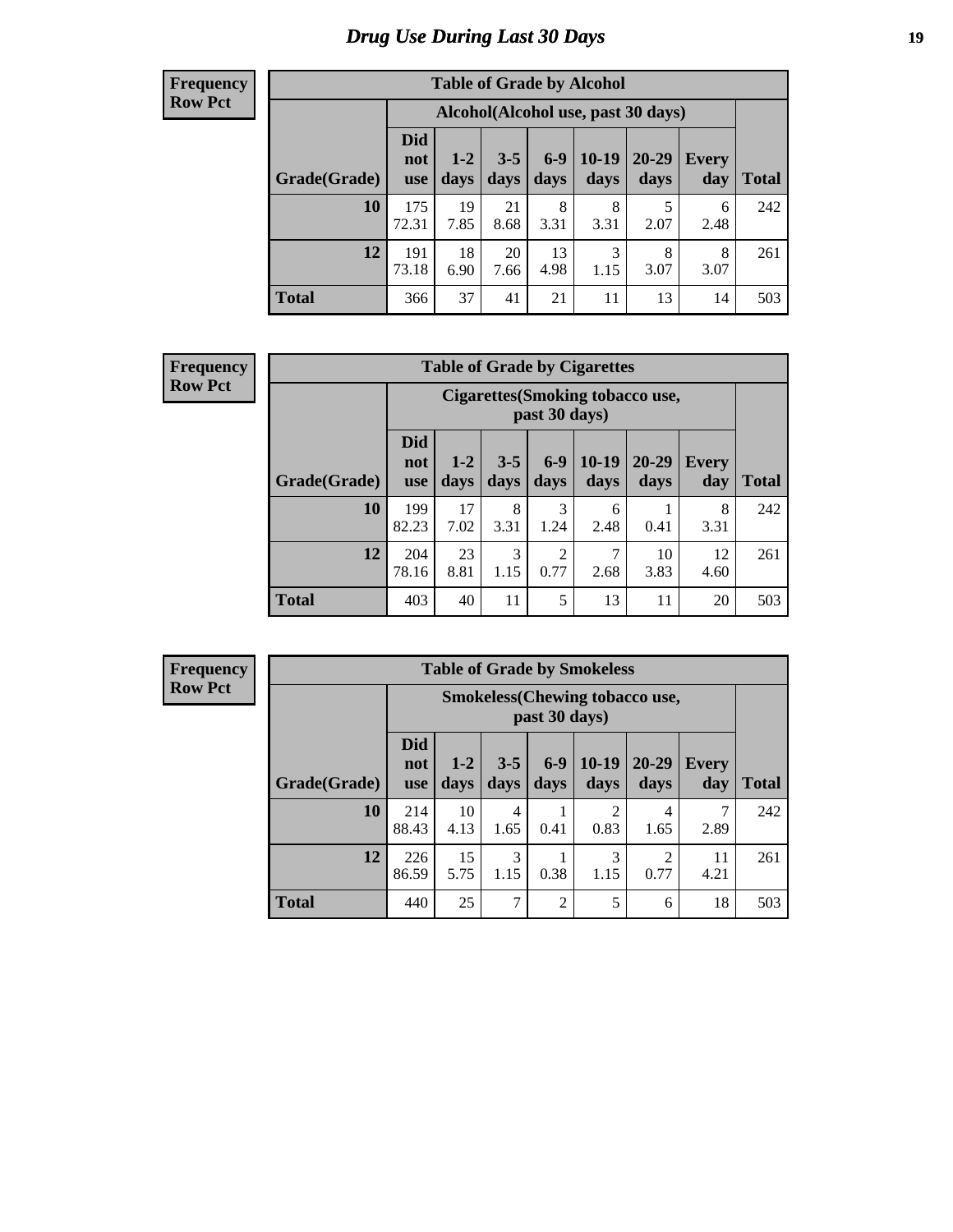# Drug Use During Last 30 Days

**Frequency**
**Row Pct**

| Table of Grade by Alcohol | | | | | | | | |
|---|---|---|---|---|---|---|---|---|
| | Alcohol(Alcohol use, past 30 days) | | | | | | | |
| Grade(Grade) | Did not use | 1-2 days | 3-5 days | 6-9 days | 10-19 days | 20-29 days | Every day | Total |
| **10** | 175<br>72.31 | 19<br>7.85 | 21<br>8.68 | 8<br>3.31 | 8<br>3.31 | 5<br>2.07 | 6<br>2.48 | 242 |
| **12** | 191<br>73.18 | 18<br>6.90 | 20<br>7.66 | 13<br>4.98 | 3<br>1.15 | 8<br>3.07 | 8<br>3.07 | 261 |
| **Total** | 366 | 37 | 41 | 21 | 11 | 13 | 14 | 503 |

**Frequency**
**Row Pct**

| Table of Grade by Cigarettes | | | | | | | | |
|---|---|---|---|---|---|---|---|---|
| | Cigarettes(Smoking tobacco use, past 30 days) | | | | | | | |
| Grade(Grade) | Did not use | 1-2 days | 3-5 days | 6-9 days | 10-19 days | 20-29 days | Every day | Total |
| **10** | 199<br>82.23 | 17<br>7.02 | 8<br>3.31 | 3<br>1.24 | 6<br>2.48 | 1<br>0.41 | 8<br>3.31 | 242 |
| **12** | 204<br>78.16 | 23<br>8.81 | 3<br>1.15 | 2<br>0.77 | 7<br>2.68 | 10<br>3.83 | 12<br>4.60 | 261 |
| **Total** | 403 | 40 | 11 | 5 | 13 | 11 | 20 | 503 |

**Frequency**
**Row Pct**

| Table of Grade by Smokeless | | | | | | | | |
|---|---|---|---|---|---|---|---|---|
| | Smokeless(Chewing tobacco use, past 30 days) | | | | | | | |
| Grade(Grade) | Did not use | 1-2 days | 3-5 days | 6-9 days | 10-19 days | 20-29 days | Every day | Total |
| **10** | 214<br>88.43 | 10<br>4.13 | 4<br>1.65 | 1<br>0.41 | 2<br>0.83 | 4<br>1.65 | 7<br>2.89 | 242 |
| **12** | 226<br>86.59 | 15<br>5.75 | 3<br>1.15 | 1<br>0.38 | 3<br>1.15 | 2<br>0.77 | 11<br>4.21 | 261 |
| **Total** | 440 | 25 | 7 | 2 | 5 | 6 | 18 | 503 |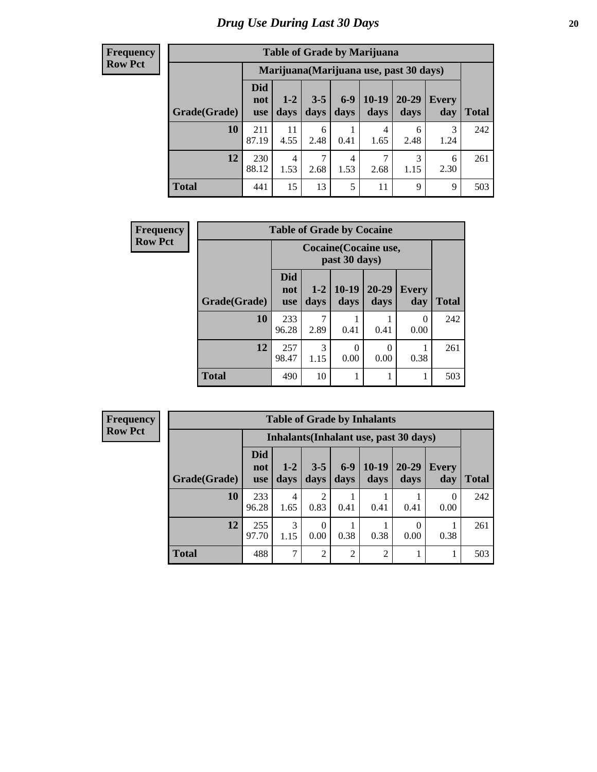# Drug Use During Last 30 Days

**Frequency**
**Row Pct**

| Table of Grade by Marijuana | | | | | | | | |
|---|---|---|---|---|---|---|---|---|
| | Marijuana(Marijuana use, past 30 days) | | | | | | | |
| Grade(Grade) | Did not use | 1-2 days | 3-5 days | 6-9 days | 10-19 days | 20-29 days | Every day | Total |
| 10 | 211<br>87.19 | 11<br>4.55 | 6<br>2.48 | 1<br>0.41 | 4<br>1.65 | 6<br>2.48 | 3<br>1.24 | 242 |
| 12 | 230<br>88.12 | 4<br>1.53 | 7<br>2.68 | 4<br>1.53 | 7<br>2.68 | 3<br>1.15 | 6<br>2.30 | 261 |
| Total | 441 | 15 | 13 | 5 | 11 | 9 | 9 | 503 |

**Frequency**
**Row Pct**

| Table of Grade by Cocaine | | | | | | |
|---|---|---|---|---|---|---|
| | Cocaine(Cocaine use, past 30 days) | | | | | |
| Grade(Grade) | Did not use | 1-2 days | 10-19 days | 20-29 days | Every day | Total |
| 10 | 233<br>96.28 | 7<br>2.89 | 1<br>0.41 | 1<br>0.41 | 0<br>0.00 | 242 |
| 12 | 257<br>98.47 | 3<br>1.15 | 0<br>0.00 | 0<br>0.00 | 1<br>0.38 | 261 |
| Total | 490 | 10 | 1 | 1 | 1 | 503 |

**Frequency**
**Row Pct**

| Table of Grade by Inhalants | | | | | | | | |
|---|---|---|---|---|---|---|---|---|
| | Inhalants(Inhalant use, past 30 days) | | | | | | | |
| Grade(Grade) | Did not use | 1-2 days | 3-5 days | 6-9 days | 10-19 days | 20-29 days | Every day | Total |
| 10 | 233<br>96.28 | 4<br>1.65 | 2<br>0.83 | 1<br>0.41 | 1<br>0.41 | 1<br>0.41 | 0<br>0.00 | 242 |
| 12 | 255<br>97.70 | 3<br>1.15 | 0<br>0.00 | 1<br>0.38 | 1<br>0.38 | 0<br>0.00 | 1<br>0.38 | 261 |
| Total | 488 | 7 | 2 | 2 | 2 | 1 | 1 | 503 |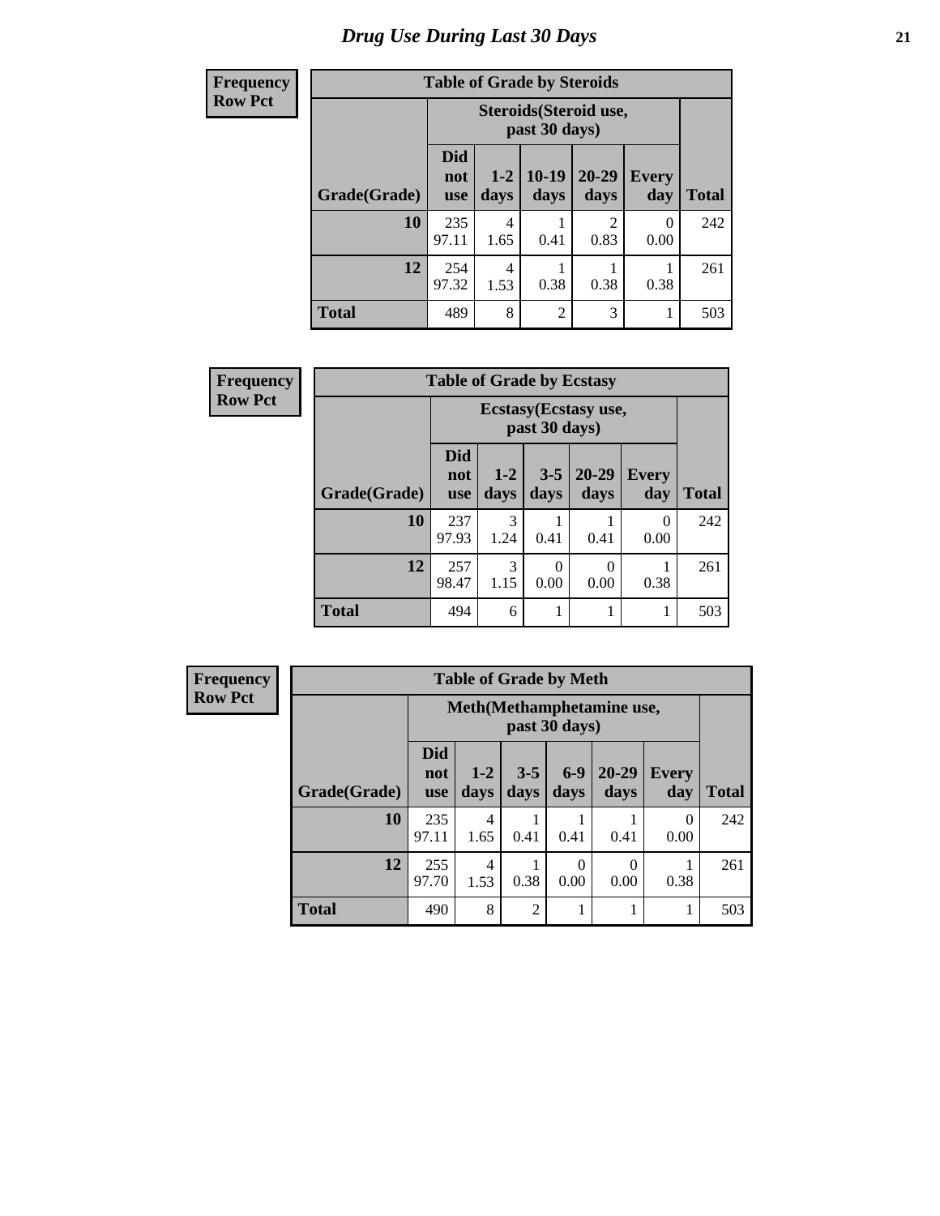# *Drug Use During Last 30 Days*

| Frequency<br>Row Pct | Table of Grade by Steroids | | | | | |
|---|---|---|---|---|---|---|
| | Steroids(Steroid use, past 30 days) | | | | | |
| Grade(Grade) | Did not use | 1-2 days | 10-19 days | 20-29 days | Every day | Total |
| 10 | 235<br>97.11 | 4<br>1.65 | 1<br>0.41 | 2<br>0.83 | 0<br>0.00 | 242 |
| 12 | 254<br>97.32 | 4<br>1.53 | 1<br>0.38 | 1<br>0.38 | 1<br>0.38 | 261 |
| Total | 489 | 8 | 2 | 3 | 1 | 503 |

| Frequency<br>Row Pct | Table of Grade by Ecstasy | | | | | |
|---|---|---|---|---|---|---|
| | Ecstasy(Ecstasy use, past 30 days) | | | | | |
| Grade(Grade) | Did not use | 1-2 days | 3-5 days | 20-29 days | Every day | Total |
| 10 | 237<br>97.93 | 3<br>1.24 | 1<br>0.41 | 1<br>0.41 | 0<br>0.00 | 242 |
| 12 | 257<br>98.47 | 3<br>1.15 | 0<br>0.00 | 0<br>0.00 | 1<br>0.38 | 261 |
| Total | 494 | 6 | 1 | 1 | 1 | 503 |

| Frequency<br>Row Pct | Table of Grade by Meth | | | | | | |
|---|---|---|---|---|---|---|---|
| | Meth(Methamphetamine use, past 30 days) | | | | | | |
| Grade(Grade) | Did not use | 1-2 days | 3-5 days | 6-9 days | 20-29 days | Every day | Total |
| 10 | 235<br>97.11 | 4<br>1.65 | 1<br>0.41 | 1<br>0.41 | 1<br>0.41 | 0<br>0.00 | 242 |
| 12 | 255<br>97.70 | 4<br>1.53 | 1<br>0.38 | 0<br>0.00 | 0<br>0.00 | 1<br>0.38 | 261 |
| Total | 490 | 8 | 2 | 1 | 1 | 1 | 503 |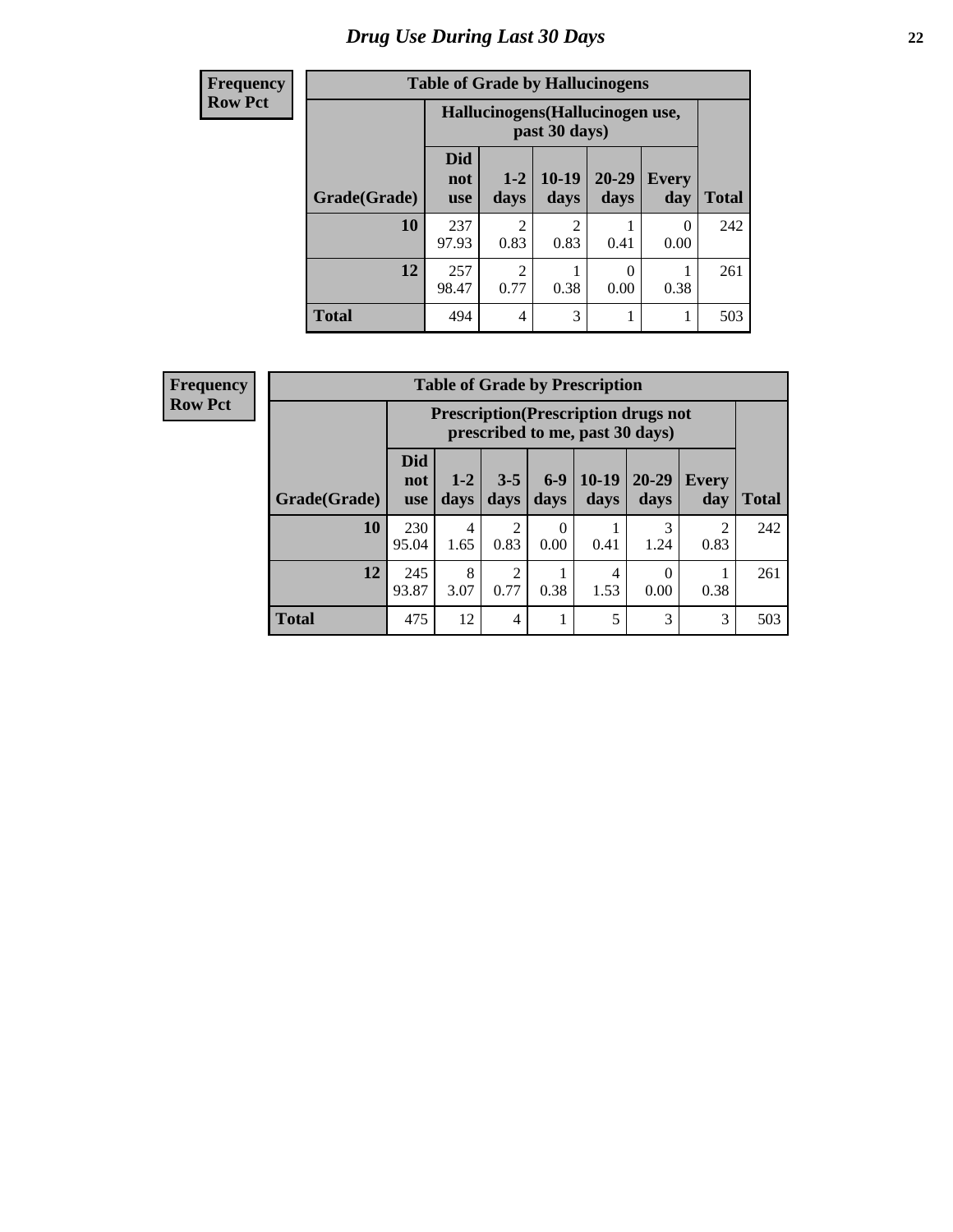# Drug Use During Last 30 Days

**Frequency**
**Row Pct**

| Table of Grade by Hallucinogens | | | | | | |
|---|---|---|---|---|---|---|
| | Hallucinogens(Hallucinogen use, past 30 days) | | | | | |
| Grade(Grade) | Did not use | 1-2 days | 10-19 days | 20-29 days | Every day | Total |
| **10** | 237<br>97.93 | 2<br>0.83 | 2<br>0.83 | 1<br>0.41 | 0<br>0.00 | 242 |
| **12** | 257<br>98.47 | 2<br>0.77 | 1<br>0.38 | 0<br>0.00 | 1<br>0.38 | 261 |
| **Total** | 494 | 4 | 3 | 1 | 1 | 503 |

**Frequency**
**Row Pct**

| Table of Grade by Prescription | | | | | | | | |
|---|---|---|---|---|---|---|---|---|
| | Prescription(Prescription drugs not prescribed to me, past 30 days) | | | | | | | |
| Grade(Grade) | Did not use | 1-2 days | 3-5 days | 6-9 days | 10-19 days | 20-29 days | Every day | Total |
| **10** | 230<br>95.04 | 4<br>1.65 | 2<br>0.83 | 0<br>0.00 | 1<br>0.41 | 3<br>1.24 | 2<br>0.83 | 242 |
| **12** | 245<br>93.87 | 8<br>3.07 | 2<br>0.77 | 1<br>0.38 | 4<br>1.53 | 0<br>0.00 | 1<br>0.38 | 261 |
| **Total** | 475 | 12 | 4 | 1 | 5 | 3 | 3 | 503 |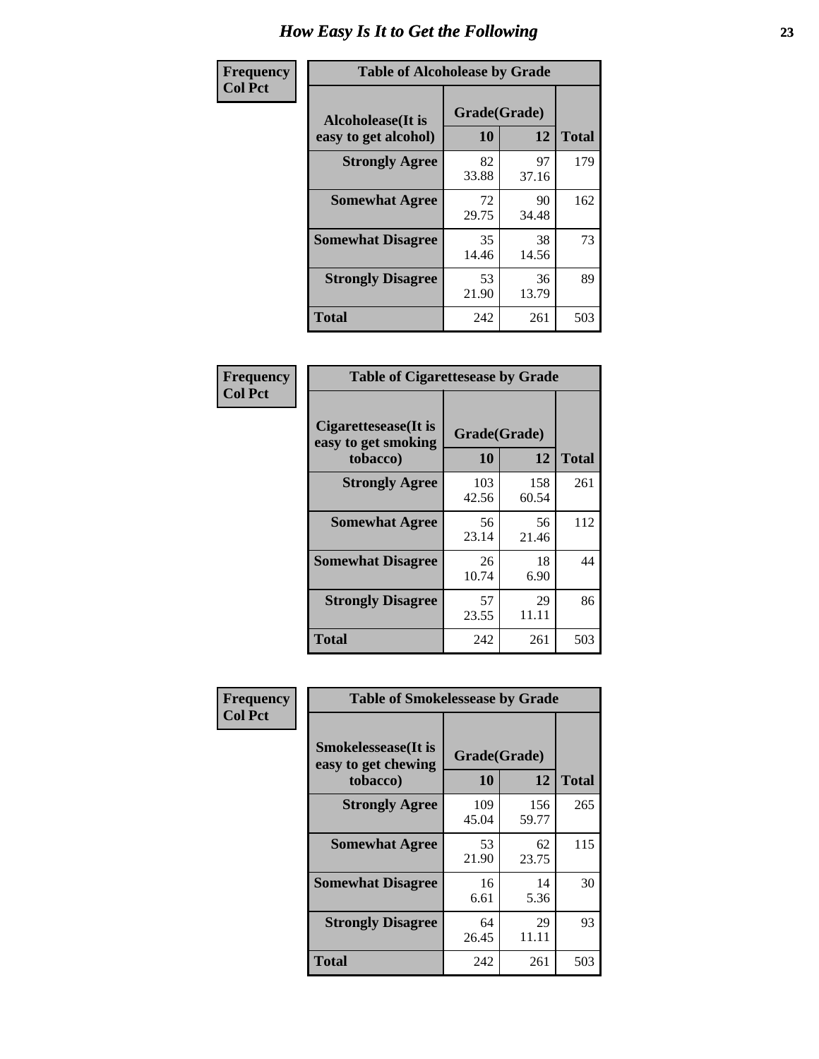# How Easy Is It to Get the Following

**Frequency**
**Col Pct**

| Table of Alcoholease by Grade | | | |
|---|---|---|---|
| **Alcoholease(It is easy to get alcohol)** | **Grade(Grade)** | | **Total** |
| | **10** | **12** | |
| **Strongly Agree** | 82<br>33.88 | 97<br>37.16 | 179 |
| **Somewhat Agree** | 72<br>29.75 | 90<br>34.48 | 162 |
| **Somewhat Disagree** | 35<br>14.46 | 38<br>14.56 | 73 |
| **Strongly Disagree** | 53<br>21.90 | 36<br>13.79 | 89 |
| **Total** | 242 | 261 | 503 |

**Frequency**
**Col Pct**

| Table of Cigarettesease by Grade | | | |
|---|---|---|---|
| **Cigarettesease(It is easy to get smoking tobacco)** | **Grade(Grade)** | | **Total** |
| | **10** | **12** | |
| **Strongly Agree** | 103<br>42.56 | 158<br>60.54 | 261 |
| **Somewhat Agree** | 56<br>23.14 | 56<br>21.46 | 112 |
| **Somewhat Disagree** | 26<br>10.74 | 18<br>6.90 | 44 |
| **Strongly Disagree** | 57<br>23.55 | 29<br>11.11 | 86 |
| **Total** | 242 | 261 | 503 |

**Frequency**
**Col Pct**

| Table of Smokelessease by Grade | | | |
|---|---|---|---|
| **Smokelessease(It is easy to get chewing tobacco)** | **Grade(Grade)** | | **Total** |
| | **10** | **12** | |
| **Strongly Agree** | 109<br>45.04 | 156<br>59.77 | 265 |
| **Somewhat Agree** | 53<br>21.90 | 62<br>23.75 | 115 |
| **Somewhat Disagree** | 16<br>6.61 | 14<br>5.36 | 30 |
| **Strongly Disagree** | 64<br>26.45 | 29<br>11.11 | 93 |
| **Total** | 242 | 261 | 503 |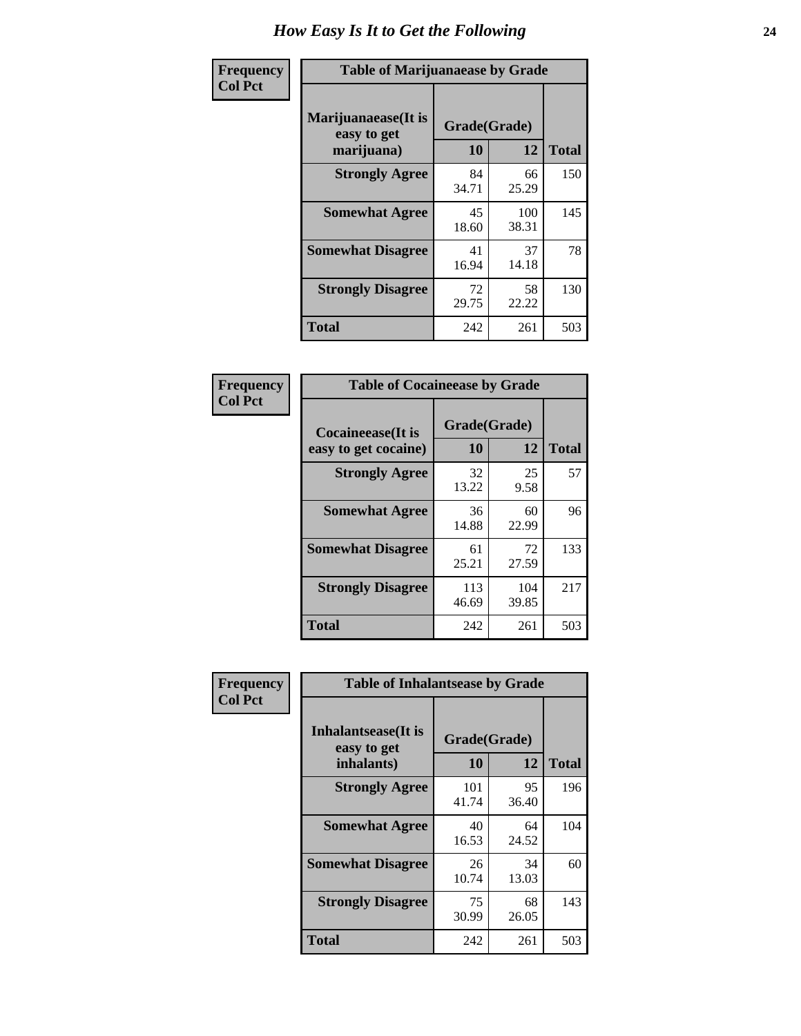# How Easy Is It to Get the Following

**Frequency**
**Col Pct**

**Table of Marijuanaease by Grade**

| Marijuanaease(It is easy to get marijuana) | Grade(Grade) | | Total |
|---|---|---|---|
| | 10 | 12 | |
| **Strongly Agree** | 84<br>34.71 | 66<br>25.29 | 150 |
| **Somewhat Agree** | 45<br>18.60 | 100<br>38.31 | 145 |
| **Somewhat Disagree** | 41<br>16.94 | 37<br>14.18 | 78 |
| **Strongly Disagree** | 72<br>29.75 | 58<br>22.22 | 130 |
| **Total** | 242 | 261 | 503 |

**Frequency**
**Col Pct**

**Table of Cocaineease by Grade**

| Cocaineease(It is easy to get cocaine) | Grade(Grade) | | Total |
|---|---|---|---|
| | 10 | 12 | |
| **Strongly Agree** | 32<br>13.22 | 25<br>9.58 | 57 |
| **Somewhat Agree** | 36<br>14.88 | 60<br>22.99 | 96 |
| **Somewhat Disagree** | 61<br>25.21 | 72<br>27.59 | 133 |
| **Strongly Disagree** | 113<br>46.69 | 104<br>39.85 | 217 |
| **Total** | 242 | 261 | 503 |

**Frequency**
**Col Pct**

**Table of Inhalantsease by Grade**

| Inhalantsease(It is easy to get inhalants) | Grade(Grade) | | Total |
|---|---|---|---|
| | 10 | 12 | |
| **Strongly Agree** | 101<br>41.74 | 95<br>36.40 | 196 |
| **Somewhat Agree** | 40<br>16.53 | 64<br>24.52 | 104 |
| **Somewhat Disagree** | 26<br>10.74 | 34<br>13.03 | 60 |
| **Strongly Disagree** | 75<br>30.99 | 68<br>26.05 | 143 |
| **Total** | 242 | 261 | 503 |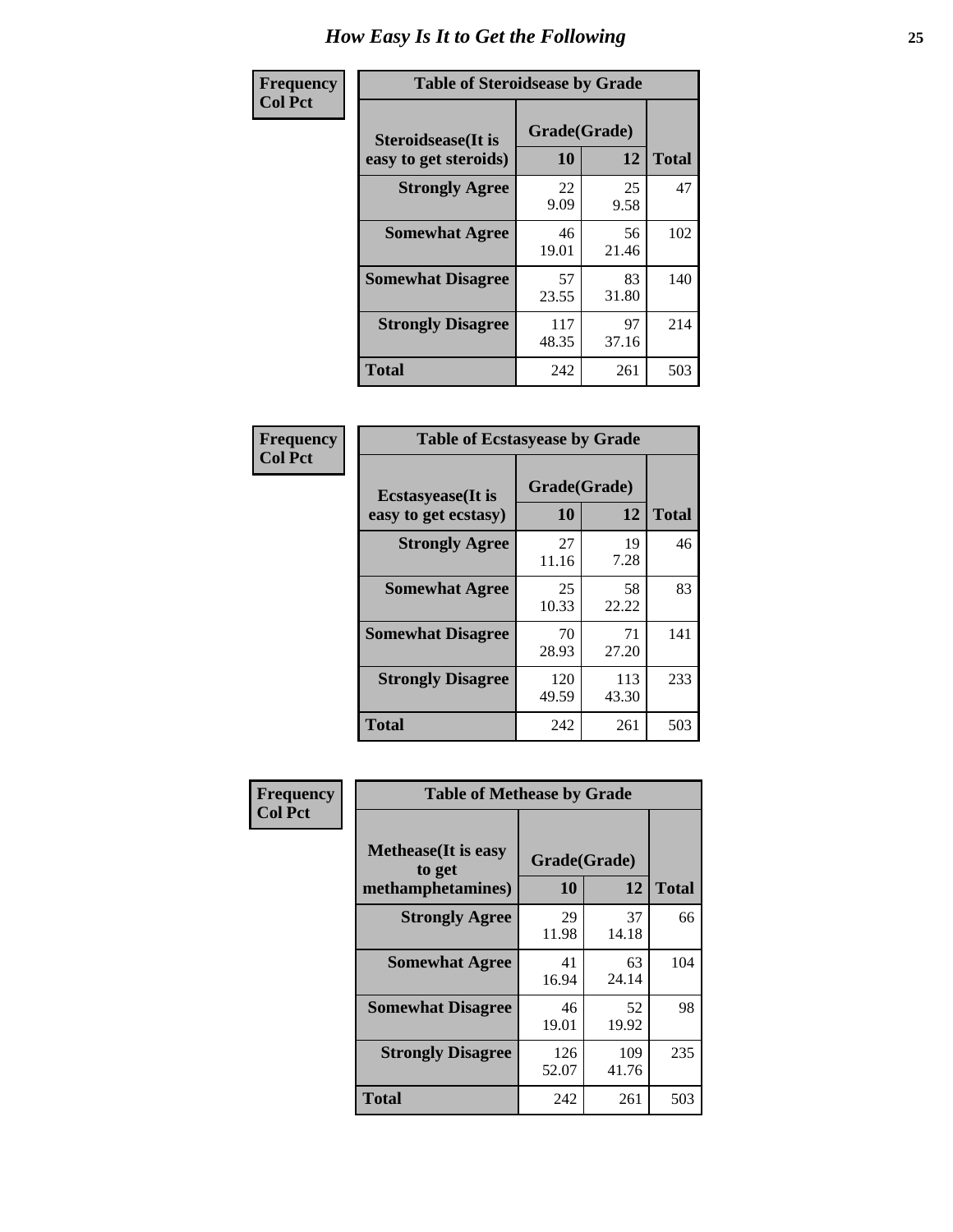# How Easy Is It to Get the Following

**Frequency / Col Pct**

| Table of Steroidsease by Grade | | | |
|---|---|---|---|
| **Steroidsease(It is easy to get steroids)** | **Grade(Grade)** | | **Total** |
| | **10** | **12** | |
| **Strongly Agree** | 22<br>9.09 | 25<br>9.58 | 47 |
| **Somewhat Agree** | 46<br>19.01 | 56<br>21.46 | 102 |
| **Somewhat Disagree** | 57<br>23.55 | 83<br>31.80 | 140 |
| **Strongly Disagree** | 117<br>48.35 | 97<br>37.16 | 214 |
| **Total** | 242 | 261 | 503 |

**Frequency / Col Pct**

| Table of Ecstasyease by Grade | | | |
|---|---|---|---|
| **Ecstasyease(It is easy to get ecstasy)** | **Grade(Grade)** | | **Total** |
| | **10** | **12** | |
| **Strongly Agree** | 27<br>11.16 | 19<br>7.28 | 46 |
| **Somewhat Agree** | 25<br>10.33 | 58<br>22.22 | 83 |
| **Somewhat Disagree** | 70<br>28.93 | 71<br>27.20 | 141 |
| **Strongly Disagree** | 120<br>49.59 | 113<br>43.30 | 233 |
| **Total** | 242 | 261 | 503 |

**Frequency / Col Pct**

| Table of Methease by Grade | | | |
|---|---|---|---|
| **Methease(It is easy to get methamphetamines)** | **Grade(Grade)** | | **Total** |
| | **10** | **12** | |
| **Strongly Agree** | 29<br>11.98 | 37<br>14.18 | 66 |
| **Somewhat Agree** | 41<br>16.94 | 63<br>24.14 | 104 |
| **Somewhat Disagree** | 46<br>19.01 | 52<br>19.92 | 98 |
| **Strongly Disagree** | 126<br>52.07 | 109<br>41.76 | 235 |
| **Total** | 242 | 261 | 503 |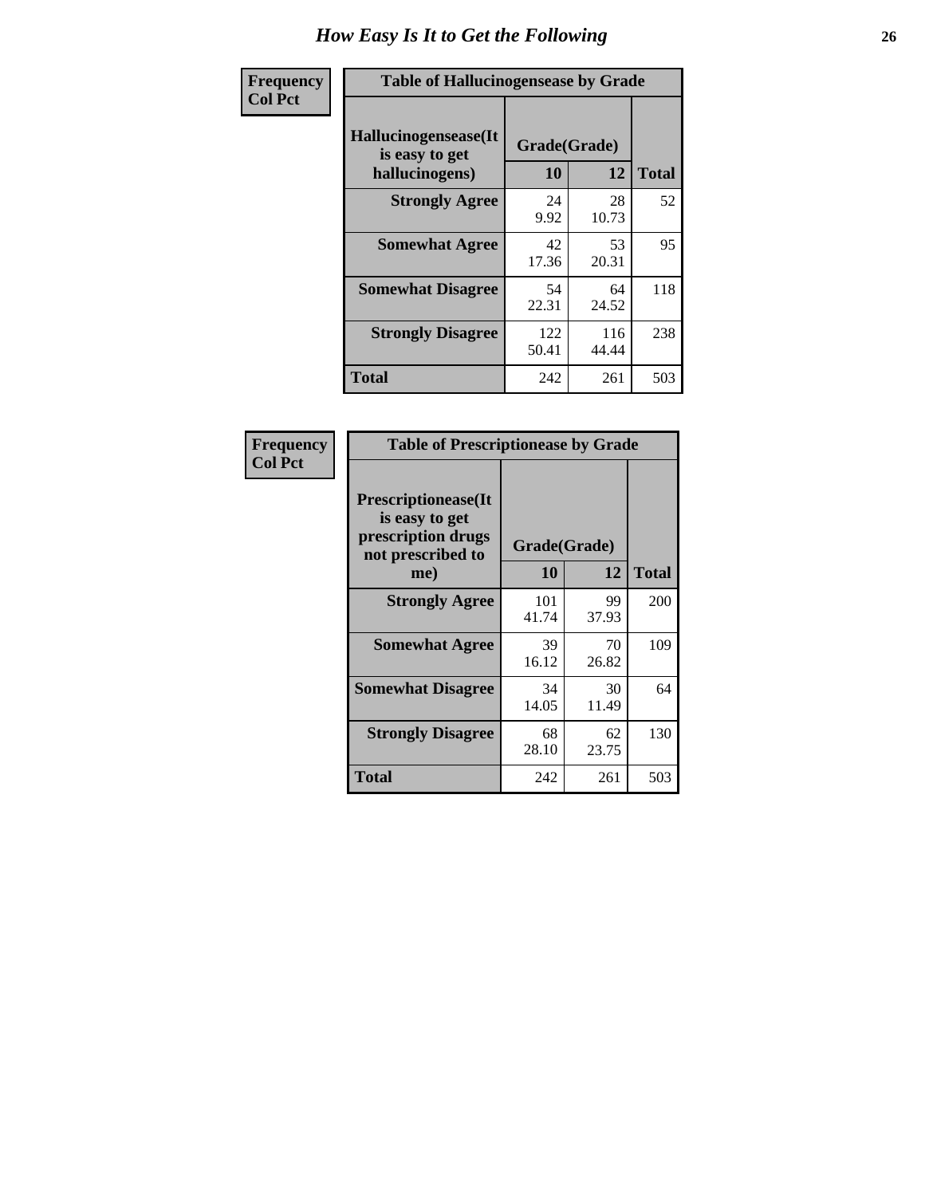# How Easy Is It to Get the Following

| Frequency<br>Col Pct | Table of Hallucinogensease by Grade | | |
|---|---|---|---|
| Hallucinogensease(It is easy to get hallucinogens) | Grade(Grade) | | |
| | 10 | 12 | Total |
| Strongly Agree | 24<br>9.92 | 28<br>10.73 | 52 |
| Somewhat Agree | 42<br>17.36 | 53<br>20.31 | 95 |
| Somewhat Disagree | 54<br>22.31 | 64<br>24.52 | 118 |
| Strongly Disagree | 122<br>50.41 | 116<br>44.44 | 238 |
| Total | 242 | 261 | 503 |

| Frequency<br>Col Pct | Table of Prescriptionease by Grade | | |
|---|---|---|---|
| Prescriptionease(It is easy to get prescription drugs not prescribed to me) | Grade(Grade) | | |
| | 10 | 12 | Total |
| Strongly Agree | 101<br>41.74 | 99<br>37.93 | 200 |
| Somewhat Agree | 39<br>16.12 | 70<br>26.82 | 109 |
| Somewhat Disagree | 34<br>14.05 | 30<br>11.49 | 64 |
| Strongly Disagree | 68<br>28.10 | 62<br>23.75 | 130 |
| Total | 242 | 261 | 503 |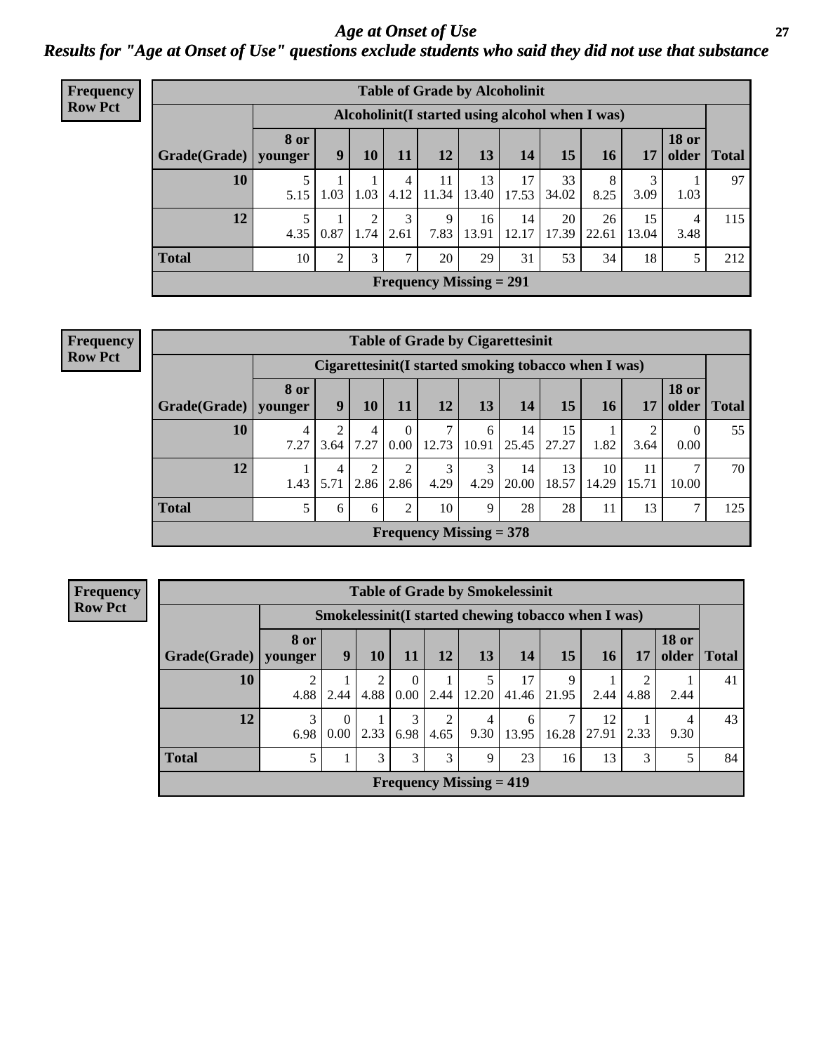# Age at Onset of Use

## Results for "Age at Onset of Use" questions exclude students who said they did not use that substance

**Frequency**
**Row Pct**

| Table of Grade by Alcoholinit | | | | | | | | | | | | |
|---|---|---|---|---|---|---|---|---|---|---|---|---|
| | Alcoholinit(I started using alcohol when I was) | | | | | | | | | | | |
| Grade(Grade) | 8 or younger | 9 | 10 | 11 | 12 | 13 | 14 | 15 | 16 | 17 | 18 or older | Total |
| 10 | 5<br>5.15 | 1<br>1.03 | 1<br>1.03 | 4<br>4.12 | 11<br>11.34 | 13<br>13.40 | 17<br>17.53 | 33<br>34.02 | 8<br>8.25 | 3<br>3.09 | 1<br>1.03 | 97 |
| 12 | 5<br>4.35 | 1<br>0.87 | 2<br>1.74 | 3<br>2.61 | 9<br>7.83 | 16<br>13.91 | 14<br>12.17 | 20<br>17.39 | 26<br>22.61 | 15<br>13.04 | 4<br>3.48 | 115 |
| Total | 10 | 2 | 3 | 7 | 20 | 29 | 31 | 53 | 34 | 18 | 5 | 212 |
| Frequency Missing = 291 | | | | | | | | | | | | |

**Frequency**
**Row Pct**

| Table of Grade by Cigarettesinit | | | | | | | | | | | | |
|---|---|---|---|---|---|---|---|---|---|---|---|---|
| | Cigarettesinit(I started smoking tobacco when I was) | | | | | | | | | | | |
| Grade(Grade) | 8 or younger | 9 | 10 | 11 | 12 | 13 | 14 | 15 | 16 | 17 | 18 or older | Total |
| 10 | 4<br>7.27 | 2<br>3.64 | 4<br>7.27 | 0<br>0.00 | 7<br>12.73 | 6<br>10.91 | 14<br>25.45 | 15<br>27.27 | 1<br>1.82 | 2<br>3.64 | 0<br>0.00 | 55 |
| 12 | 1<br>1.43 | 4<br>5.71 | 2<br>2.86 | 2<br>2.86 | 3<br>4.29 | 3<br>4.29 | 14<br>20.00 | 13<br>18.57 | 10<br>14.29 | 11<br>15.71 | 7<br>10.00 | 70 |
| Total | 5 | 6 | 6 | 2 | 10 | 9 | 28 | 28 | 11 | 13 | 7 | 125 |
| Frequency Missing = 378 | | | | | | | | | | | | |

**Frequency**
**Row Pct**

| Table of Grade by Smokelessinit | | | | | | | | | | | | |
|---|---|---|---|---|---|---|---|---|---|---|---|---|
| | Smokelessinit(I started chewing tobacco when I was) | | | | | | | | | | | |
| Grade(Grade) | 8 or younger | 9 | 10 | 11 | 12 | 13 | 14 | 15 | 16 | 17 | 18 or older | Total |
| 10 | 2<br>4.88 | 1<br>2.44 | 2<br>4.88 | 0<br>0.00 | 1<br>2.44 | 5<br>12.20 | 17<br>41.46 | 9<br>21.95 | 1<br>2.44 | 2<br>4.88 | 1<br>2.44 | 41 |
| 12 | 3<br>6.98 | 0<br>0.00 | 1<br>2.33 | 3<br>6.98 | 2<br>4.65 | 4<br>9.30 | 6<br>13.95 | 7<br>16.28 | 12<br>27.91 | 1<br>2.33 | 4<br>9.30 | 43 |
| Total | 5 | 1 | 3 | 3 | 3 | 9 | 23 | 16 | 13 | 3 | 5 | 84 |
| Frequency Missing = 419 | | | | | | | | | | | | |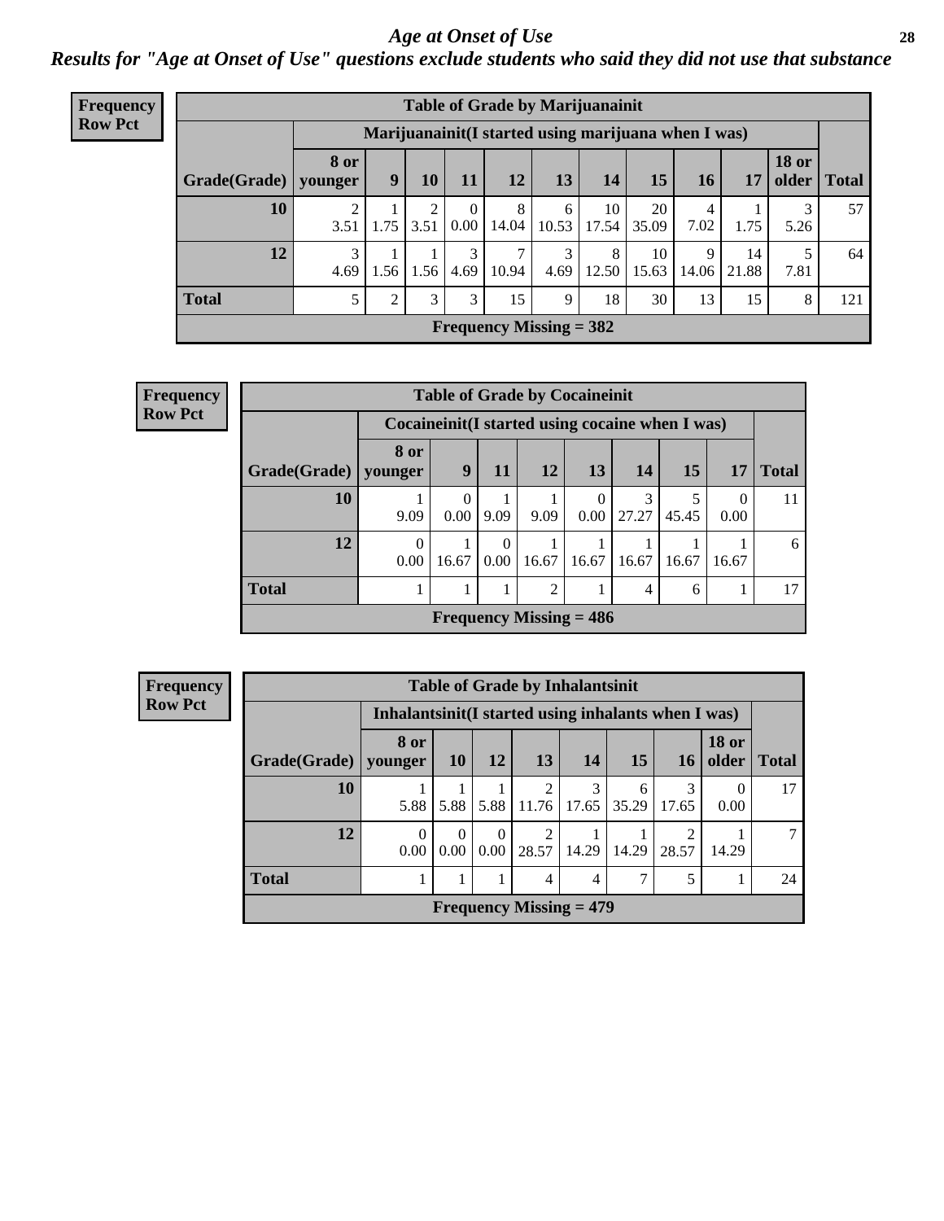# Age at Onset of Use

## Results for "Age at Onset of Use" questions exclude students who said they did not use that substance

**Frequency Row Pct**

| Table of Grade by Marijuanainit | | | | | | | | | | | | |
|---|---|---|---|---|---|---|---|---|---|---|---|---|
| | Marijuanainit(I started using marijuana when I was) | | | | | | | | | | | |
| Grade(Grade) | 8 or younger | 9 | 10 | 11 | 12 | 13 | 14 | 15 | 16 | 17 | 18 or older | Total |
| 10 | 2<br>3.51 | 1<br>1.75 | 2<br>3.51 | 0<br>0.00 | 8<br>14.04 | 6<br>10.53 | 10<br>17.54 | 20<br>35.09 | 4<br>7.02 | 1<br>1.75 | 3<br>5.26 | 57 |
| 12 | 3<br>4.69 | 1<br>1.56 | 1<br>1.56 | 3<br>4.69 | 7<br>10.94 | 3<br>4.69 | 8<br>12.50 | 10<br>15.63 | 9<br>14.06 | 14<br>21.88 | 5<br>7.81 | 64 |
| Total | 5 | 2 | 3 | 3 | 15 | 9 | 18 | 30 | 13 | 15 | 8 | 121 |
| Frequency Missing = 382 | | | | | | | | | | | | |

**Frequency Row Pct**

| Table of Grade by Cocaineinit | | | | | | | | | |
|---|---|---|---|---|---|---|---|---|---|
| | Cocaineinit(I started using cocaine when I was) | | | | | | | | |
| Grade(Grade) | 8 or younger | 9 | 11 | 12 | 13 | 14 | 15 | 17 | Total |
| 10 | 1<br>9.09 | 0<br>0.00 | 1<br>9.09 | 1<br>9.09 | 0<br>0.00 | 3<br>27.27 | 5<br>45.45 | 0<br>0.00 | 11 |
| 12 | 0<br>0.00 | 1<br>16.67 | 0<br>0.00 | 1<br>16.67 | 1<br>16.67 | 1<br>16.67 | 1<br>16.67 | 1<br>16.67 | 6 |
| Total | 1 | 1 | 1 | 2 | 1 | 4 | 6 | 1 | 17 |
| Frequency Missing = 486 | | | | | | | | | |

**Frequency Row Pct**

| Table of Grade by Inhalantsinit | | | | | | | | | |
|---|---|---|---|---|---|---|---|---|---|
| | Inhalantsinit(I started using inhalants when I was) | | | | | | | | |
| Grade(Grade) | 8 or younger | 10 | 12 | 13 | 14 | 15 | 16 | 18 or older | Total |
| 10 | 1<br>5.88 | 1<br>5.88 | 1<br>5.88 | 2<br>11.76 | 3<br>17.65 | 6<br>35.29 | 3<br>17.65 | 0<br>0.00 | 17 |
| 12 | 0<br>0.00 | 0<br>0.00 | 0<br>0.00 | 2<br>28.57 | 1<br>14.29 | 1<br>14.29 | 2<br>28.57 | 1<br>14.29 | 7 |
| Total | 1 | 1 | 1 | 4 | 4 | 7 | 5 | 1 | 24 |
| Frequency Missing = 479 | | | | | | | | | |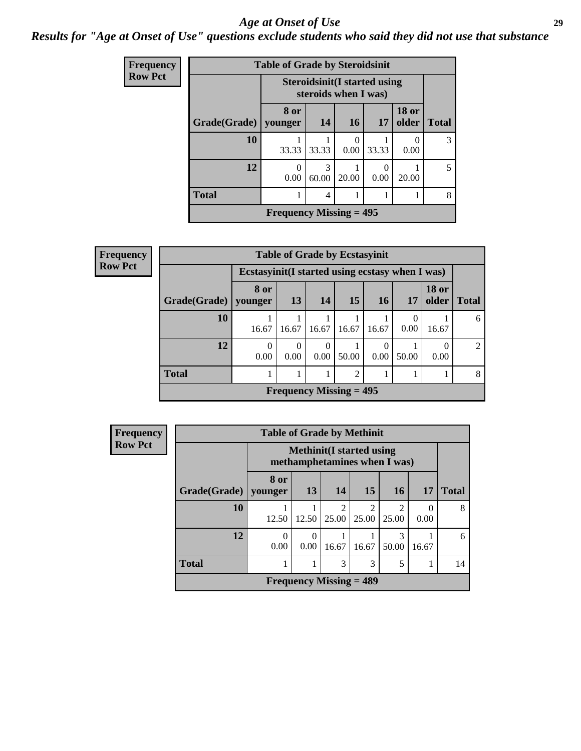# Age at Onset of Use

## Results for "Age at Onset of Use" questions exclude students who said they did not use that substance

**Frequency**
**Row Pct**

**Table of Grade by Steroidsinit**

| Grade(Grade) | Steroidsinit(I started using steroids when I was) | | | | | Total |
|---|---|---|---|---|---|---|
| | 8 or younger | 14 | 16 | 17 | 18 or older | |
| 10 | 1<br>33.33 | 1<br>33.33 | 0<br>0.00 | 1<br>33.33 | 0<br>0.00 | 3 |
| 12 | 0<br>0.00 | 3<br>60.00 | 1<br>20.00 | 0<br>0.00 | 1<br>20.00 | 5 |
| Total | 1 | 4 | 1 | 1 | 1 | 8 |

Frequency Missing = 495

**Frequency**
**Row Pct**

**Table of Grade by Ecstasyinit**

| Grade(Grade) | Ecstasyinit(I started using ecstasy when I was) | | | | | | | Total |
|---|---|---|---|---|---|---|---|---|
| | 8 or younger | 13 | 14 | 15 | 16 | 17 | 18 or older | |
| 10 | 1<br>16.67 | 1<br>16.67 | 1<br>16.67 | 1<br>16.67 | 1<br>16.67 | 0<br>0.00 | 1<br>16.67 | 6 |
| 12 | 0<br>0.00 | 0<br>0.00 | 0<br>0.00 | 1<br>50.00 | 0<br>0.00 | 1<br>50.00 | 0<br>0.00 | 2 |
| Total | 1 | 1 | 1 | 2 | 1 | 1 | 1 | 8 |

Frequency Missing = 495

**Frequency**
**Row Pct**

**Table of Grade by Methinit**

| Grade(Grade) | Methinit(I started using methamphetamines when I was) | | | | | | Total |
|---|---|---|---|---|---|---|---|
| | 8 or younger | 13 | 14 | 15 | 16 | 17 | |
| 10 | 1<br>12.50 | 1<br>12.50 | 2<br>25.00 | 2<br>25.00 | 2<br>25.00 | 0<br>0.00 | 8 |
| 12 | 0<br>0.00 | 0<br>0.00 | 1<br>16.67 | 1<br>16.67 | 3<br>50.00 | 1<br>16.67 | 6 |
| Total | 1 | 1 | 3 | 3 | 5 | 1 | 14 |

Frequency Missing = 489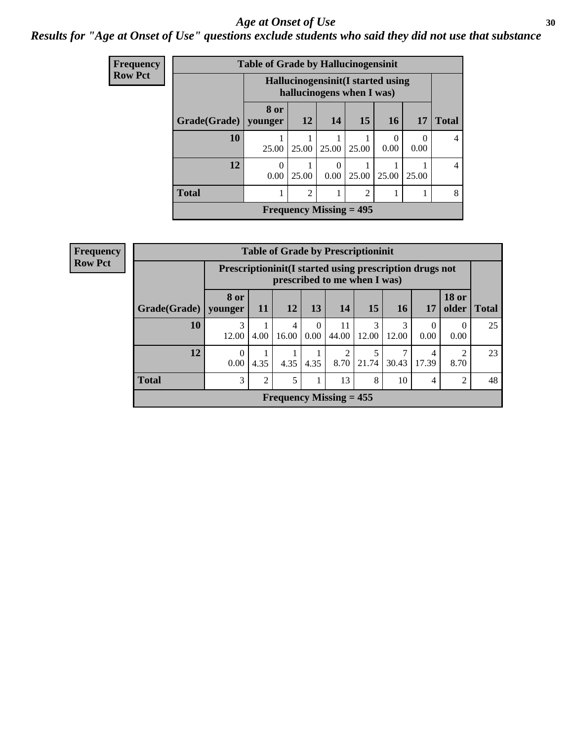# *Age at Onset of Use*

## *Results for "Age at Onset of Use" questions exclude students who said they did not use that substance*

**Frequency**
**Row Pct**

**Table of Grade by Hallucinogensinit**

| Grade(Grade) | Hallucinogensinit(I started using hallucinogens when I was) | | | | | | Total |
|---|---|---|---|---|---|---|---|
| | 8 or younger | 12 | 14 | 15 | 16 | 17 | |
| **10** | 1<br>25.00 | 1<br>25.00 | 1<br>25.00 | 1<br>25.00 | 0<br>0.00 | 0<br>0.00 | 4 |
| **12** | 0<br>0.00 | 1<br>25.00 | 0<br>0.00 | 1<br>25.00 | 1<br>25.00 | 1<br>25.00 | 4 |
| **Total** | 1 | 2 | 1 | 2 | 1 | 1 | 8 |

**Frequency Missing = 495**

**Frequency**
**Row Pct**

**Table of Grade by Prescriptioninit**

| Grade(Grade) | Prescriptioninit(I started using prescription drugs not prescribed to me when I was) | | | | | | | | | Total |
|---|---|---|---|---|---|---|---|---|---|---|
| | 8 or younger | 11 | 12 | 13 | 14 | 15 | 16 | 17 | 18 or older | |
| **10** | 3<br>12.00 | 1<br>4.00 | 4<br>16.00 | 0<br>0.00 | 11<br>44.00 | 3<br>12.00 | 3<br>12.00 | 0<br>0.00 | 0<br>0.00 | 25 |
| **12** | 0<br>0.00 | 1<br>4.35 | 1<br>4.35 | 1<br>4.35 | 2<br>8.70 | 5<br>21.74 | 7<br>30.43 | 4<br>17.39 | 2<br>8.70 | 23 |
| **Total** | 3 | 2 | 5 | 1 | 13 | 8 | 10 | 4 | 2 | 48 |

**Frequency Missing = 455**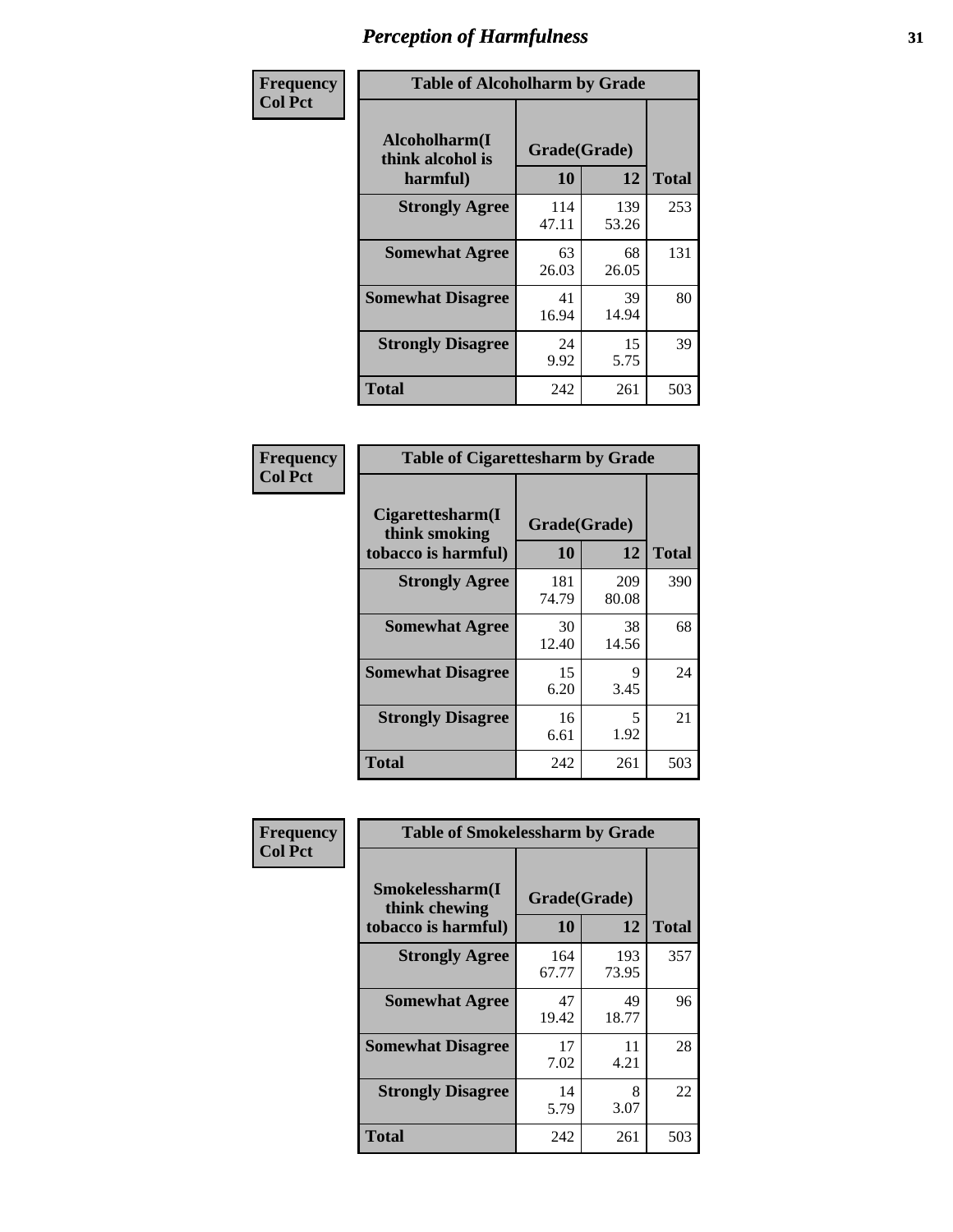# Perception of Harmfulness

**Frequency Col Pct**

| Alcoholharm(I think alcohol is harmful) | Grade(Grade) 10 | 12 | Total |
|---|---|---|---|
| **Strongly Agree** | 114<br>47.11 | 139<br>53.26 | 253 |
| **Somewhat Agree** | 63<br>26.03 | 68<br>26.05 | 131 |
| **Somewhat Disagree** | 41<br>16.94 | 39<br>14.94 | 80 |
| **Strongly Disagree** | 24<br>9.92 | 15<br>5.75 | 39 |
| **Total** | 242 | 261 | 503 |

Table of Alcoholharm by Grade

**Frequency Col Pct**

| Cigarettesharm(I think smoking tobacco is harmful) | Grade(Grade) 10 | 12 | Total |
|---|---|---|---|
| **Strongly Agree** | 181<br>74.79 | 209<br>80.08 | 390 |
| **Somewhat Agree** | 30<br>12.40 | 38<br>14.56 | 68 |
| **Somewhat Disagree** | 15<br>6.20 | 9<br>3.45 | 24 |
| **Strongly Disagree** | 16<br>6.61 | 5<br>1.92 | 21 |
| **Total** | 242 | 261 | 503 |

Table of Cigarettesharm by Grade

**Frequency Col Pct**

| Smokelessharm(I think chewing tobacco is harmful) | Grade(Grade) 10 | 12 | Total |
|---|---|---|---|
| **Strongly Agree** | 164<br>67.77 | 193<br>73.95 | 357 |
| **Somewhat Agree** | 47<br>19.42 | 49<br>18.77 | 96 |
| **Somewhat Disagree** | 17<br>7.02 | 11<br>4.21 | 28 |
| **Strongly Disagree** | 14<br>5.79 | 8<br>3.07 | 22 |
| **Total** | 242 | 261 | 503 |

Table of Smokelessharm by Grade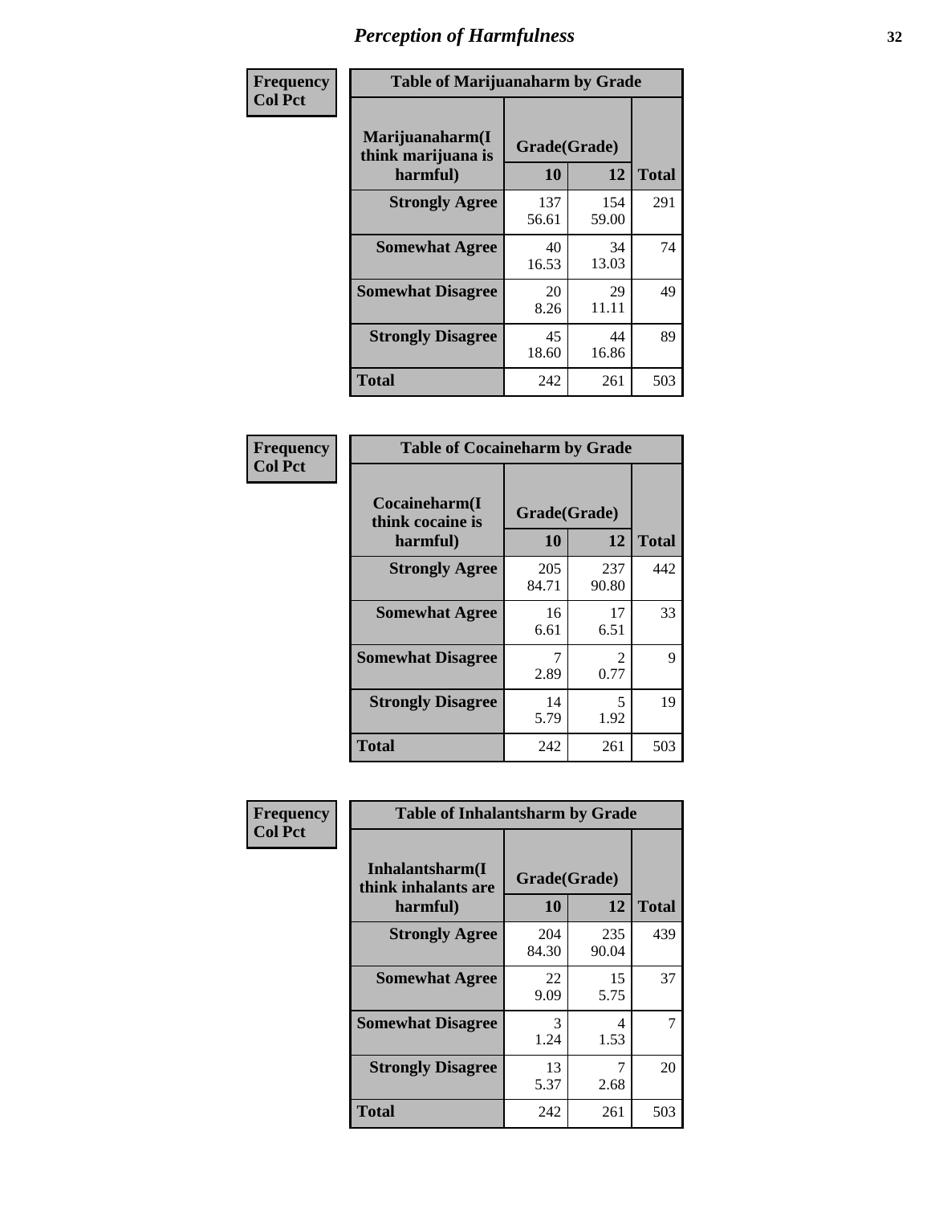# Perception of Harmfulness

| Frequency Col Pct | Table of Marijuanaharm by Grade | | |
|---|---|---|---|
| Marijuanaharm(I think marijuana is harmful) | Grade(Grade) | | |
| | 10 | 12 | Total |
| Strongly Agree | 137<br>56.61 | 154<br>59.00 | 291 |
| Somewhat Agree | 40<br>16.53 | 34<br>13.03 | 74 |
| Somewhat Disagree | 20<br>8.26 | 29<br>11.11 | 49 |
| Strongly Disagree | 45<br>18.60 | 44<br>16.86 | 89 |
| Total | 242 | 261 | 503 |

| Frequency Col Pct | Table of Cocaineharm by Grade | | |
|---|---|---|---|
| Cocaineharm(I think cocaine is harmful) | Grade(Grade) | | |
| | 10 | 12 | Total |
| Strongly Agree | 205<br>84.71 | 237<br>90.80 | 442 |
| Somewhat Agree | 16<br>6.61 | 17<br>6.51 | 33 |
| Somewhat Disagree | 7<br>2.89 | 2<br>0.77 | 9 |
| Strongly Disagree | 14<br>5.79 | 5<br>1.92 | 19 |
| Total | 242 | 261 | 503 |

| Frequency Col Pct | Table of Inhalantsharm by Grade | | |
|---|---|---|---|
| Inhalantsharm(I think inhalants are harmful) | Grade(Grade) | | |
| | 10 | 12 | Total |
| Strongly Agree | 204<br>84.30 | 235<br>90.04 | 439 |
| Somewhat Agree | 22<br>9.09 | 15<br>5.75 | 37 |
| Somewhat Disagree | 3<br>1.24 | 4<br>1.53 | 7 |
| Strongly Disagree | 13<br>5.37 | 7<br>2.68 | 20 |
| Total | 242 | 261 | 503 |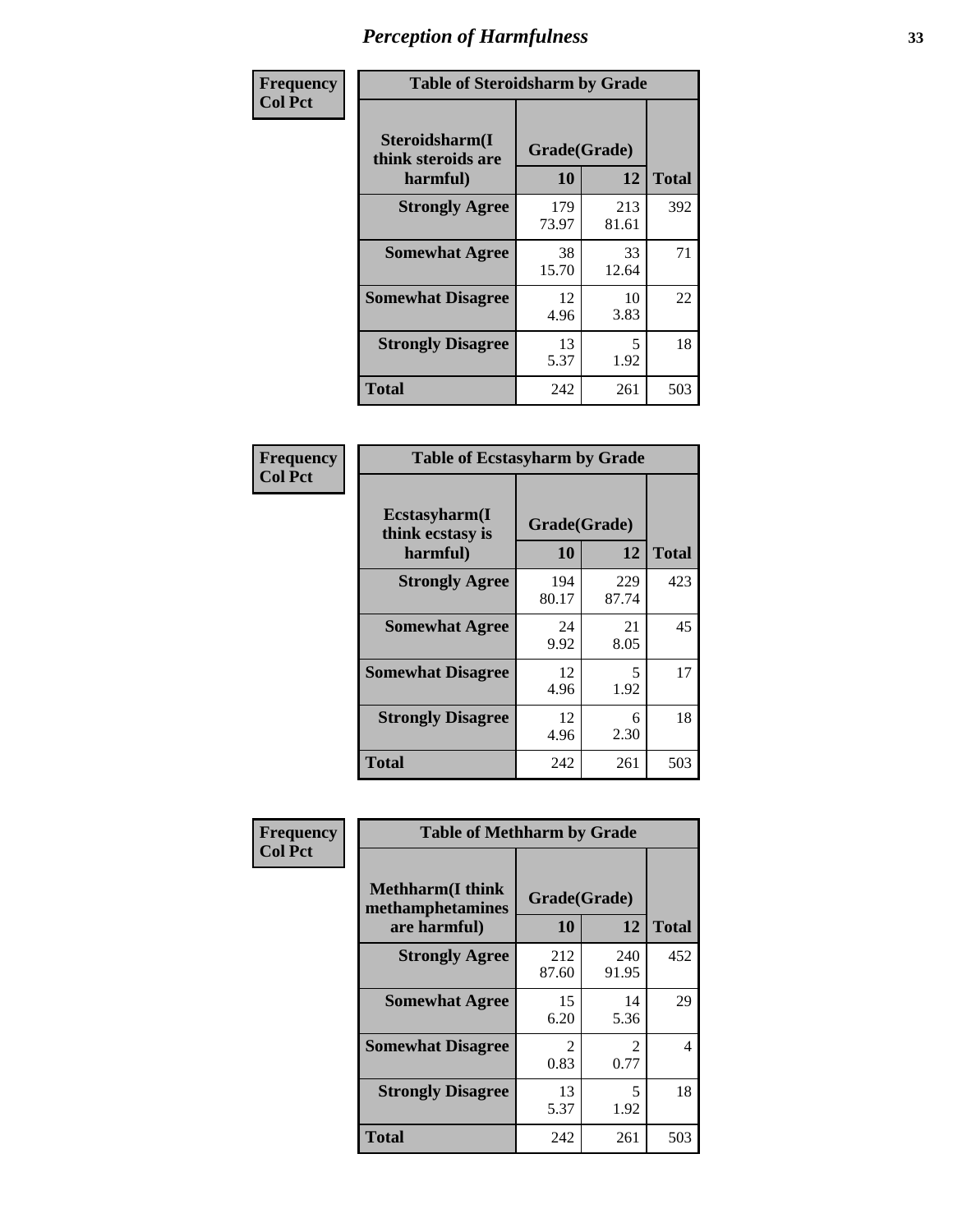# Perception of Harmfulness

**Frequency**
**Col Pct**

**Table of Steroidsharm by Grade**

| Steroidsharm(I think steroids are harmful) | Grade(Grade) | | Total |
|---|---|---|---|
| | 10 | 12 | |
| Strongly Agree | 179<br>73.97 | 213<br>81.61 | 392 |
| Somewhat Agree | 38<br>15.70 | 33<br>12.64 | 71 |
| Somewhat Disagree | 12<br>4.96 | 10<br>3.83 | 22 |
| Strongly Disagree | 13<br>5.37 | 5<br>1.92 | 18 |
| Total | 242 | 261 | 503 |

**Frequency**
**Col Pct**

**Table of Ecstasyharm by Grade**

| Ecstasyharm(I think ecstasy is harmful) | Grade(Grade) | | Total |
|---|---|---|---|
| | 10 | 12 | |
| Strongly Agree | 194<br>80.17 | 229<br>87.74 | 423 |
| Somewhat Agree | 24<br>9.92 | 21<br>8.05 | 45 |
| Somewhat Disagree | 12<br>4.96 | 5<br>1.92 | 17 |
| Strongly Disagree | 12<br>4.96 | 6<br>2.30 | 18 |
| Total | 242 | 261 | 503 |

**Frequency**
**Col Pct**

**Table of Methharm by Grade**

| Methharm(I think methamphetamines are harmful) | Grade(Grade) | | Total |
|---|---|---|---|
| | 10 | 12 | |
| Strongly Agree | 212<br>87.60 | 240<br>91.95 | 452 |
| Somewhat Agree | 15<br>6.20 | 14<br>5.36 | 29 |
| Somewhat Disagree | 2<br>0.83 | 2<br>0.77 | 4 |
| Strongly Disagree | 13<br>5.37 | 5<br>1.92 | 18 |
| Total | 242 | 261 | 503 |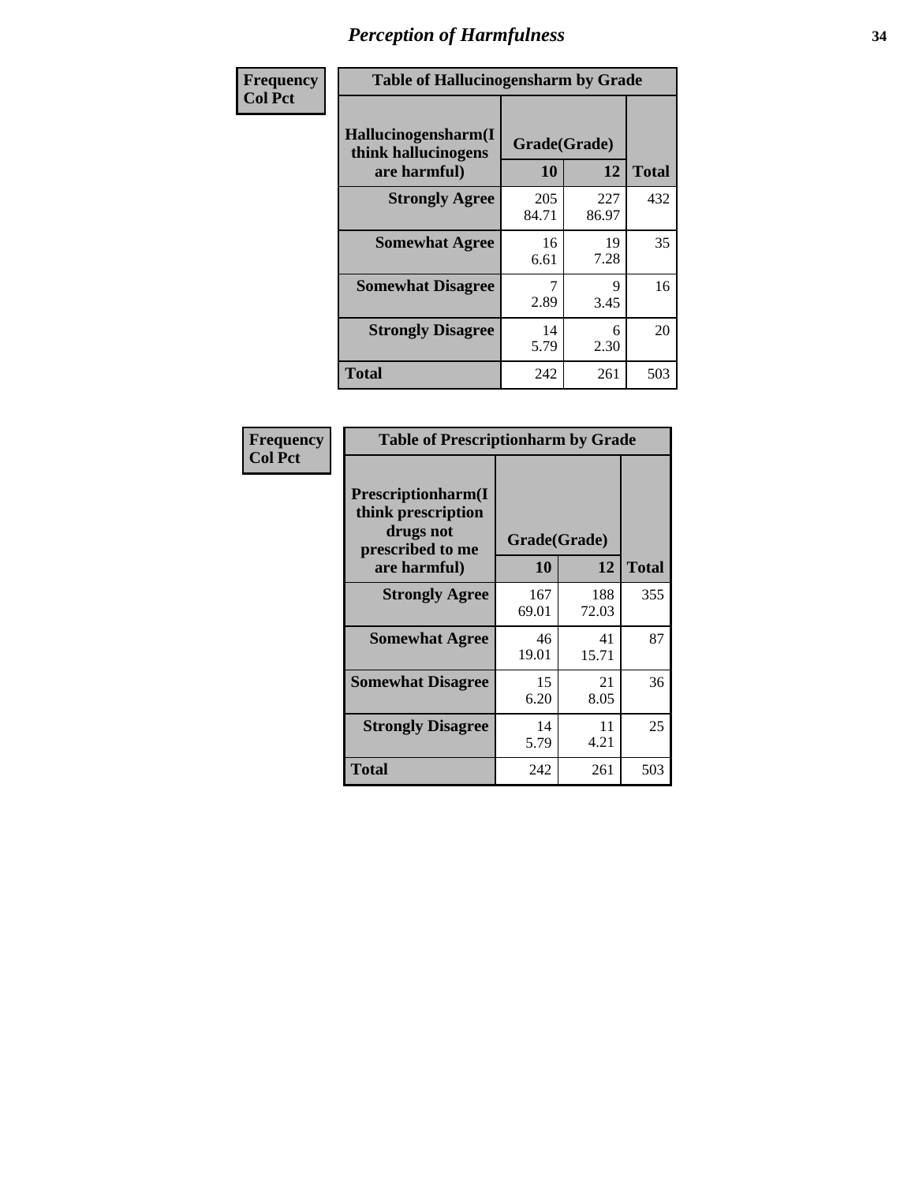# Perception of Harmfulness

**Frequency**
**Col Pct**

| Table of Hallucinogensharm by Grade | | | |
|---|---|---|---|
| Hallucinogensharm(I think hallucinogens are harmful) | Grade(Grade) | | Total |
| | 10 | 12 | |
| **Strongly Agree** | 205<br>84.71 | 227<br>86.97 | 432 |
| **Somewhat Agree** | 16<br>6.61 | 19<br>7.28 | 35 |
| **Somewhat Disagree** | 7<br>2.89 | 9<br>3.45 | 16 |
| **Strongly Disagree** | 14<br>5.79 | 6<br>2.30 | 20 |
| **Total** | 242 | 261 | 503 |

**Frequency**
**Col Pct**

| Table of Prescriptionharm by Grade | | | |
|---|---|---|---|
| Prescriptionharm(I think prescription drugs not prescribed to me are harmful) | Grade(Grade) | | Total |
| | 10 | 12 | |
| **Strongly Agree** | 167<br>69.01 | 188<br>72.03 | 355 |
| **Somewhat Agree** | 46<br>19.01 | 41<br>15.71 | 87 |
| **Somewhat Disagree** | 15<br>6.20 | 21<br>8.05 | 36 |
| **Strongly Disagree** | 14<br>5.79 | 11<br>4.21 | 25 |
| **Total** | 242 | 261 | 503 |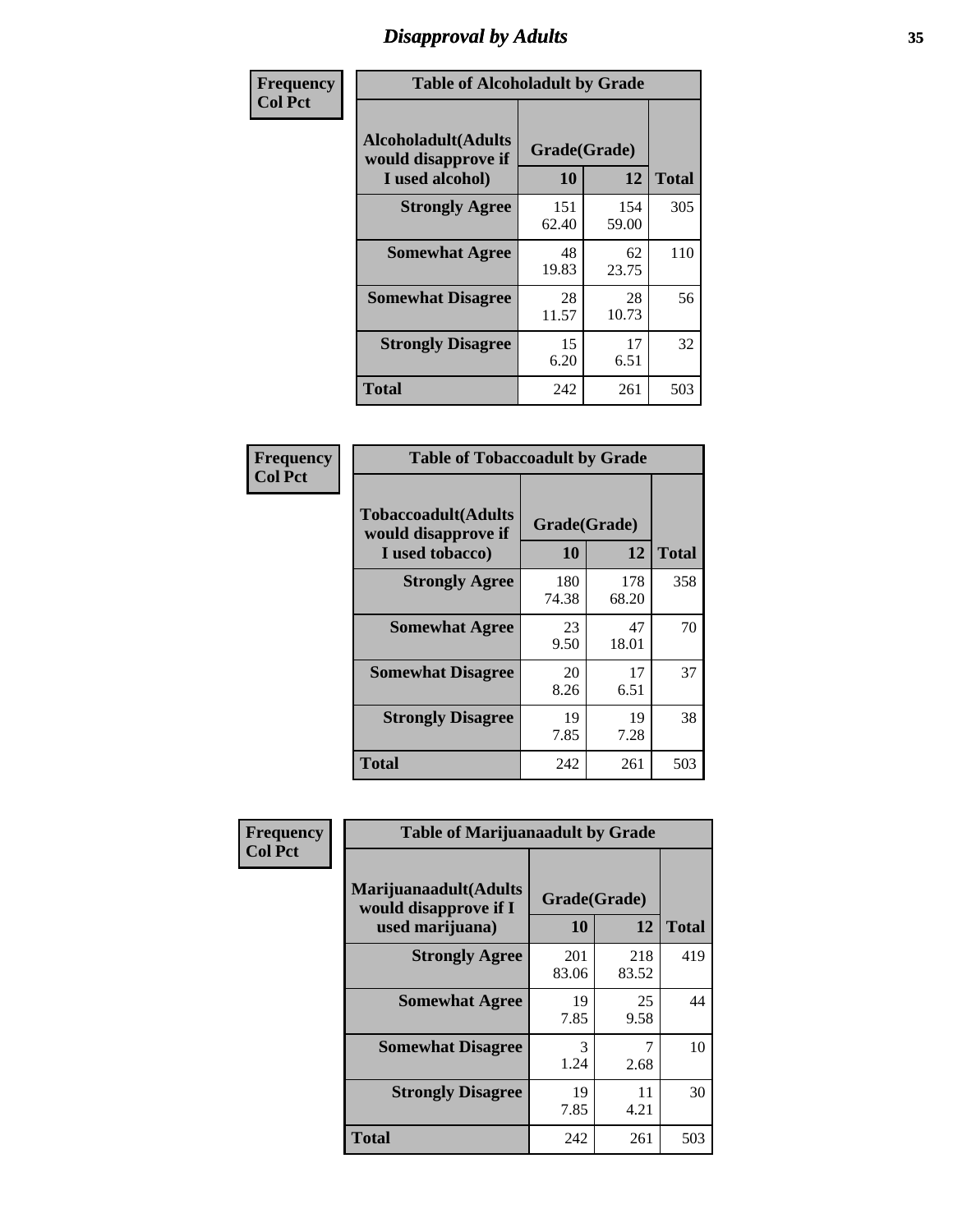# Disapproval by Adults

**Frequency**
**Col Pct**

| Table of Alcoholadult by Grade | | | |
|---|---|---|---|
| Alcoholadult(Adults would disapprove if I used alcohol) | Grade(Grade) | | Total |
| | 10 | 12 | |
| **Strongly Agree** | 151<br>62.40 | 154<br>59.00 | 305 |
| **Somewhat Agree** | 48<br>19.83 | 62<br>23.75 | 110 |
| **Somewhat Disagree** | 28<br>11.57 | 28<br>10.73 | 56 |
| **Strongly Disagree** | 15<br>6.20 | 17<br>6.51 | 32 |
| **Total** | 242 | 261 | 503 |

**Frequency**
**Col Pct**

| Table of Tobaccoadult by Grade | | | |
|---|---|---|---|
| Tobaccoadult(Adults would disapprove if I used tobacco) | Grade(Grade) | | Total |
| | 10 | 12 | |
| **Strongly Agree** | 180<br>74.38 | 178<br>68.20 | 358 |
| **Somewhat Agree** | 23<br>9.50 | 47<br>18.01 | 70 |
| **Somewhat Disagree** | 20<br>8.26 | 17<br>6.51 | 37 |
| **Strongly Disagree** | 19<br>7.85 | 19<br>7.28 | 38 |
| **Total** | 242 | 261 | 503 |

**Frequency**
**Col Pct**

| Table of Marijuanaadult by Grade | | | |
|---|---|---|---|
| Marijuanaadult(Adults would disapprove if I used marijuana) | Grade(Grade) | | Total |
| | 10 | 12 | |
| **Strongly Agree** | 201<br>83.06 | 218<br>83.52 | 419 |
| **Somewhat Agree** | 19<br>7.85 | 25<br>9.58 | 44 |
| **Somewhat Disagree** | 3<br>1.24 | 7<br>2.68 | 10 |
| **Strongly Disagree** | 19<br>7.85 | 11<br>4.21 | 30 |
| **Total** | 242 | 261 | 503 |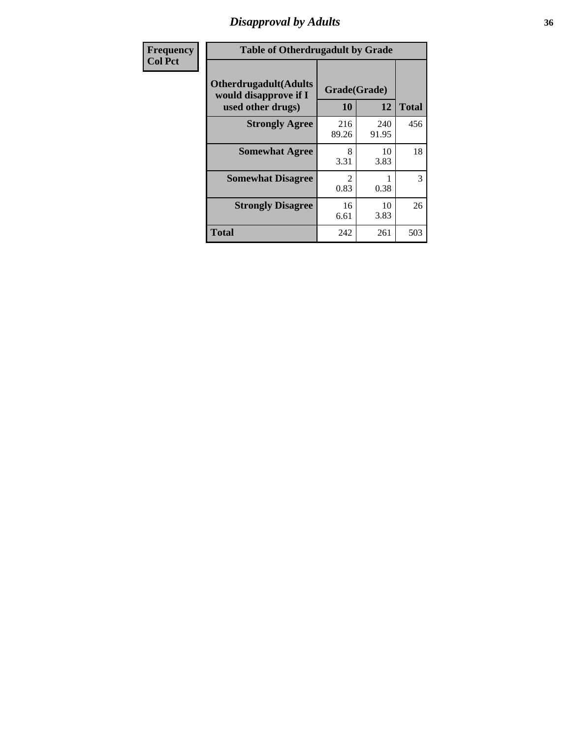# Disapproval by Adults

| Frequency<br>Col Pct |
|---|

**Table of Otherdrugadult by Grade**

| Otherdrugadult(Adults would disapprove if I used other drugs) | Grade(Grade) | | |
|---|---|---|---|
| | 10 | 12 | Total |
| **Strongly Agree** | 216<br>89.26 | 240<br>91.95 | 456 |
| **Somewhat Agree** | 8<br>3.31 | 10<br>3.83 | 18 |
| **Somewhat Disagree** | 2<br>0.83 | 1<br>0.38 | 3 |
| **Strongly Disagree** | 16<br>6.61 | 10<br>3.83 | 26 |
| **Total** | 242 | 261 | 503 |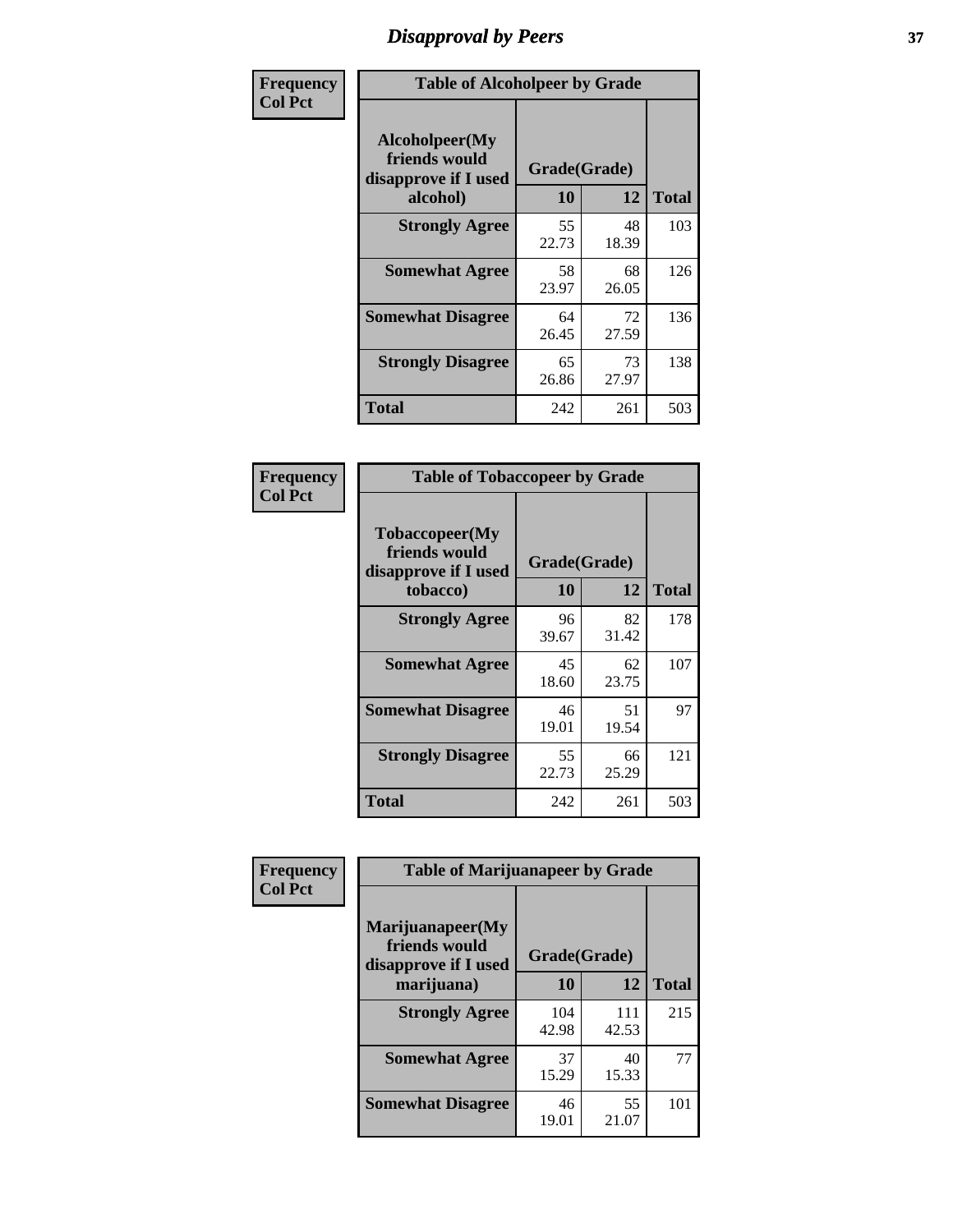# Disapproval by Peers

**Frequency**
**Col Pct**

| Table of Alcoholpeer by Grade | | | |
|---|---|---|---|
| Alcoholpeer(My friends would disapprove if I used alcohol) | Grade(Grade) | | |
| | 10 | 12 | Total |
| **Strongly Agree** | 55<br>22.73 | 48<br>18.39 | 103 |
| **Somewhat Agree** | 58<br>23.97 | 68<br>26.05 | 126 |
| **Somewhat Disagree** | 64<br>26.45 | 72<br>27.59 | 136 |
| **Strongly Disagree** | 65<br>26.86 | 73<br>27.97 | 138 |
| **Total** | 242 | 261 | 503 |

**Frequency**
**Col Pct**

| Table of Tobaccopeer by Grade | | | |
|---|---|---|---|
| Tobaccopeer(My friends would disapprove if I used tobacco) | Grade(Grade) | | |
| | 10 | 12 | Total |
| **Strongly Agree** | 96<br>39.67 | 82<br>31.42 | 178 |
| **Somewhat Agree** | 45<br>18.60 | 62<br>23.75 | 107 |
| **Somewhat Disagree** | 46<br>19.01 | 51<br>19.54 | 97 |
| **Strongly Disagree** | 55<br>22.73 | 66<br>25.29 | 121 |
| **Total** | 242 | 261 | 503 |

**Frequency**
**Col Pct**

| Table of Marijuanapeer by Grade | | | |
|---|---|---|---|
| Marijuanapeer(My friends would disapprove if I used marijuana) | Grade(Grade) | | |
| | 10 | 12 | Total |
| **Strongly Agree** | 104<br>42.98 | 111<br>42.53 | 215 |
| **Somewhat Agree** | 37<br>15.29 | 40<br>15.33 | 77 |
| **Somewhat Disagree** | 46<br>19.01 | 55<br>21.07 | 101 |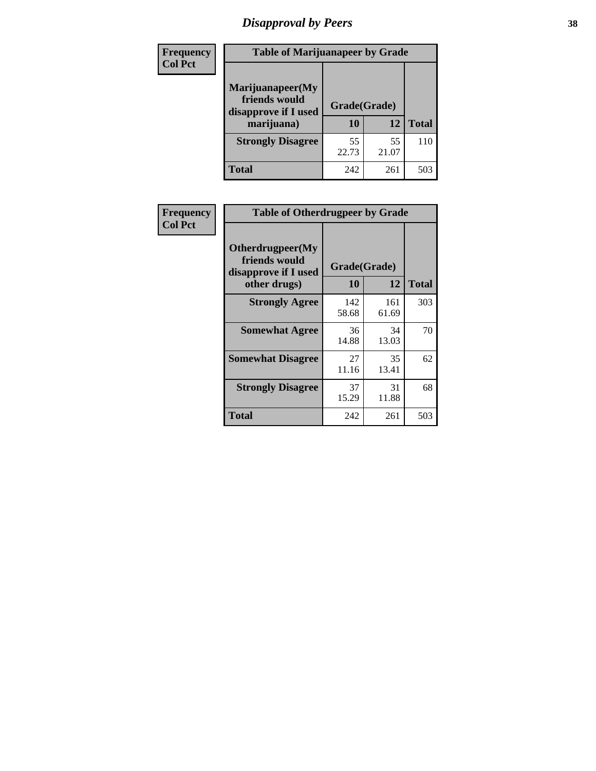# Disapproval by Peers

| Frequency<br>Col Pct | Table of Marijuanapeer by Grade | | |
|---|---|---|---|
| Marijuanapeer(My friends would disapprove if I used marijuana) | Grade(Grade) | | |
| | 10 | 12 | Total |
| Strongly Disagree | 55<br>22.73 | 55<br>21.07 | 110 |
| Total | 242 | 261 | 503 |

| Frequency<br>Col Pct | Table of Otherdrugpeer by Grade | | |
|---|---|---|---|
| Otherdrugpeer(My friends would disapprove if I used other drugs) | Grade(Grade) | | |
| | 10 | 12 | Total |
| Strongly Agree | 142<br>58.68 | 161<br>61.69 | 303 |
| Somewhat Agree | 36<br>14.88 | 34<br>13.03 | 70 |
| Somewhat Disagree | 27<br>11.16 | 35<br>13.41 | 62 |
| Strongly Disagree | 37<br>15.29 | 31<br>11.88 | 68 |
| Total | 242 | 261 | 503 |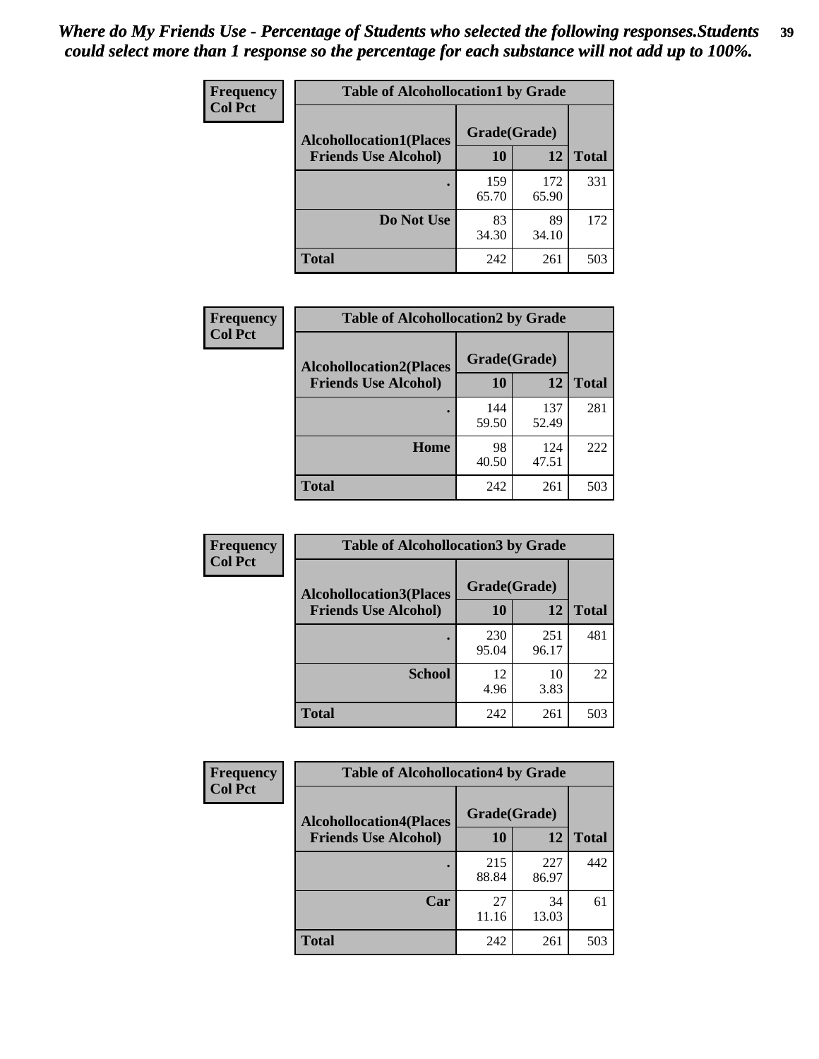*Where do My Friends Use - Percentage of Students who selected the following responses.Students could select more than 1 response so the percentage for each substance will not add up to 100%.*

| Frequency Col Pct | Table of Alcohollocation1 by Grade | | |
|---|---|---|---|
| **Alcohollocation1(Places Friends Use Alcohol)** | **Grade(Grade)** | | **Total** |
| | **10** | **12** | |
| **.** | 159 65.70 | 172 65.90 | 331 |
| **Do Not Use** | 83 34.30 | 89 34.10 | 172 |
| **Total** | 242 | 261 | 503 |

| Frequency Col Pct | Table of Alcohollocation2 by Grade | | |
|---|---|---|---|
| **Alcohollocation2(Places Friends Use Alcohol)** | **Grade(Grade)** | | **Total** |
| | **10** | **12** | |
| **.** | 144 59.50 | 137 52.49 | 281 |
| **Home** | 98 40.50 | 124 47.51 | 222 |
| **Total** | 242 | 261 | 503 |

| Frequency Col Pct | Table of Alcohollocation3 by Grade | | |
|---|---|---|---|
| **Alcohollocation3(Places Friends Use Alcohol)** | **Grade(Grade)** | | **Total** |
| | **10** | **12** | |
| **.** | 230 95.04 | 251 96.17 | 481 |
| **School** | 12 4.96 | 10 3.83 | 22 |
| **Total** | 242 | 261 | 503 |

| Frequency Col Pct | Table of Alcohollocation4 by Grade | | |
|---|---|---|---|
| **Alcohollocation4(Places Friends Use Alcohol)** | **Grade(Grade)** | | **Total** |
| | **10** | **12** | |
| **.** | 215 88.84 | 227 86.97 | 442 |
| **Car** | 27 11.16 | 34 13.03 | 61 |
| **Total** | 242 | 261 | 503 |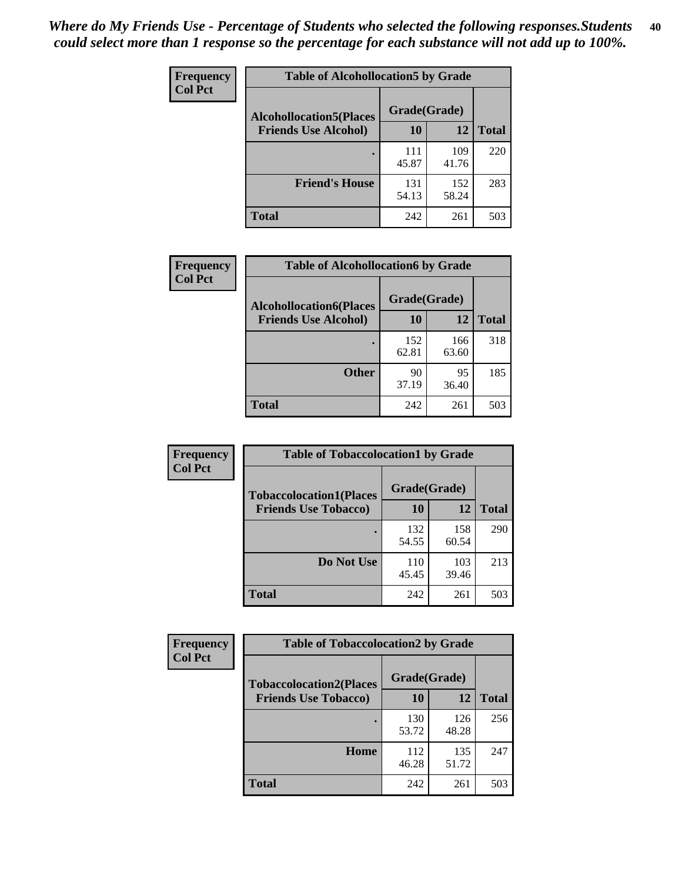*Where do My Friends Use - Percentage of Students who selected the following responses.Students could select more than 1 response so the percentage for each substance will not add up to 100%.*

**Frequency Col Pct**

| Table of Alcohollocation5 by Grade | | | |
|---|---|---|---|
| **Alcohollocation5(Places Friends Use Alcohol)** | **Grade(Grade)** | | **Total** |
| | **10** | **12** | |
| **.** | 111 45.87 | 109 41.76 | 220 |
| **Friend's House** | 131 54.13 | 152 58.24 | 283 |
| **Total** | 242 | 261 | 503 |

**Frequency Col Pct**

| Table of Alcohollocation6 by Grade | | | |
|---|---|---|---|
| **Alcohollocation6(Places Friends Use Alcohol)** | **Grade(Grade)** | | **Total** |
| | **10** | **12** | |
| **.** | 152 62.81 | 166 63.60 | 318 |
| **Other** | 90 37.19 | 95 36.40 | 185 |
| **Total** | 242 | 261 | 503 |

**Frequency Col Pct**

| Table of Tobaccolocation1 by Grade | | | |
|---|---|---|---|
| **Tobaccolocation1(Places Friends Use Tobacco)** | **Grade(Grade)** | | **Total** |
| | **10** | **12** | |
| **.** | 132 54.55 | 158 60.54 | 290 |
| **Do Not Use** | 110 45.45 | 103 39.46 | 213 |
| **Total** | 242 | 261 | 503 |

**Frequency Col Pct**

| Table of Tobaccolocation2 by Grade | | | |
|---|---|---|---|
| **Tobaccolocation2(Places Friends Use Tobacco)** | **Grade(Grade)** | | **Total** |
| | **10** | **12** | |
| **.** | 130 53.72 | 126 48.28 | 256 |
| **Home** | 112 46.28 | 135 51.72 | 247 |
| **Total** | 242 | 261 | 503 |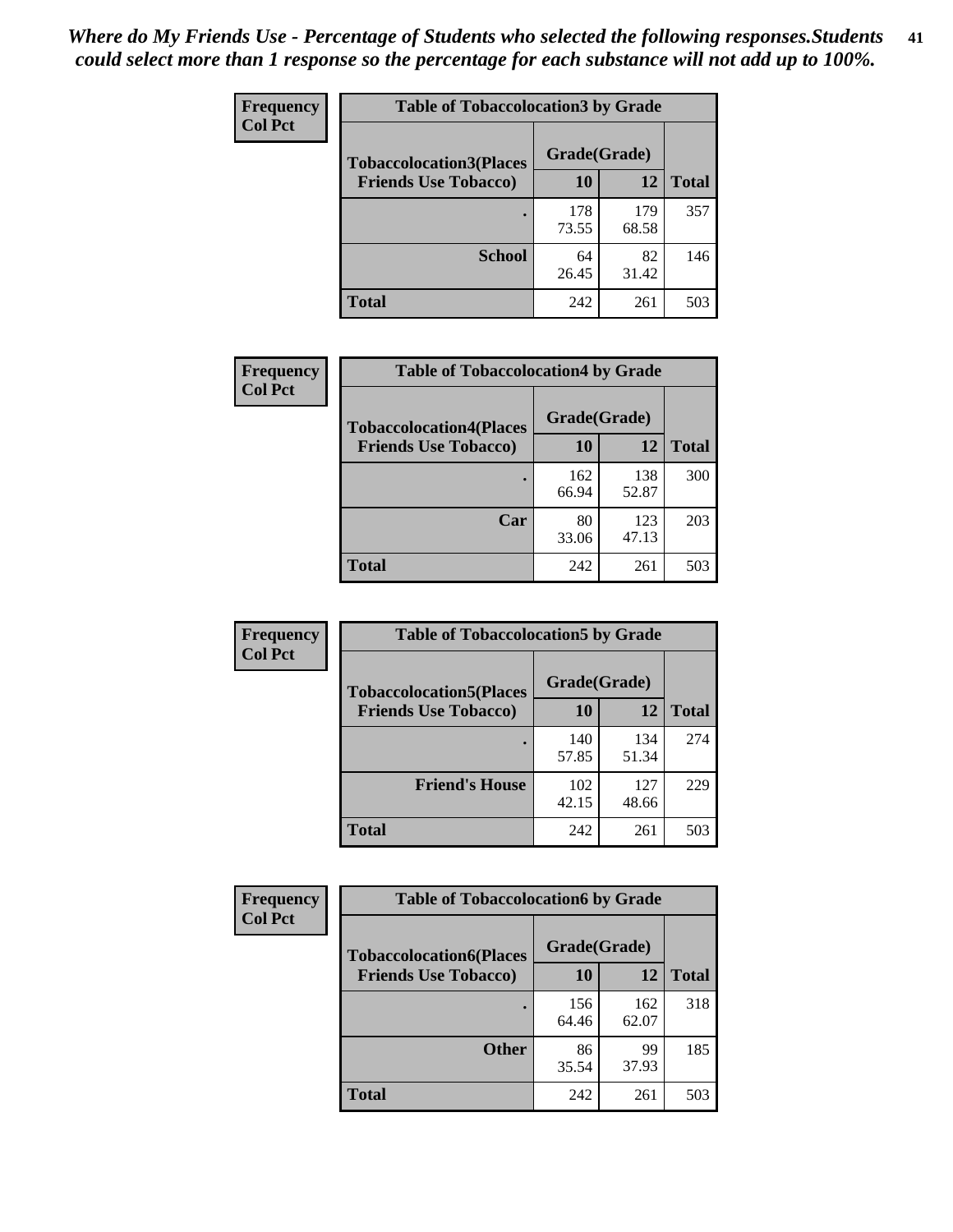*Where do My Friends Use - Percentage of Students who selected the following responses.Students could select more than 1 response so the percentage for each substance will not add up to 100%.*

**Frequency**
**Col Pct**

| Table of Tobaccolocation3 by Grade | | | |
|---|---|---|---|
| **Tobaccolocation3(Places Friends Use Tobacco)** | **Grade(Grade)** | | |
| | **10** | **12** | **Total** |
| **.** | 178<br>73.55 | 179<br>68.58 | 357 |
| **School** | 64<br>26.45 | 82<br>31.42 | 146 |
| **Total** | 242 | 261 | 503 |

**Frequency**
**Col Pct**

| Table of Tobaccolocation4 by Grade | | | |
|---|---|---|---|
| **Tobaccolocation4(Places Friends Use Tobacco)** | **Grade(Grade)** | | |
| | **10** | **12** | **Total** |
| **.** | 162<br>66.94 | 138<br>52.87 | 300 |
| **Car** | 80<br>33.06 | 123<br>47.13 | 203 |
| **Total** | 242 | 261 | 503 |

**Frequency**
**Col Pct**

| Table of Tobaccolocation5 by Grade | | | |
|---|---|---|---|
| **Tobaccolocation5(Places Friends Use Tobacco)** | **Grade(Grade)** | | |
| | **10** | **12** | **Total** |
| **.** | 140<br>57.85 | 134<br>51.34 | 274 |
| **Friend's House** | 102<br>42.15 | 127<br>48.66 | 229 |
| **Total** | 242 | 261 | 503 |

**Frequency**
**Col Pct**

| Table of Tobaccolocation6 by Grade | | | |
|---|---|---|---|
| **Tobaccolocation6(Places Friends Use Tobacco)** | **Grade(Grade)** | | |
| | **10** | **12** | **Total** |
| **.** | 156<br>64.46 | 162<br>62.07 | 318 |
| **Other** | 86<br>35.54 | 99<br>37.93 | 185 |
| **Total** | 242 | 261 | 503 |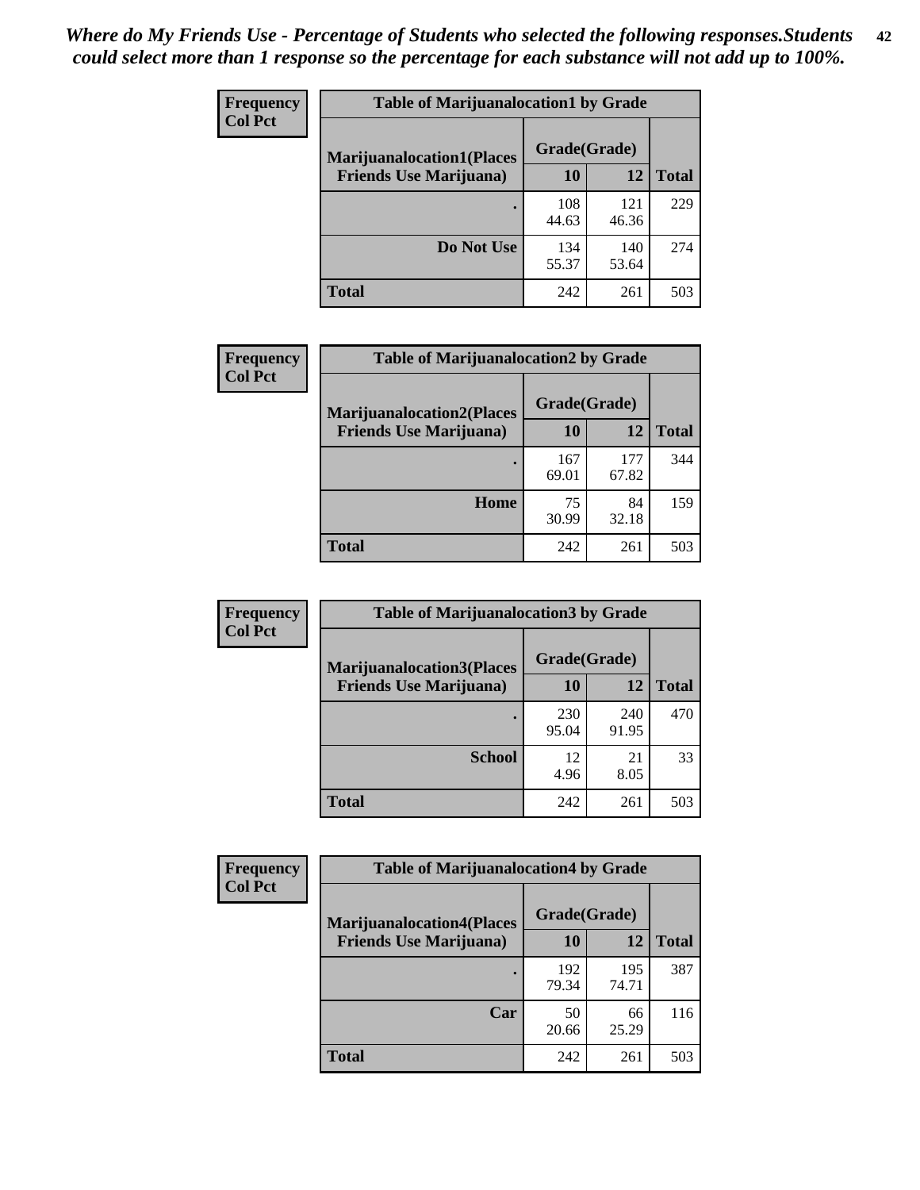*Where do My Friends Use - Percentage of Students who selected the following responses.Students could select more than 1 response so the percentage for each substance will not add up to 100%.*

**Frequency**
**Col Pct**

| Table of Marijuanalocation1 by Grade | | | |
|---|---|---|---|
| **Marijuanalocation1(Places Friends Use Marijuana)** | **Grade(Grade)** | | **Total** |
| | **10** | **12** | |
| **.** | 108<br>44.63 | 121<br>46.36 | 229 |
| **Do Not Use** | 134<br>55.37 | 140<br>53.64 | 274 |
| **Total** | 242 | 261 | 503 |

**Frequency**
**Col Pct**

| Table of Marijuanalocation2 by Grade | | | |
|---|---|---|---|
| **Marijuanalocation2(Places Friends Use Marijuana)** | **Grade(Grade)** | | **Total** |
| | **10** | **12** | |
| **.** | 167<br>69.01 | 177<br>67.82 | 344 |
| **Home** | 75<br>30.99 | 84<br>32.18 | 159 |
| **Total** | 242 | 261 | 503 |

**Frequency**
**Col Pct**

| Table of Marijuanalocation3 by Grade | | | |
|---|---|---|---|
| **Marijuanalocation3(Places Friends Use Marijuana)** | **Grade(Grade)** | | **Total** |
| | **10** | **12** | |
| **.** | 230<br>95.04 | 240<br>91.95 | 470 |
| **School** | 12<br>4.96 | 21<br>8.05 | 33 |
| **Total** | 242 | 261 | 503 |

**Frequency**
**Col Pct**

| Table of Marijuanalocation4 by Grade | | | |
|---|---|---|---|
| **Marijuanalocation4(Places Friends Use Marijuana)** | **Grade(Grade)** | | **Total** |
| | **10** | **12** | |
| **.** | 192<br>79.34 | 195<br>74.71 | 387 |
| **Car** | 50<br>20.66 | 66<br>25.29 | 116 |
| **Total** | 242 | 261 | 503 |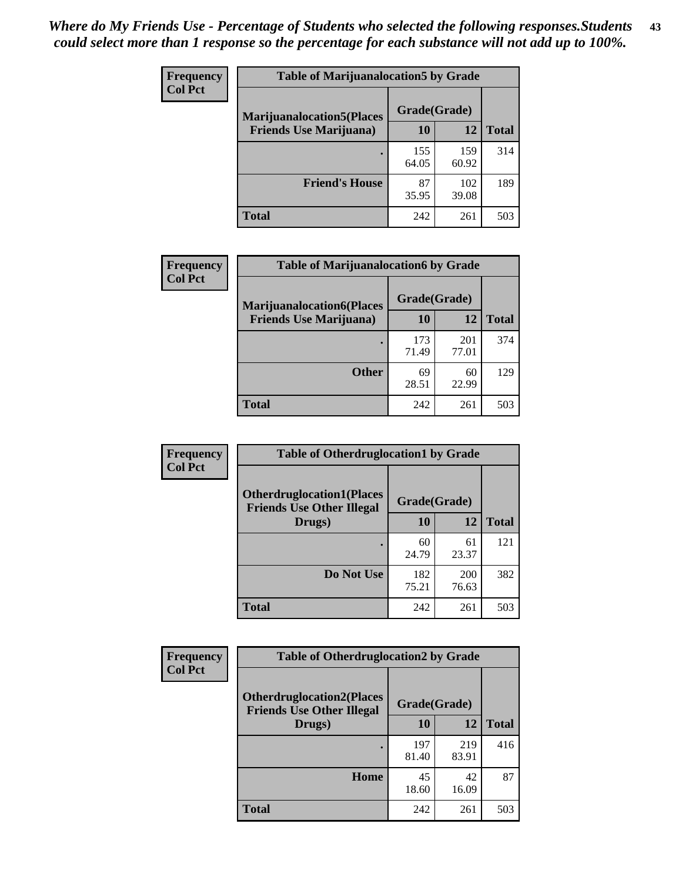*Where do My Friends Use - Percentage of Students who selected the following responses.Students could select more than 1 response so the percentage for each substance will not add up to 100%.*

**Frequency**
**Col Pct**

| Table of Marijuanalocation5 by Grade | | | |
|---|---|---|---|
| **Marijuanalocation5(Places Friends Use Marijuana)** | **Grade(Grade)** | | **Total** |
| | **10** | **12** | |
| **.** | 155<br>64.05 | 159<br>60.92 | 314 |
| **Friend's House** | 87<br>35.95 | 102<br>39.08 | 189 |
| **Total** | 242 | 261 | 503 |

**Frequency**
**Col Pct**

| Table of Marijuanalocation6 by Grade | | | |
|---|---|---|---|
| **Marijuanalocation6(Places Friends Use Marijuana)** | **Grade(Grade)** | | **Total** |
| | **10** | **12** | |
| **.** | 173<br>71.49 | 201<br>77.01 | 374 |
| **Other** | 69<br>28.51 | 60<br>22.99 | 129 |
| **Total** | 242 | 261 | 503 |

**Frequency**
**Col Pct**

| Table of Otherdruglocation1 by Grade | | | |
|---|---|---|---|
| **Otherdruglocation1(Places Friends Use Other Illegal Drugs)** | **Grade(Grade)** | | **Total** |
| | **10** | **12** | |
| **.** | 60<br>24.79 | 61<br>23.37 | 121 |
| **Do Not Use** | 182<br>75.21 | 200<br>76.63 | 382 |
| **Total** | 242 | 261 | 503 |

**Frequency**
**Col Pct**

| Table of Otherdruglocation2 by Grade | | | |
|---|---|---|---|
| **Otherdruglocation2(Places Friends Use Other Illegal Drugs)** | **Grade(Grade)** | | **Total** |
| | **10** | **12** | |
| **.** | 197<br>81.40 | 219<br>83.91 | 416 |
| **Home** | 45<br>18.60 | 42<br>16.09 | 87 |
| **Total** | 242 | 261 | 503 |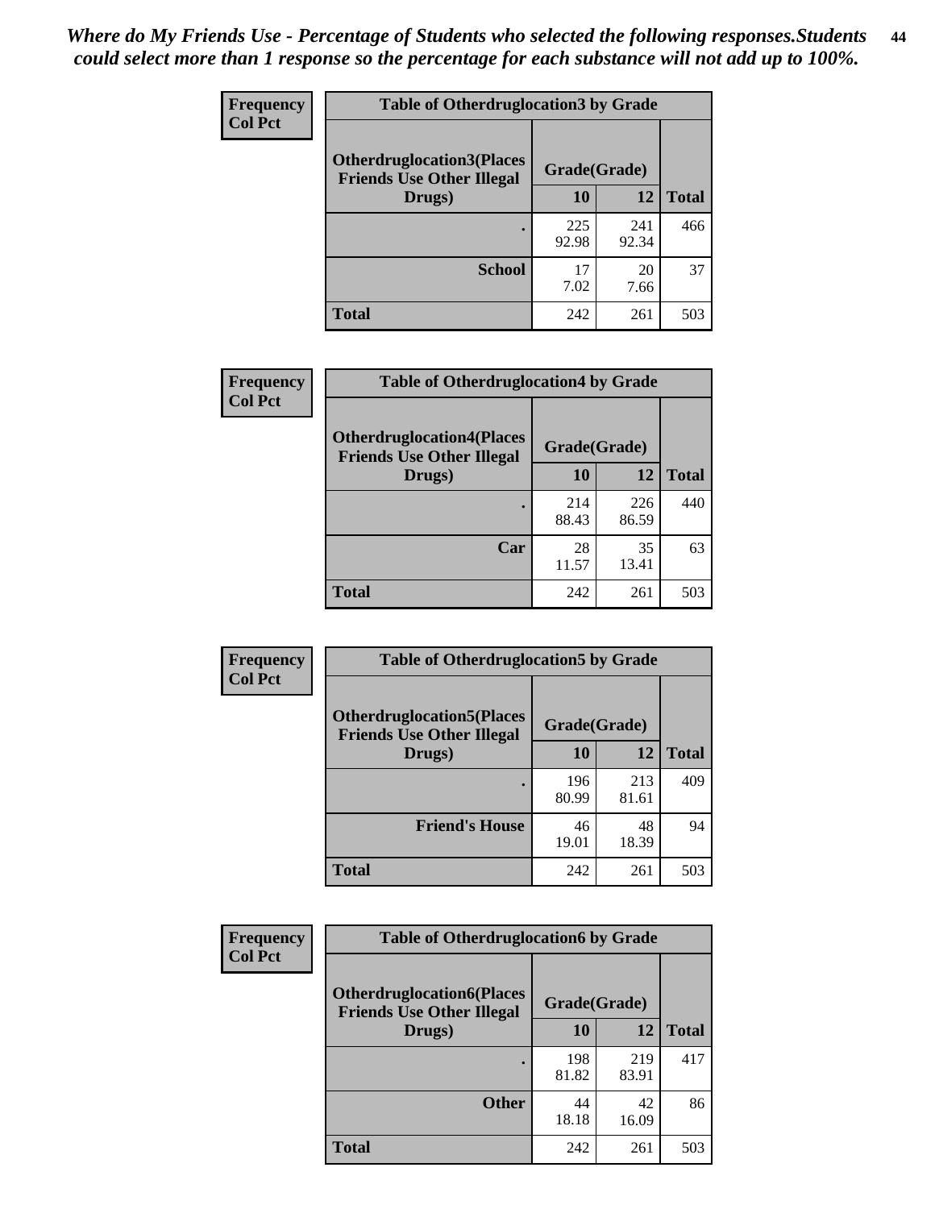*Where do My Friends Use - Percentage of Students who selected the following responses.Students could select more than 1 response so the percentage for each substance will not add up to 100%.*

| Frequency<br>Col Pct | Table of Otherdruglocation3 by Grade | | |
|---|---|---|---|
| Otherdruglocation3(Places Friends Use Other Illegal Drugs) | Grade(Grade) | | |
| | 10 | 12 | Total |
| . | 225<br>92.98 | 241<br>92.34 | 466 |
| School | 17<br>7.02 | 20<br>7.66 | 37 |
| Total | 242 | 261 | 503 |

| Frequency<br>Col Pct | Table of Otherdruglocation4 by Grade | | |
|---|---|---|---|
| Otherdruglocation4(Places Friends Use Other Illegal Drugs) | Grade(Grade) | | |
| | 10 | 12 | Total |
| . | 214<br>88.43 | 226<br>86.59 | 440 |
| Car | 28<br>11.57 | 35<br>13.41 | 63 |
| Total | 242 | 261 | 503 |

| Frequency<br>Col Pct | Table of Otherdruglocation5 by Grade | | |
|---|---|---|---|
| Otherdruglocation5(Places Friends Use Other Illegal Drugs) | Grade(Grade) | | |
| | 10 | 12 | Total |
| . | 196<br>80.99 | 213<br>81.61 | 409 |
| Friend's House | 46<br>19.01 | 48<br>18.39 | 94 |
| Total | 242 | 261 | 503 |

| Frequency<br>Col Pct | Table of Otherdruglocation6 by Grade | | |
|---|---|---|---|
| Otherdruglocation6(Places Friends Use Other Illegal Drugs) | Grade(Grade) | | |
| | 10 | 12 | Total |
| . | 198<br>81.82 | 219<br>83.91 | 417 |
| Other | 44<br>18.18 | 42<br>16.09 | 86 |
| Total | 242 | 261 | 503 |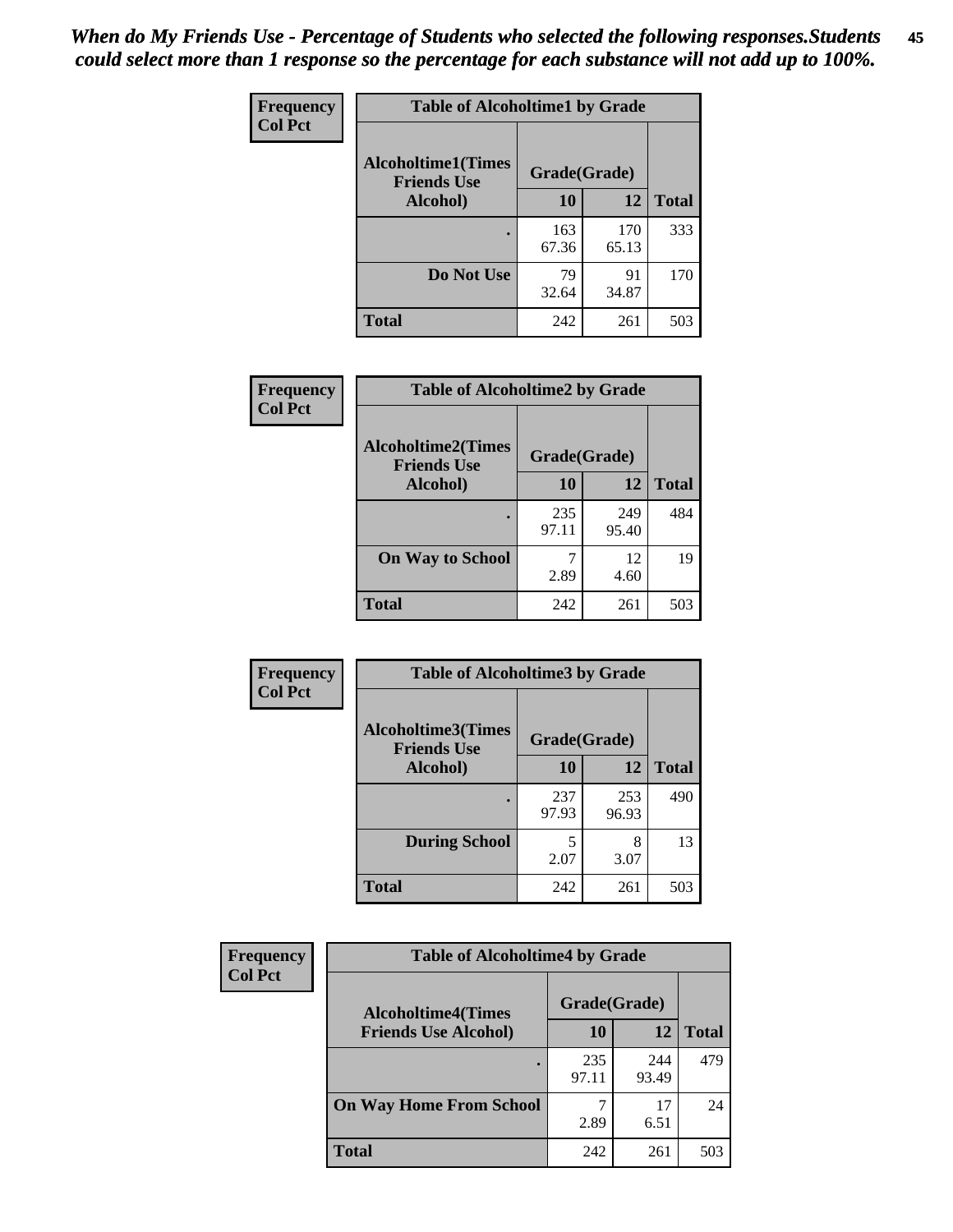*When do My Friends Use - Percentage of Students who selected the following responses.Students could select more than 1 response so the percentage for each substance will not add up to 100%.*

**Frequency**
**Col Pct**

| Table of Alcoholtime1 by Grade | | | |
|---|---|---|---|
| Alcoholtime1(Times Friends Use Alcohol) | Grade(Grade) | | |
| | 10 | 12 | Total |
| . | 163<br>67.36 | 170<br>65.13 | 333 |
| Do Not Use | 79<br>32.64 | 91<br>34.87 | 170 |
| Total | 242 | 261 | 503 |

**Frequency**
**Col Pct**

| Table of Alcoholtime2 by Grade | | | |
|---|---|---|---|
| Alcoholtime2(Times Friends Use Alcohol) | Grade(Grade) | | |
| | 10 | 12 | Total |
| . | 235<br>97.11 | 249<br>95.40 | 484 |
| On Way to School | 7<br>2.89 | 12<br>4.60 | 19 |
| Total | 242 | 261 | 503 |

**Frequency**
**Col Pct**

| Table of Alcoholtime3 by Grade | | | |
|---|---|---|---|
| Alcoholtime3(Times Friends Use Alcohol) | Grade(Grade) | | |
| | 10 | 12 | Total |
| . | 237<br>97.93 | 253<br>96.93 | 490 |
| During School | 5<br>2.07 | 8<br>3.07 | 13 |
| Total | 242 | 261 | 503 |

**Frequency**
**Col Pct**

| Table of Alcoholtime4 by Grade | | | |
|---|---|---|---|
| Alcoholtime4(Times Friends Use Alcohol) | Grade(Grade) | | |
| | 10 | 12 | Total |
| . | 235<br>97.11 | 244<br>93.49 | 479 |
| On Way Home From School | 7<br>2.89 | 17<br>6.51 | 24 |
| Total | 242 | 261 | 503 |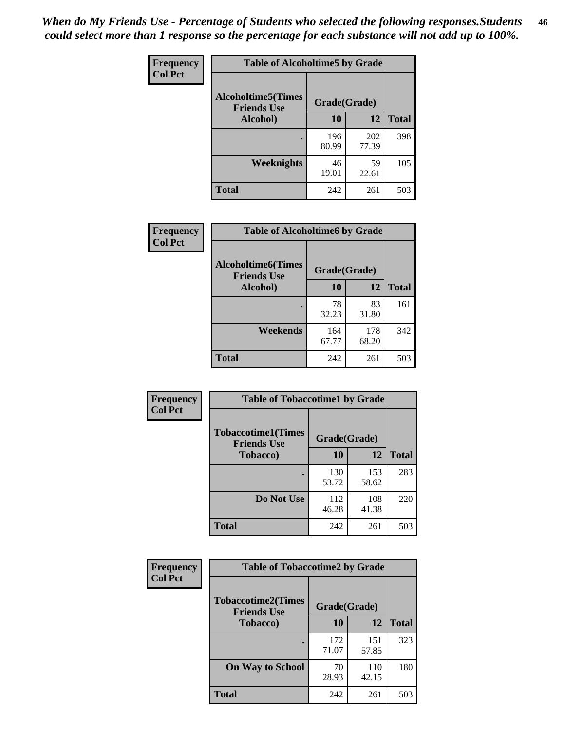*When do My Friends Use - Percentage of Students who selected the following responses.Students could select more than 1 response so the percentage for each substance will not add up to 100%.*

**Frequency**
**Col Pct**

| Table of Alcoholtime5 by Grade | | | |
|---|---|---|---|
| Alcoholtime5(Times Friends Use Alcohol) | Grade(Grade) | | Total |
| | 10 | 12 | |
| . | 196<br>80.99 | 202<br>77.39 | 398 |
| Weeknights | 46<br>19.01 | 59<br>22.61 | 105 |
| Total | 242 | 261 | 503 |

**Frequency**
**Col Pct**

| Table of Alcoholtime6 by Grade | | | |
|---|---|---|---|
| Alcoholtime6(Times Friends Use Alcohol) | Grade(Grade) | | Total |
| | 10 | 12 | |
| . | 78<br>32.23 | 83<br>31.80 | 161 |
| Weekends | 164<br>67.77 | 178<br>68.20 | 342 |
| Total | 242 | 261 | 503 |

**Frequency**
**Col Pct**

| Table of Tobaccotime1 by Grade | | | |
|---|---|---|---|
| Tobaccotime1(Times Friends Use Tobacco) | Grade(Grade) | | Total |
| | 10 | 12 | |
| . | 130<br>53.72 | 153<br>58.62 | 283 |
| Do Not Use | 112<br>46.28 | 108<br>41.38 | 220 |
| Total | 242 | 261 | 503 |

**Frequency**
**Col Pct**

| Table of Tobaccotime2 by Grade | | | |
|---|---|---|---|
| Tobaccotime2(Times Friends Use Tobacco) | Grade(Grade) | | Total |
| | 10 | 12 | |
| . | 172<br>71.07 | 151<br>57.85 | 323 |
| On Way to School | 70<br>28.93 | 110<br>42.15 | 180 |
| Total | 242 | 261 | 503 |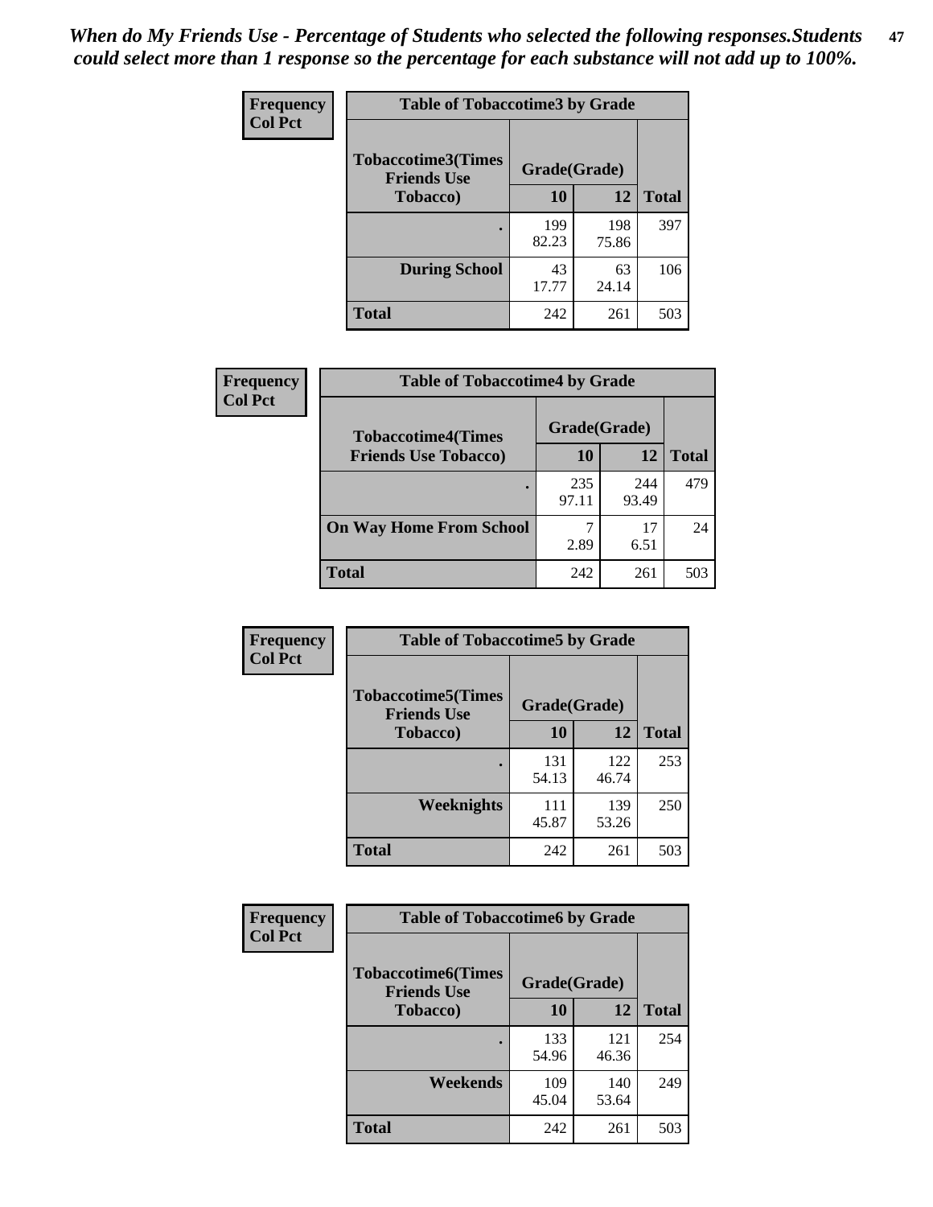*When do My Friends Use - Percentage of Students who selected the following responses.Students could select more than 1 response so the percentage for each substance will not add up to 100%.*

**Frequency**
**Col Pct**

| Table of Tobaccotime3 by Grade | | | |
|---|---|---|---|
| **Tobaccotime3(Times Friends Use Tobacco)** | **Grade(Grade)** | | |
| | **10** | **12** | **Total** |
| **.** | 199<br>82.23 | 198<br>75.86 | 397 |
| **During School** | 43<br>17.77 | 63<br>24.14 | 106 |
| **Total** | 242 | 261 | 503 |

**Frequency**
**Col Pct**

| Table of Tobaccotime4 by Grade | | | |
|---|---|---|---|
| **Tobaccotime4(Times Friends Use Tobacco)** | **Grade(Grade)** | | |
| | **10** | **12** | **Total** |
| **.** | 235<br>97.11 | 244<br>93.49 | 479 |
| **On Way Home From School** | 7<br>2.89 | 17<br>6.51 | 24 |
| **Total** | 242 | 261 | 503 |

**Frequency**
**Col Pct**

| Table of Tobaccotime5 by Grade | | | |
|---|---|---|---|
| **Tobaccotime5(Times Friends Use Tobacco)** | **Grade(Grade)** | | |
| | **10** | **12** | **Total** |
| **.** | 131<br>54.13 | 122<br>46.74 | 253 |
| **Weeknights** | 111<br>45.87 | 139<br>53.26 | 250 |
| **Total** | 242 | 261 | 503 |

**Frequency**
**Col Pct**

| Table of Tobaccotime6 by Grade | | | |
|---|---|---|---|
| **Tobaccotime6(Times Friends Use Tobacco)** | **Grade(Grade)** | | |
| | **10** | **12** | **Total** |
| **.** | 133<br>54.96 | 121<br>46.36 | 254 |
| **Weekends** | 109<br>45.04 | 140<br>53.64 | 249 |
| **Total** | 242 | 261 | 503 |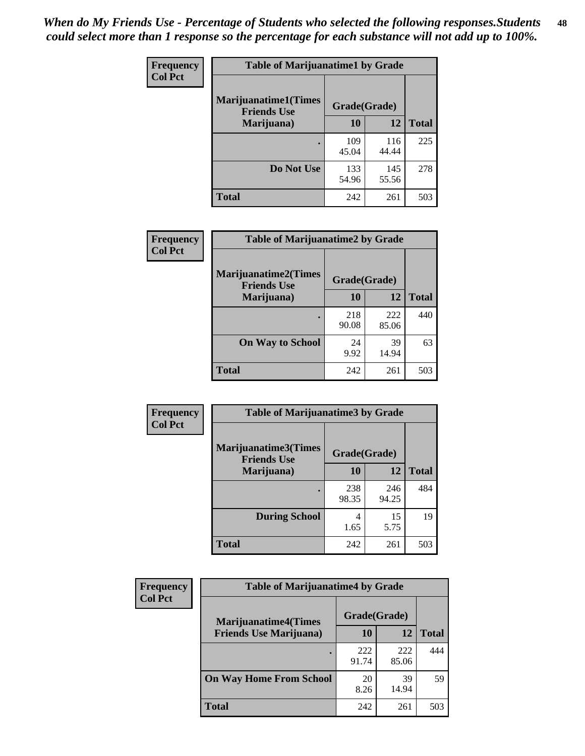*When do My Friends Use - Percentage of Students who selected the following responses.Students could select more than 1 response so the percentage for each substance will not add up to 100%.*

**Frequency**
**Col Pct**

| Table of Marijuanatime1 by Grade | | | |
|---|---|---|---|
| **Marijuanatime1(Times Friends Use Marijuana)** | **Grade(Grade)** | | |
| | **10** | **12** | **Total** |
| **.** | 109<br>45.04 | 116<br>44.44 | 225 |
| **Do Not Use** | 133<br>54.96 | 145<br>55.56 | 278 |
| **Total** | 242 | 261 | 503 |

**Frequency**
**Col Pct**

| Table of Marijuanatime2 by Grade | | | |
|---|---|---|---|
| **Marijuanatime2(Times Friends Use Marijuana)** | **Grade(Grade)** | | |
| | **10** | **12** | **Total** |
| **.** | 218<br>90.08 | 222<br>85.06 | 440 |
| **On Way to School** | 24<br>9.92 | 39<br>14.94 | 63 |
| **Total** | 242 | 261 | 503 |

**Frequency**
**Col Pct**

| Table of Marijuanatime3 by Grade | | | |
|---|---|---|---|
| **Marijuanatime3(Times Friends Use Marijuana)** | **Grade(Grade)** | | |
| | **10** | **12** | **Total** |
| **.** | 238<br>98.35 | 246<br>94.25 | 484 |
| **During School** | 4<br>1.65 | 15<br>5.75 | 19 |
| **Total** | 242 | 261 | 503 |

**Frequency**
**Col Pct**

| Table of Marijuanatime4 by Grade | | | |
|---|---|---|---|
| **Marijuanatime4(Times Friends Use Marijuana)** | **Grade(Grade)** | | |
| | **10** | **12** | **Total** |
| **.** | 222<br>91.74 | 222<br>85.06 | 444 |
| **On Way Home From School** | 20<br>8.26 | 39<br>14.94 | 59 |
| **Total** | 242 | 261 | 503 |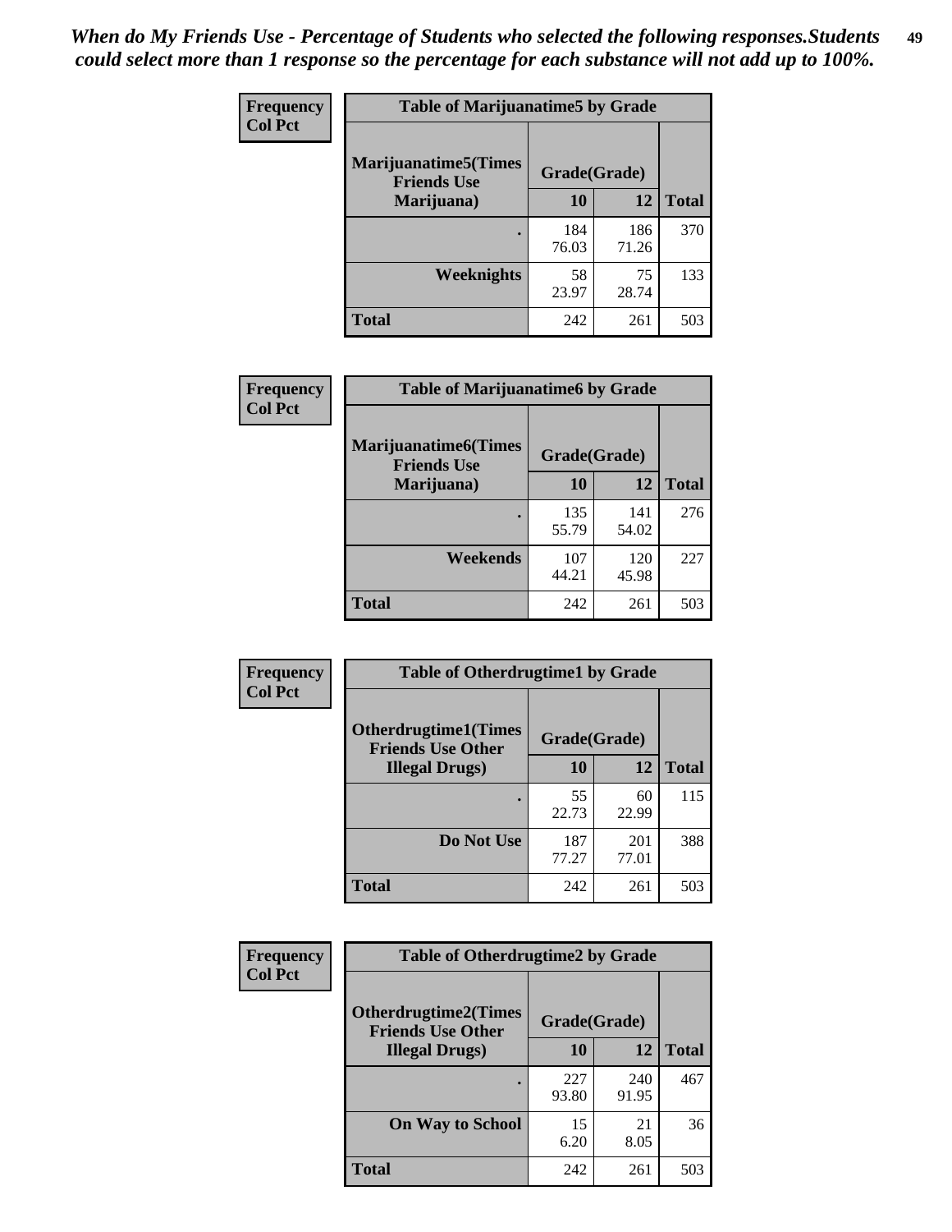*When do My Friends Use - Percentage of Students who selected the following responses.Students could select more than 1 response so the percentage for each substance will not add up to 100%.*

**Frequency**
**Col Pct**

| Table of Marijuanatime5 by Grade | | | |
|---|---|---|---|
| Marijuanatime5(Times Friends Use Marijuana) | Grade(Grade) | | |
| | 10 | 12 | Total |
| . | 184<br>76.03 | 186<br>71.26 | 370 |
| Weeknights | 58<br>23.97 | 75<br>28.74 | 133 |
| Total | 242 | 261 | 503 |

**Frequency**
**Col Pct**

| Table of Marijuanatime6 by Grade | | | |
|---|---|---|---|
| Marijuanatime6(Times Friends Use Marijuana) | Grade(Grade) | | |
| | 10 | 12 | Total |
| . | 135<br>55.79 | 141<br>54.02 | 276 |
| Weekends | 107<br>44.21 | 120<br>45.98 | 227 |
| Total | 242 | 261 | 503 |

**Frequency**
**Col Pct**

| Table of Otherdrugtime1 by Grade | | | |
|---|---|---|---|
| Otherdrugtime1(Times Friends Use Other Illegal Drugs) | Grade(Grade) | | |
| | 10 | 12 | Total |
| . | 55<br>22.73 | 60<br>22.99 | 115 |
| Do Not Use | 187<br>77.27 | 201<br>77.01 | 388 |
| Total | 242 | 261 | 503 |

**Frequency**
**Col Pct**

| Table of Otherdrugtime2 by Grade | | | |
|---|---|---|---|
| Otherdrugtime2(Times Friends Use Other Illegal Drugs) | Grade(Grade) | | |
| | 10 | 12 | Total |
| . | 227<br>93.80 | 240<br>91.95 | 467 |
| On Way to School | 15<br>6.20 | 21<br>8.05 | 36 |
| Total | 242 | 261 | 503 |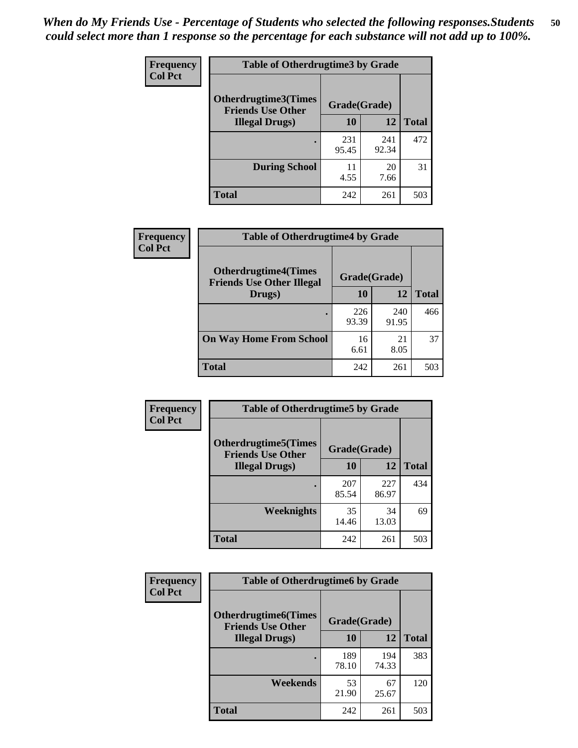*When do My Friends Use - Percentage of Students who selected the following responses.Students could select more than 1 response so the percentage for each substance will not add up to 100%.*

**Frequency**
**Col Pct**

| Table of Otherdrugtime3 by Grade | | | |
|---|---|---|---|
| **Otherdrugtime3(Times Friends Use Other Illegal Drugs)** | **Grade(Grade)** | | **Total** |
| | **10** | **12** | |
| **.** | 231<br>95.45 | 241<br>92.34 | 472 |
| **During School** | 11<br>4.55 | 20<br>7.66 | 31 |
| **Total** | 242 | 261 | 503 |

**Frequency**
**Col Pct**

| Table of Otherdrugtime4 by Grade | | | |
|---|---|---|---|
| **Otherdrugtime4(Times Friends Use Other Illegal Drugs)** | **Grade(Grade)** | | **Total** |
| | **10** | **12** | |
| **.** | 226<br>93.39 | 240<br>91.95 | 466 |
| **On Way Home From School** | 16<br>6.61 | 21<br>8.05 | 37 |
| **Total** | 242 | 261 | 503 |

**Frequency**
**Col Pct**

| Table of Otherdrugtime5 by Grade | | | |
|---|---|---|---|
| **Otherdrugtime5(Times Friends Use Other Illegal Drugs)** | **Grade(Grade)** | | **Total** |
| | **10** | **12** | |
| **.** | 207<br>85.54 | 227<br>86.97 | 434 |
| **Weeknights** | 35<br>14.46 | 34<br>13.03 | 69 |
| **Total** | 242 | 261 | 503 |

**Frequency**
**Col Pct**

| Table of Otherdrugtime6 by Grade | | | |
|---|---|---|---|
| **Otherdrugtime6(Times Friends Use Other Illegal Drugs)** | **Grade(Grade)** | | **Total** |
| | **10** | **12** | |
| **.** | 189<br>78.10 | 194<br>74.33 | 383 |
| **Weekends** | 53<br>21.90 | 67<br>25.67 | 120 |
| **Total** | 242 | 261 | 503 |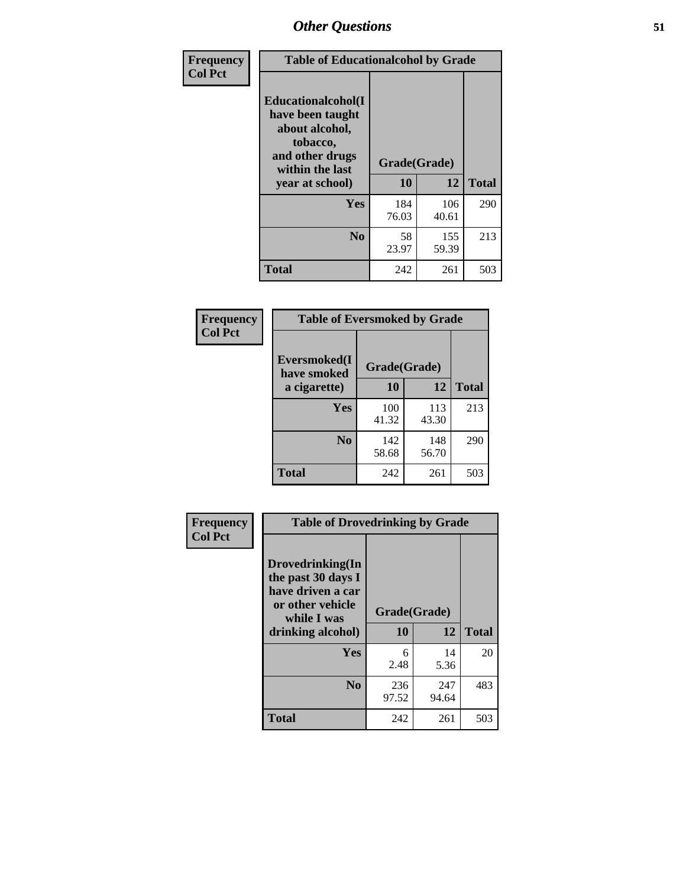## Other Questions

**Frequency / Col Pct**

| Table of Educationalalcohol by Grade | | | |
|---|---|---|---|
| Educationalalcohol(I have been taught about alcohol, tobacco, and other drugs within the last year at school) | Grade(Grade) | | |
| | 10 | 12 | Total |
| Yes | 184<br>76.03 | 106<br>40.61 | 290 |
| No | 58<br>23.97 | 155<br>59.39 | 213 |
| Total | 242 | 261 | 503 |

**Frequency / Col Pct**

| Table of Eversmoked by Grade | | | |
|---|---|---|---|
| Eversmoked(I have smoked a cigarette) | Grade(Grade) | | |
| | 10 | 12 | Total |
| Yes | 100<br>41.32 | 113<br>43.30 | 213 |
| No | 142<br>58.68 | 148<br>56.70 | 290 |
| Total | 242 | 261 | 503 |

**Frequency / Col Pct**

| Table of Drovedrinking by Grade | | | |
|---|---|---|---|
| Drovedrinking(In the past 30 days I have driven a car or other vehicle while I was drinking alcohol) | Grade(Grade) | | |
| | 10 | 12 | Total |
| Yes | 6<br>2.48 | 14<br>5.36 | 20 |
| No | 236<br>97.52 | 247<br>94.64 | 483 |
| Total | 242 | 261 | 503 |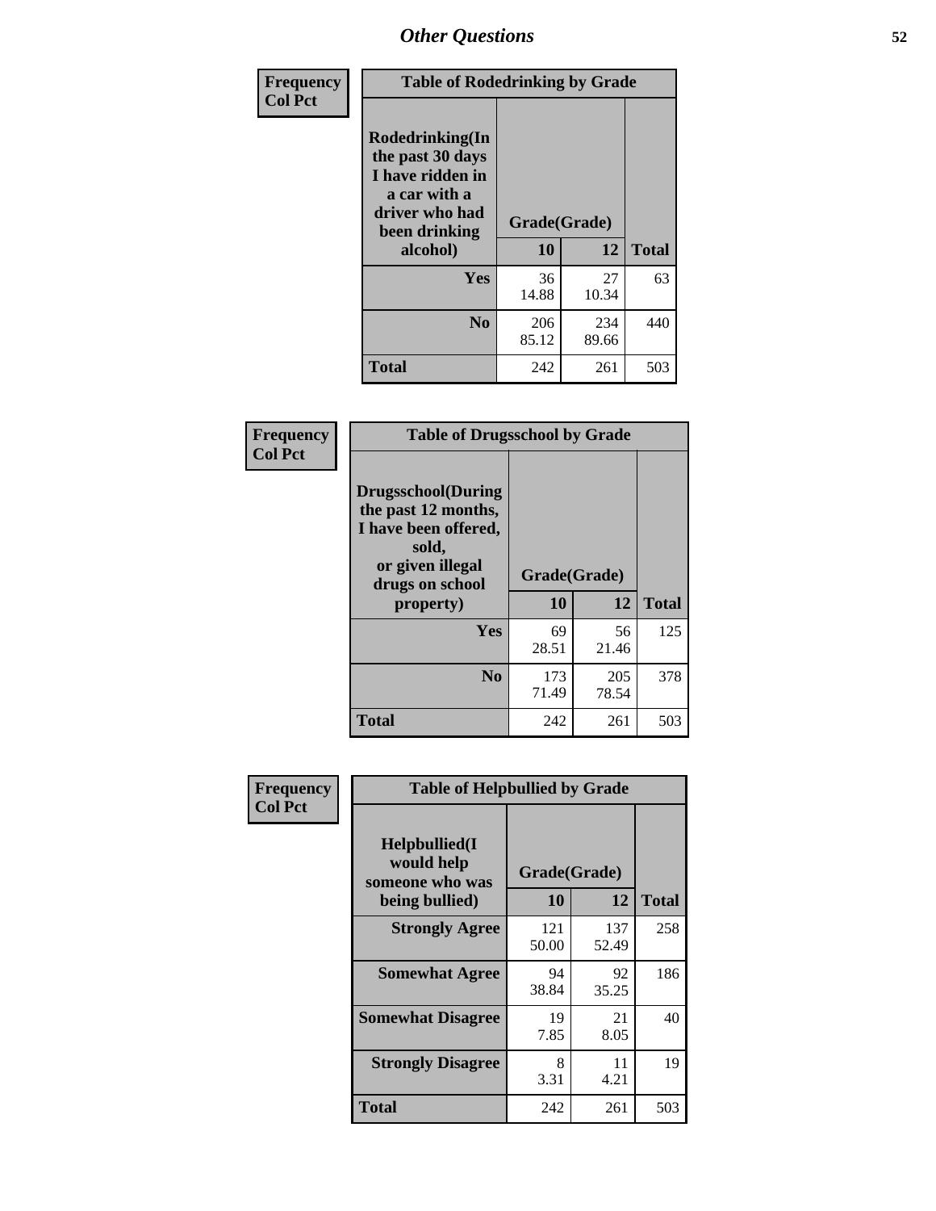## Other Questions

**Frequency**
**Col Pct**

**Table of Rodedrinking by Grade**

| Rodedrinking(In the past 30 days I have ridden in a car with a driver who had been drinking alcohol) | Grade(Grade) | | |
|---|---|---|---|
| | 10 | 12 | Total |
| **Yes** | 36<br>14.88 | 27<br>10.34 | 63 |
| **No** | 206<br>85.12 | 234<br>89.66 | 440 |
| **Total** | 242 | 261 | 503 |

**Frequency**
**Col Pct**

**Table of Drugsschool by Grade**

| Drugsschool(During the past 12 months, I have been offered, sold, or given illegal drugs on school property) | Grade(Grade) | | |
|---|---|---|---|
| | 10 | 12 | Total |
| **Yes** | 69<br>28.51 | 56<br>21.46 | 125 |
| **No** | 173<br>71.49 | 205<br>78.54 | 378 |
| **Total** | 242 | 261 | 503 |

**Frequency**
**Col Pct**

**Table of Helpbullied by Grade**

| Helpbullied(I would help someone who was being bullied) | Grade(Grade) | | |
|---|---|---|---|
| | 10 | 12 | Total |
| **Strongly Agree** | 121<br>50.00 | 137<br>52.49 | 258 |
| **Somewhat Agree** | 94<br>38.84 | 92<br>35.25 | 186 |
| **Somewhat Disagree** | 19<br>7.85 | 21<br>8.05 | 40 |
| **Strongly Disagree** | 8<br>3.31 | 11<br>4.21 | 19 |
| **Total** | 242 | 261 | 503 |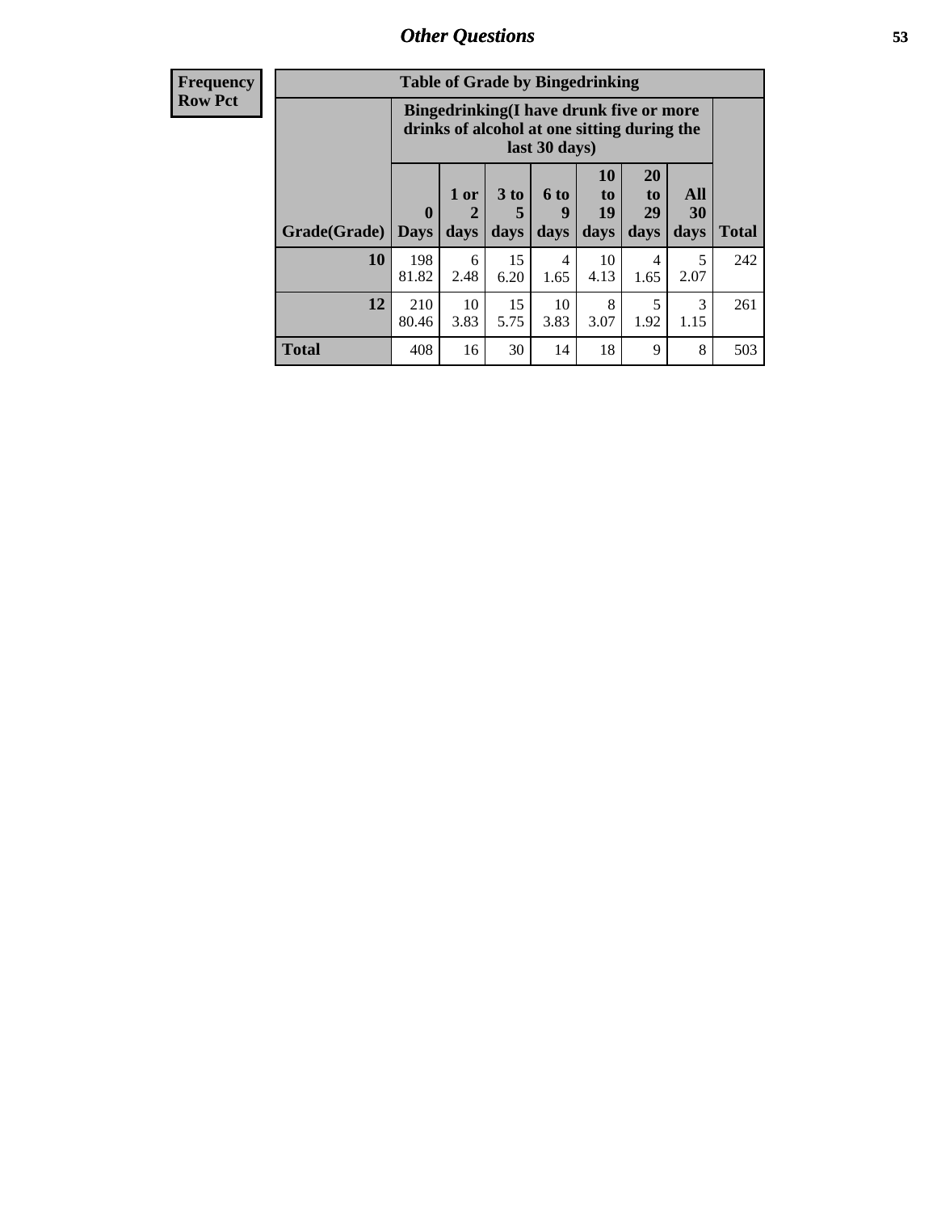| Frequency Row Pct | Table of Grade by Bingedrinking | | | | | | | |
|---|---|---|---|---|---|---|---|---|
| | Bingedrinking(I have drunk five or more drinks of alcohol at one sitting during the last 30 days) | | | | | | | |
| Grade(Grade) | 0 Days | 1 or 2 days | 3 to 5 days | 6 to 9 days | 10 to 19 days | 20 to 29 days | All 30 days | Total |
| 10 | 198 81.82 | 6 2.48 | 15 6.20 | 4 1.65 | 10 4.13 | 4 1.65 | 5 2.07 | 242 |
| 12 | 210 80.46 | 10 3.83 | 15 5.75 | 10 3.83 | 8 3.07 | 5 1.92 | 3 1.15 | 261 |
| Total | 408 | 16 | 30 | 14 | 18 | 9 | 8 | 503 |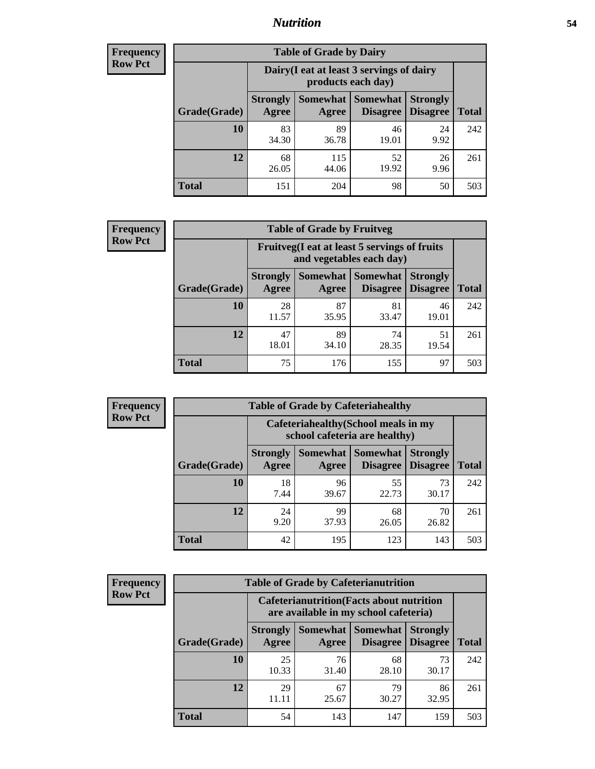| Frequency Row Pct | | | | | |
|---|---|---|---|---|---|

**Table of Grade by Dairy**

| | Dairy(I eat at least 3 servings of dairy products each day) | | | | |
|---|---|---|---|---|---|
| Grade(Grade) | Strongly Agree | Somewhat Agree | Somewhat Disagree | Strongly Disagree | Total |
| 10 | 83<br>34.30 | 89<br>36.78 | 46<br>19.01 | 24<br>9.92 | 242 |
| 12 | 68<br>26.05 | 115<br>44.06 | 52<br>19.92 | 26<br>9.96 | 261 |
| Total | 151 | 204 | 98 | 50 | 503 |

| Frequency Row Pct | | | | | |
|---|---|---|---|---|---|

**Table of Grade by Fruitveg**

| | Fruitveg(I eat at least 5 servings of fruits and vegetables each day) | | | | |
|---|---|---|---|---|---|
| Grade(Grade) | Strongly Agree | Somewhat Agree | Somewhat Disagree | Strongly Disagree | Total |
| 10 | 28<br>11.57 | 87<br>35.95 | 81<br>33.47 | 46<br>19.01 | 242 |
| 12 | 47<br>18.01 | 89<br>34.10 | 74<br>28.35 | 51<br>19.54 | 261 |
| Total | 75 | 176 | 155 | 97 | 503 |

| Frequency Row Pct | | | | | |
|---|---|---|---|---|---|

**Table of Grade by Cafeteriahealthy**

| | Cafeteriahealthy(School meals in my school cafeteria are healthy) | | | | |
|---|---|---|---|---|---|
| Grade(Grade) | Strongly Agree | Somewhat Agree | Somewhat Disagree | Strongly Disagree | Total |
| 10 | 18<br>7.44 | 96<br>39.67 | 55<br>22.73 | 73<br>30.17 | 242 |
| 12 | 24<br>9.20 | 99<br>37.93 | 68<br>26.05 | 70<br>26.82 | 261 |
| Total | 42 | 195 | 123 | 143 | 503 |

| Frequency Row Pct | | | | | |
|---|---|---|---|---|---|

**Table of Grade by Cafeterianutrition**

| | Cafeterianutrition(Facts about nutrition are available in my school cafeteria) | | | | |
|---|---|---|---|---|---|
| Grade(Grade) | Strongly Agree | Somewhat Agree | Somewhat Disagree | Strongly Disagree | Total |
| 10 | 25<br>10.33 | 76<br>31.40 | 68<br>28.10 | 73<br>30.17 | 242 |
| 12 | 29<br>11.11 | 67<br>25.67 | 79<br>30.27 | 86<br>32.95 | 261 |
| Total | 54 | 143 | 147 | 159 | 503 |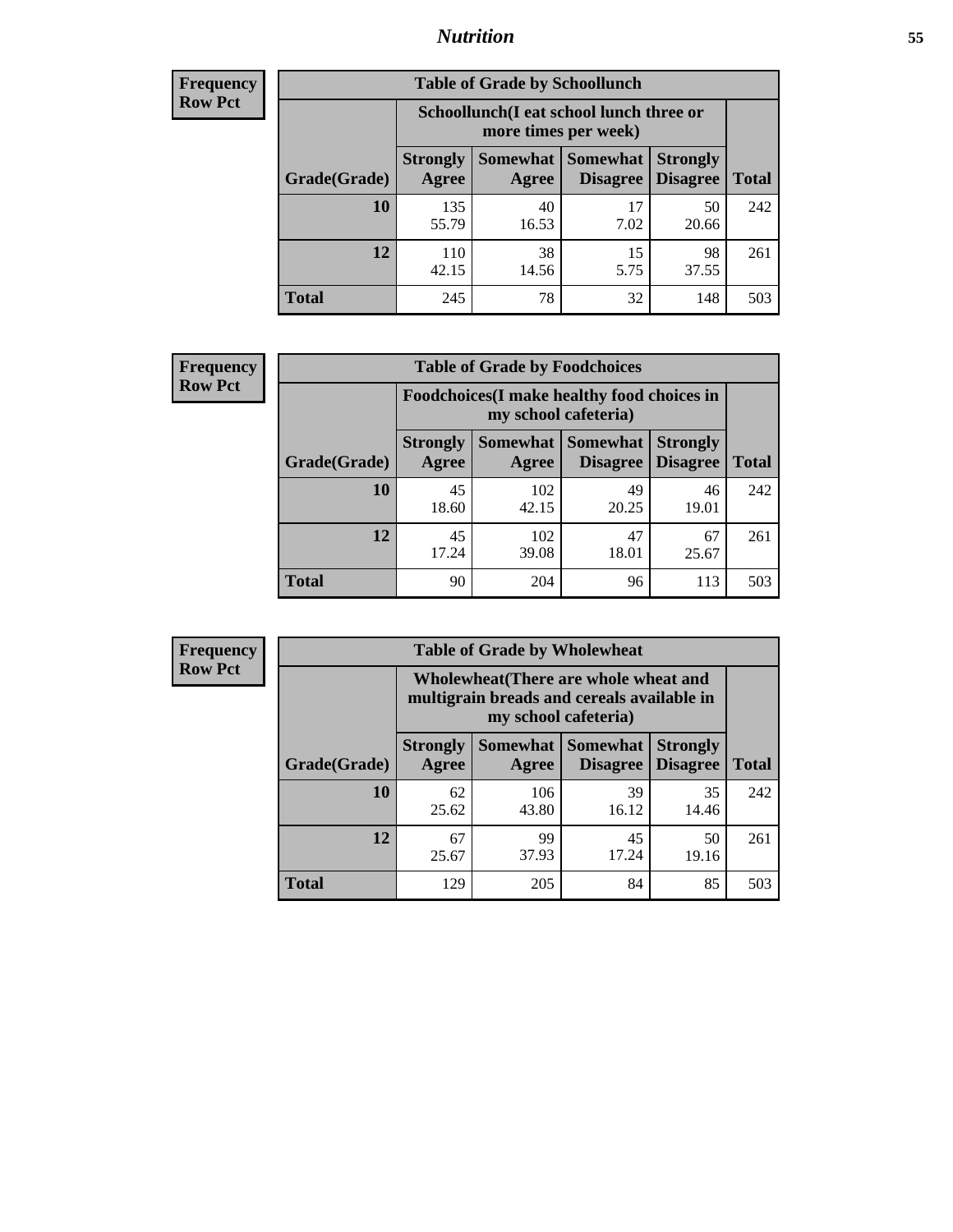# Nutrition

**Frequency Row Pct**

| Table of Grade by Schoollunch | | | | | |
|---|---|---|---|---|---|
| | Schoollunch(I eat school lunch three or more times per week) | | | | |
| Grade(Grade) | Strongly Agree | Somewhat Agree | Somewhat Disagree | Strongly Disagree | Total |
| 10 | 135<br>55.79 | 40<br>16.53 | 17<br>7.02 | 50<br>20.66 | 242 |
| 12 | 110<br>42.15 | 38<br>14.56 | 15<br>5.75 | 98<br>37.55 | 261 |
| Total | 245 | 78 | 32 | 148 | 503 |

**Frequency Row Pct**

| Table of Grade by Foodchoices | | | | | |
|---|---|---|---|---|---|
| | Foodchoices(I make healthy food choices in my school cafeteria) | | | | |
| Grade(Grade) | Strongly Agree | Somewhat Agree | Somewhat Disagree | Strongly Disagree | Total |
| 10 | 45<br>18.60 | 102<br>42.15 | 49<br>20.25 | 46<br>19.01 | 242 |
| 12 | 45<br>17.24 | 102<br>39.08 | 47<br>18.01 | 67<br>25.67 | 261 |
| Total | 90 | 204 | 96 | 113 | 503 |

**Frequency Row Pct**

| Table of Grade by Wholewheat | | | | | |
|---|---|---|---|---|---|
| | Wholewheat(There are whole wheat and multigrain breads and cereals available in my school cafeteria) | | | | |
| Grade(Grade) | Strongly Agree | Somewhat Agree | Somewhat Disagree | Strongly Disagree | Total |
| 10 | 62<br>25.62 | 106<br>43.80 | 39<br>16.12 | 35<br>14.46 | 242 |
| 12 | 67<br>25.67 | 99<br>37.93 | 45<br>17.24 | 50<br>19.16 | 261 |
| Total | 129 | 205 | 84 | 85 | 503 |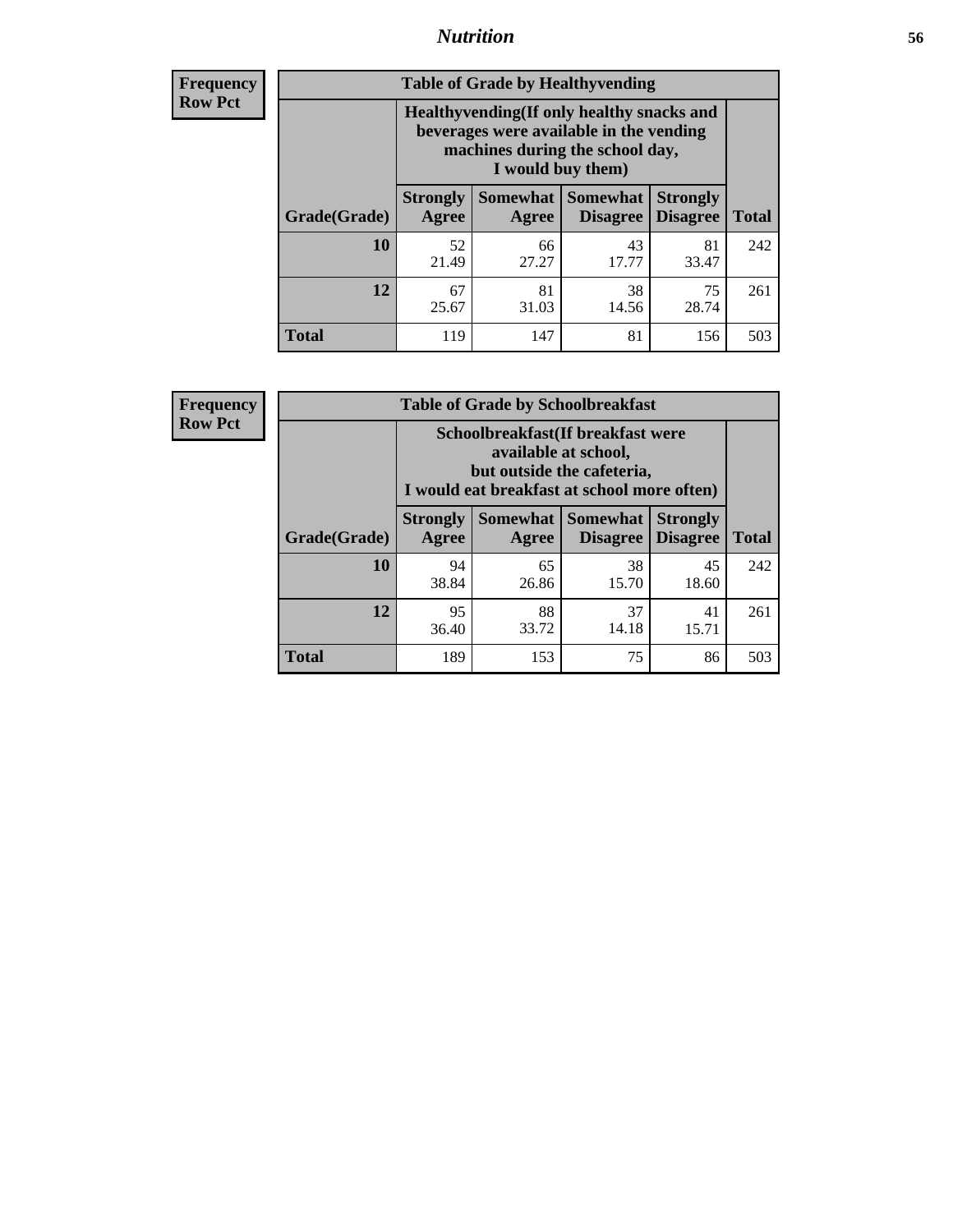| Frequency<br>Row Pct |
|---|

**Table of Grade by Healthyvending**

| Grade(Grade) | Healthyvending(If only healthy snacks and beverages were available in the vending machines during the school day, I would buy them) | | | | Total |
|---|---|---|---|---|---|
| | Strongly Agree | Somewhat Agree | Somewhat Disagree | Strongly Disagree | |
| **10** | 52<br>21.49 | 66<br>27.27 | 43<br>17.77 | 81<br>33.47 | 242 |
| **12** | 67<br>25.67 | 81<br>31.03 | 38<br>14.56 | 75<br>28.74 | 261 |
| **Total** | 119 | 147 | 81 | 156 | 503 |

| Frequency<br>Row Pct |
|---|

**Table of Grade by Schoolbreakfast**

| Grade(Grade) | Schoolbreakfast(If breakfast were available at school, but outside the cafeteria, I would eat breakfast at school more often) | | | | Total |
|---|---|---|---|---|---|
| | Strongly Agree | Somewhat Agree | Somewhat Disagree | Strongly Disagree | |
| **10** | 94<br>38.84 | 65<br>26.86 | 38<br>15.70 | 45<br>18.60 | 242 |
| **12** | 95<br>36.40 | 88<br>33.72 | 37<br>14.18 | 41<br>15.71 | 261 |
| **Total** | 189 | 153 | 75 | 86 | 503 |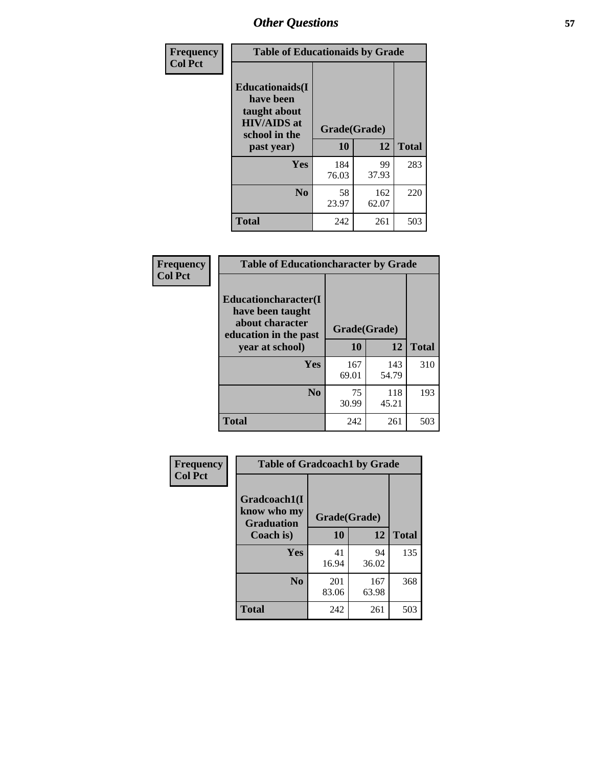## Other Questions

**Frequency**
**Col Pct**

**Table of Educationaids by Grade**

| Educationaids(I have been taught about HIV/AIDS at school in the past year) | Grade(Grade) | | Total |
|---|---|---|---|
| | 10 | 12 | |
| Yes | 184<br>76.03 | 99<br>37.93 | 283 |
| No | 58<br>23.97 | 162<br>62.07 | 220 |
| Total | 242 | 261 | 503 |

**Frequency**
**Col Pct**

**Table of Educationcharacter by Grade**

| Educationcharacter(I have been taught about character education in the past year at school) | Grade(Grade) | | Total |
|---|---|---|---|
| | 10 | 12 | |
| Yes | 167<br>69.01 | 143<br>54.79 | 310 |
| No | 75<br>30.99 | 118<br>45.21 | 193 |
| Total | 242 | 261 | 503 |

**Frequency**
**Col Pct**

**Table of Gradcoach1 by Grade**

| Gradcoach1(I know who my Graduation Coach is) | Grade(Grade) | | Total |
|---|---|---|---|
| | 10 | 12 | |
| Yes | 41<br>16.94 | 94<br>36.02 | 135 |
| No | 201<br>83.06 | 167<br>63.98 | 368 |
| Total | 242 | 261 | 503 |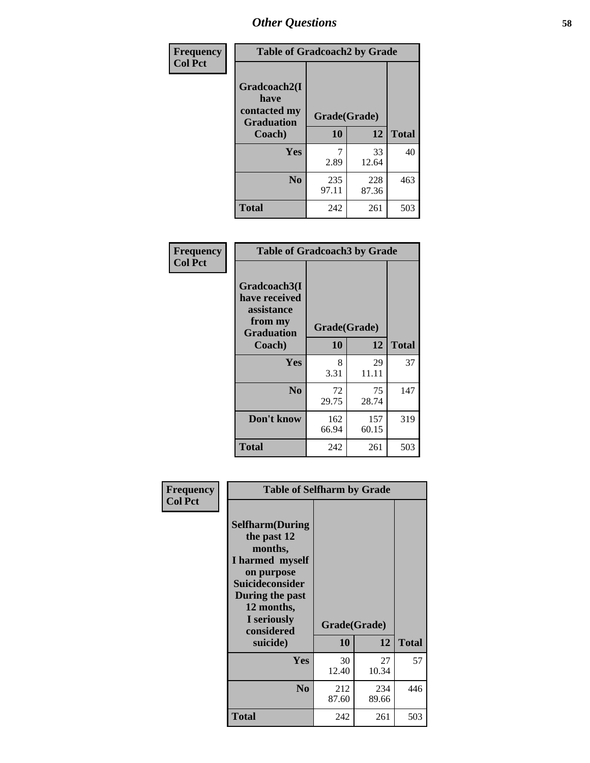## Other Questions

**Frequency**
**Col Pct**

| Table of Gradcoach2 by Grade | | | |
|---|---|---|---|
| Gradcoach2(I have contacted my Graduation Coach) | Grade(Grade) | | |
| | 10 | 12 | Total |
| Yes | 7<br>2.89 | 33<br>12.64 | 40 |
| No | 235<br>97.11 | 228<br>87.36 | 463 |
| Total | 242 | 261 | 503 |

**Frequency**
**Col Pct**

| Table of Gradcoach3 by Grade | | | |
|---|---|---|---|
| Gradcoach3(I have received assistance from my Graduation Coach) | Grade(Grade) | | |
| | 10 | 12 | Total |
| Yes | 8<br>3.31 | 29<br>11.11 | 37 |
| No | 72<br>29.75 | 75<br>28.74 | 147 |
| Don't know | 162<br>66.94 | 157<br>60.15 | 319 |
| Total | 242 | 261 | 503 |

**Frequency**
**Col Pct**

| Table of Selfharm by Grade | | | |
|---|---|---|---|
| Selfharm(During the past 12 months, I harmed myself on purpose Suicideconsider During the past 12 months, I seriously considered suicide) | Grade(Grade) | | |
| | 10 | 12 | Total |
| Yes | 30<br>12.40 | 27<br>10.34 | 57 |
| No | 212<br>87.60 | 234<br>89.66 | 446 |
| Total | 242 | 261 | 503 |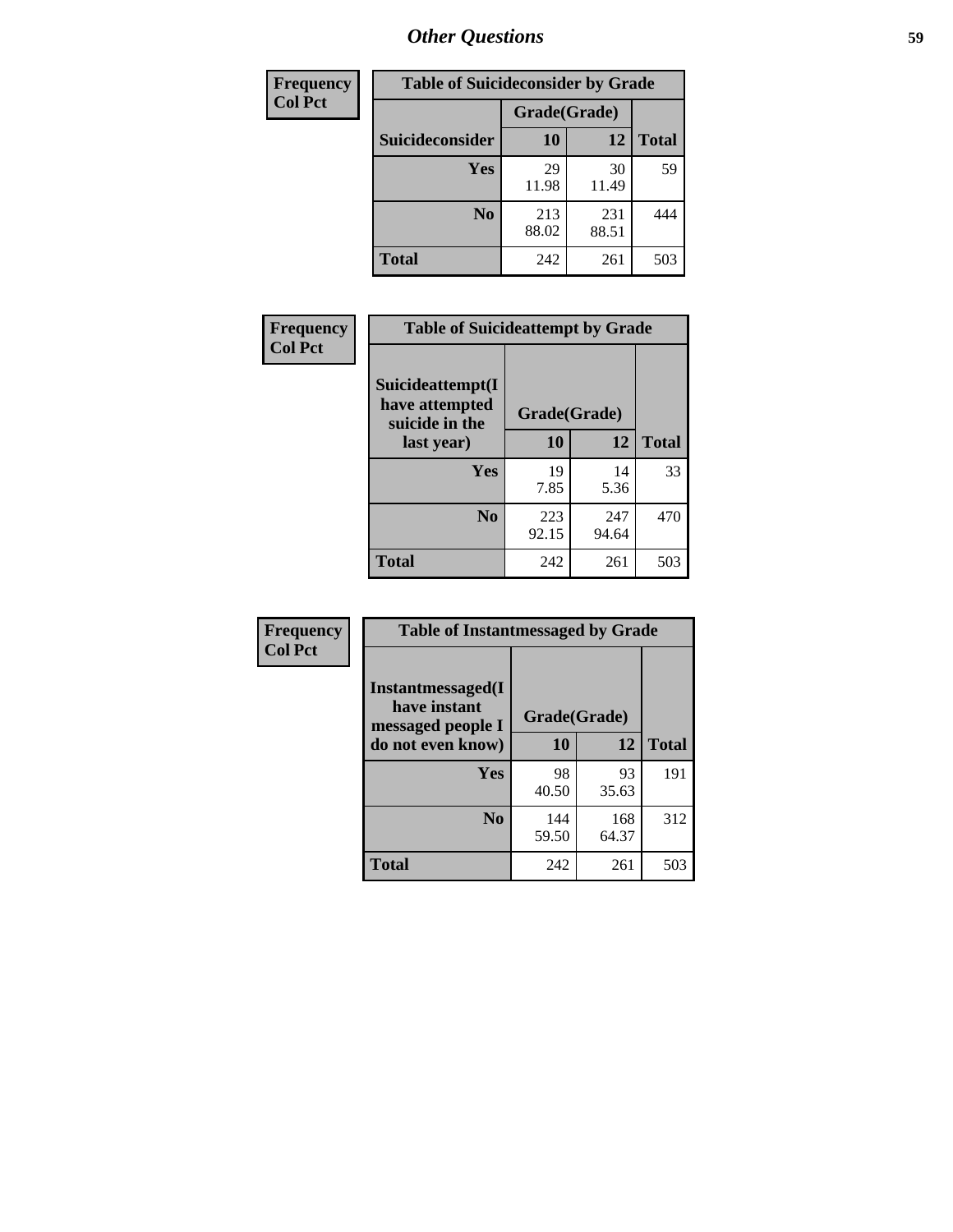## Other Questions

| Frequency<br>Col Pct | Table of Suicideconsider by Grade | | |
|---|---|---|---|
| | Grade(Grade) | | |
| Suicideconsider | 10 | 12 | Total |
| Yes | 29<br>11.98 | 30<br>11.49 | 59 |
| No | 213<br>88.02 | 231<br>88.51 | 444 |
| Total | 242 | 261 | 503 |

| Frequency<br>Col Pct | Table of Suicideattempt by Grade | | |
|---|---|---|---|
| Suicideattempt(I have attempted suicide in the last year) | Grade(Grade) | | |
| | 10 | 12 | Total |
| Yes | 19<br>7.85 | 14<br>5.36 | 33 |
| No | 223<br>92.15 | 247<br>94.64 | 470 |
| Total | 242 | 261 | 503 |

| Frequency<br>Col Pct | Table of Instantmessaged by Grade | | |
|---|---|---|---|
| Instantmessaged(I have instant messaged people I do not even know) | Grade(Grade) | | |
| | 10 | 12 | Total |
| Yes | 98<br>40.50 | 93<br>35.63 | 191 |
| No | 144<br>59.50 | 168<br>64.37 | 312 |
| Total | 242 | 261 | 503 |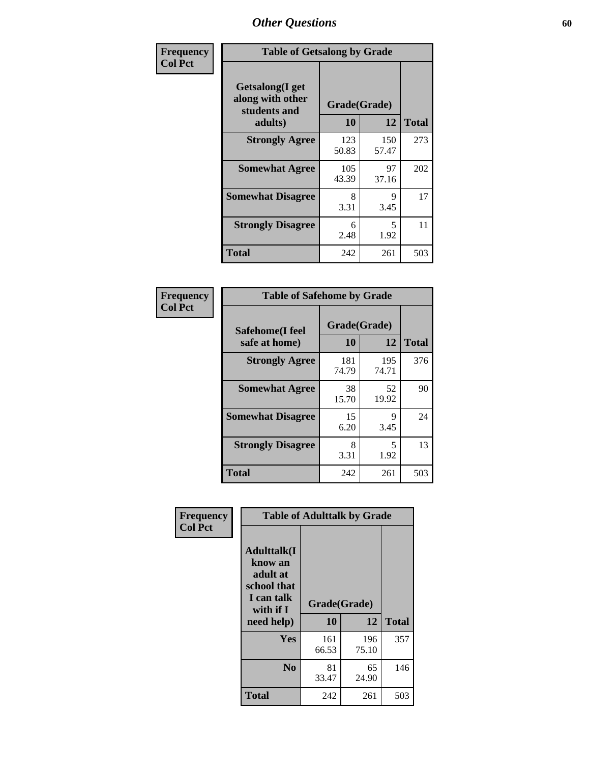# Other Questions

**Frequency**
**Col Pct**

**Table of Getsalong by Grade**

| Getsalong(I get along with other students and adults) | Grade(Grade) | | Total |
|---|---|---|---|
| | 10 | 12 | |
| **Strongly Agree** | 123<br>50.83 | 150<br>57.47 | 273 |
| **Somewhat Agree** | 105<br>43.39 | 97<br>37.16 | 202 |
| **Somewhat Disagree** | 8<br>3.31 | 9<br>3.45 | 17 |
| **Strongly Disagree** | 6<br>2.48 | 5<br>1.92 | 11 |
| **Total** | 242 | 261 | 503 |

**Frequency**
**Col Pct**

**Table of Safehome by Grade**

| Safehome(I feel safe at home) | Grade(Grade) | | Total |
|---|---|---|---|
| | 10 | 12 | |
| **Strongly Agree** | 181<br>74.79 | 195<br>74.71 | 376 |
| **Somewhat Agree** | 38<br>15.70 | 52<br>19.92 | 90 |
| **Somewhat Disagree** | 15<br>6.20 | 9<br>3.45 | 24 |
| **Strongly Disagree** | 8<br>3.31 | 5<br>1.92 | 13 |
| **Total** | 242 | 261 | 503 |

**Frequency**
**Col Pct**

**Table of Adulttalk by Grade**

| Adulttalk(I know an adult at school that I can talk with if I need help) | Grade(Grade) | | Total |
|---|---|---|---|
| | 10 | 12 | |
| **Yes** | 161<br>66.53 | 196<br>75.10 | 357 |
| **No** | 81<br>33.47 | 65<br>24.90 | 146 |
| **Total** | 242 | 261 | 503 |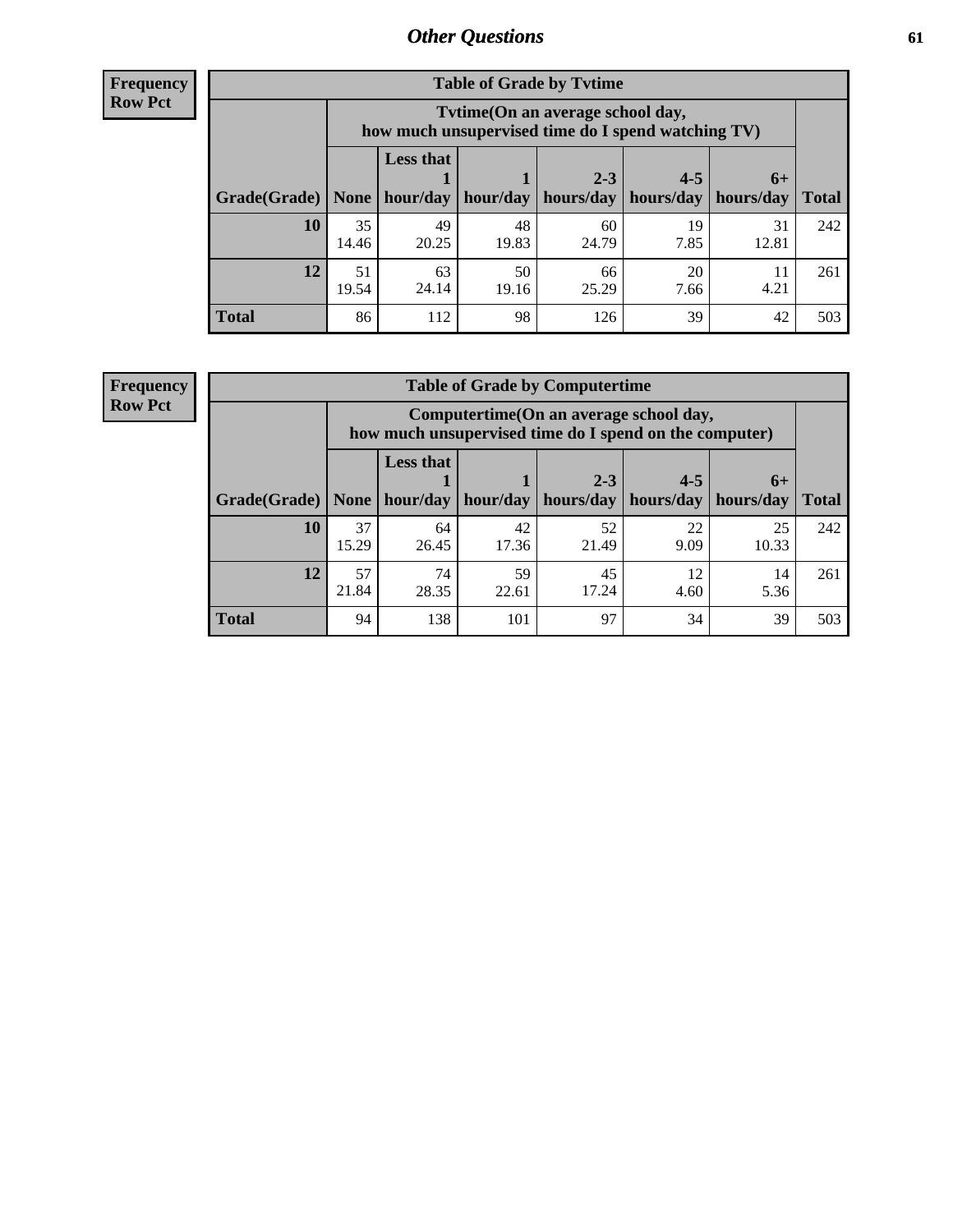**Frequency**
**Row Pct**

| Table of Grade by Tvtime | | | | | | | |
|---|---|---|---|---|---|---|---|
| | Tvtime(On an average school day, how much unsupervised time do I spend watching TV) | | | | | | |
| Grade(Grade) | None | Less that 1 hour/day | 1 hour/day | 2-3 hours/day | 4-5 hours/day | 6+ hours/day | Total |
| **10** | 35<br>14.46 | 49<br>20.25 | 48<br>19.83 | 60<br>24.79 | 19<br>7.85 | 31<br>12.81 | 242 |
| **12** | 51<br>19.54 | 63<br>24.14 | 50<br>19.16 | 66<br>25.29 | 20<br>7.66 | 11<br>4.21 | 261 |
| **Total** | 86 | 112 | 98 | 126 | 39 | 42 | 503 |

**Frequency**
**Row Pct**

| Table of Grade by Computertime | | | | | | | |
|---|---|---|---|---|---|---|---|
| | Computertime(On an average school day, how much unsupervised time do I spend on the computer) | | | | | | |
| Grade(Grade) | None | Less that 1 hour/day | 1 hour/day | 2-3 hours/day | 4-5 hours/day | 6+ hours/day | Total |
| **10** | 37<br>15.29 | 64<br>26.45 | 42<br>17.36 | 52<br>21.49 | 22<br>9.09 | 25<br>10.33 | 242 |
| **12** | 57<br>21.84 | 74<br>28.35 | 59<br>22.61 | 45<br>17.24 | 12<br>4.60 | 14<br>5.36 | 261 |
| **Total** | 94 | 138 | 101 | 97 | 34 | 39 | 503 |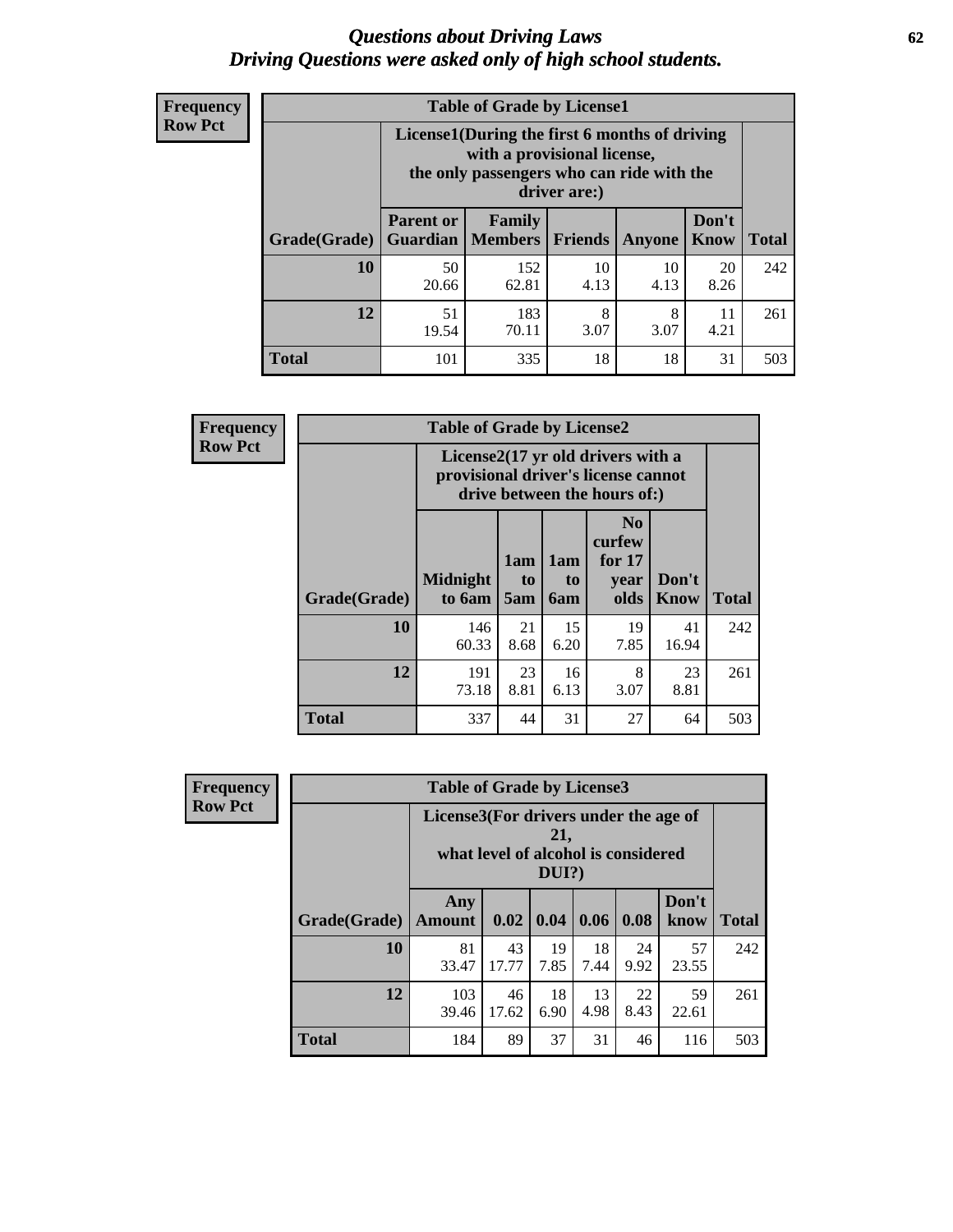# Questions about Driving Laws
*Driving Questions were asked only of high school students.*

**Frequency**
**Row Pct**

| Table of Grade by License1 | | | | | | |
|---|---|---|---|---|---|---|
| | License1(During the first 6 months of driving with a provisional license, the only passengers who can ride with the driver are:) | | | | | |
| Grade(Grade) | Parent or Guardian | Family Members | Friends | Anyone | Don't Know | Total |
| 10 | 50<br>20.66 | 152<br>62.81 | 10<br>4.13 | 10<br>4.13 | 20<br>8.26 | 242 |
| 12 | 51<br>19.54 | 183<br>70.11 | 8<br>3.07 | 8<br>3.07 | 11<br>4.21 | 261 |
| Total | 101 | 335 | 18 | 18 | 31 | 503 |

**Frequency**
**Row Pct**

| Table of Grade by License2 | | | | | | |
|---|---|---|---|---|---|---|
| | License2(17 yr old drivers with a provisional driver's license cannot drive between the hours of:) | | | | | |
| Grade(Grade) | Midnight to 6am | 1am to 5am | 1am to 6am | No curfew for 17 year olds | Don't Know | Total |
| 10 | 146<br>60.33 | 21<br>8.68 | 15<br>6.20 | 19<br>7.85 | 41<br>16.94 | 242 |
| 12 | 191<br>73.18 | 23<br>8.81 | 16<br>6.13 | 8<br>3.07 | 23<br>8.81 | 261 |
| Total | 337 | 44 | 31 | 27 | 64 | 503 |

**Frequency**
**Row Pct**

| Table of Grade by License3 | | | | | | | |
|---|---|---|---|---|---|---|---|
| | License3(For drivers under the age of 21, what level of alcohol is considered DUI?) | | | | | | |
| Grade(Grade) | Any Amount | 0.02 | 0.04 | 0.06 | 0.08 | Don't know | Total |
| 10 | 81<br>33.47 | 43<br>17.77 | 19<br>7.85 | 18<br>7.44 | 24<br>9.92 | 57<br>23.55 | 242 |
| 12 | 103<br>39.46 | 46<br>17.62 | 18<br>6.90 | 13<br>4.98 | 22<br>8.43 | 59<br>22.61 | 261 |
| Total | 184 | 89 | 37 | 31 | 46 | 116 | 503 |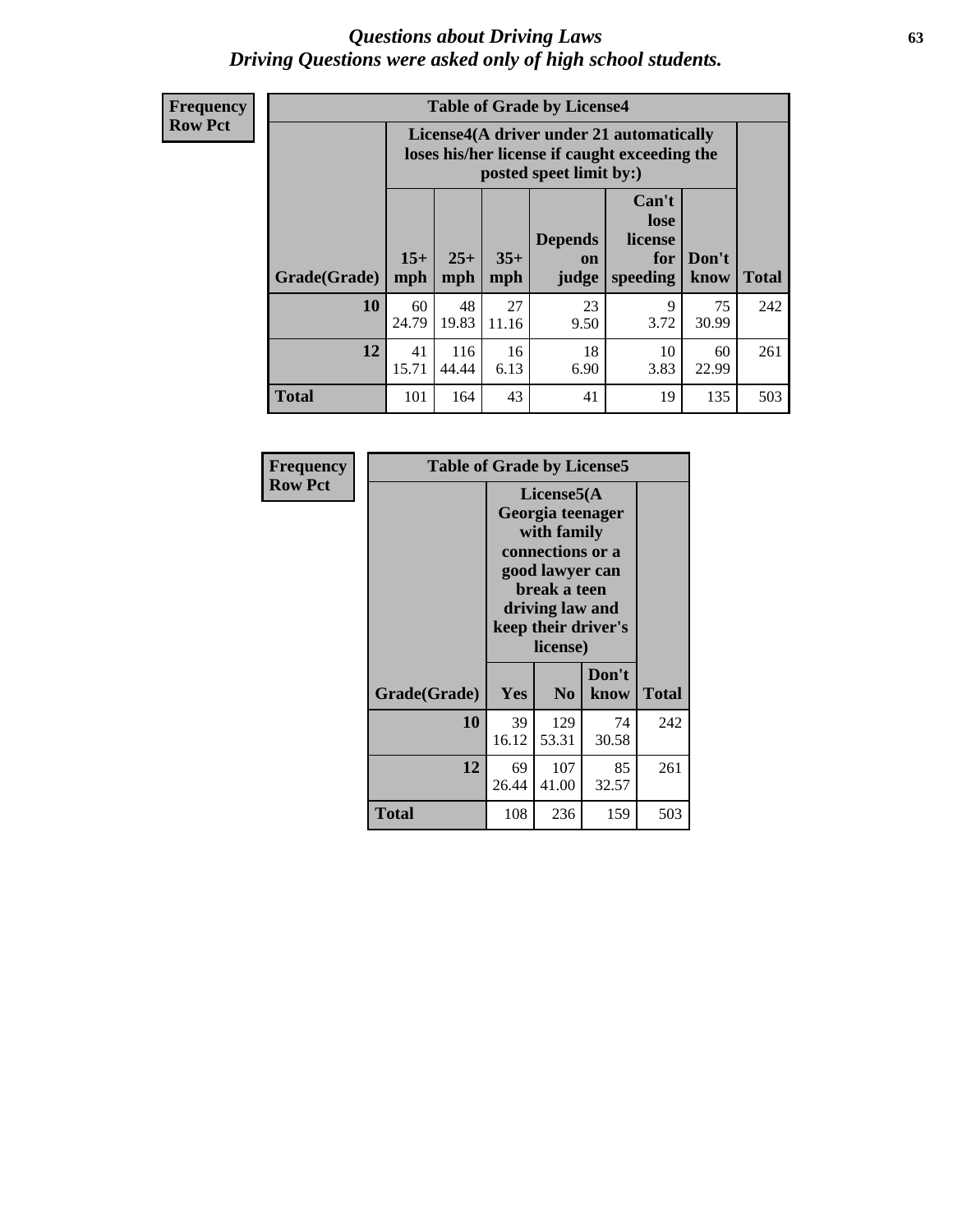# *Questions about Driving Laws*
## *Driving Questions were asked only of high school students.*

**Frequency**
**Row Pct**

| Table of Grade by License4 | | | | | | | |
|---|---|---|---|---|---|---|---|
| | License4(A driver under 21 automatically loses his/her license if caught exceeding the posted speet limit by:) | | | | | | |
| Grade(Grade) | 15+ mph | 25+ mph | 35+ mph | Depends on judge | Can't lose license for speeding | Don't know | Total |
| **10** | 60<br>24.79 | 48<br>19.83 | 27<br>11.16 | 23<br>9.50 | 9<br>3.72 | 75<br>30.99 | 242 |
| **12** | 41<br>15.71 | 116<br>44.44 | 16<br>6.13 | 18<br>6.90 | 10<br>3.83 | 60<br>22.99 | 261 |
| **Total** | 101 | 164 | 43 | 41 | 19 | 135 | 503 |

**Frequency**
**Row Pct**

| Table of Grade by License5 | | | | |
|---|---|---|---|---|
| | License5(A Georgia teenager with family connections or a good lawyer can break a teen driving law and keep their driver's license) | | | |
| Grade(Grade) | Yes | No | Don't know | Total |
| **10** | 39<br>16.12 | 129<br>53.31 | 74<br>30.58 | 242 |
| **12** | 69<br>26.44 | 107<br>41.00 | 85<br>32.57 | 261 |
| **Total** | 108 | 236 | 159 | 503 |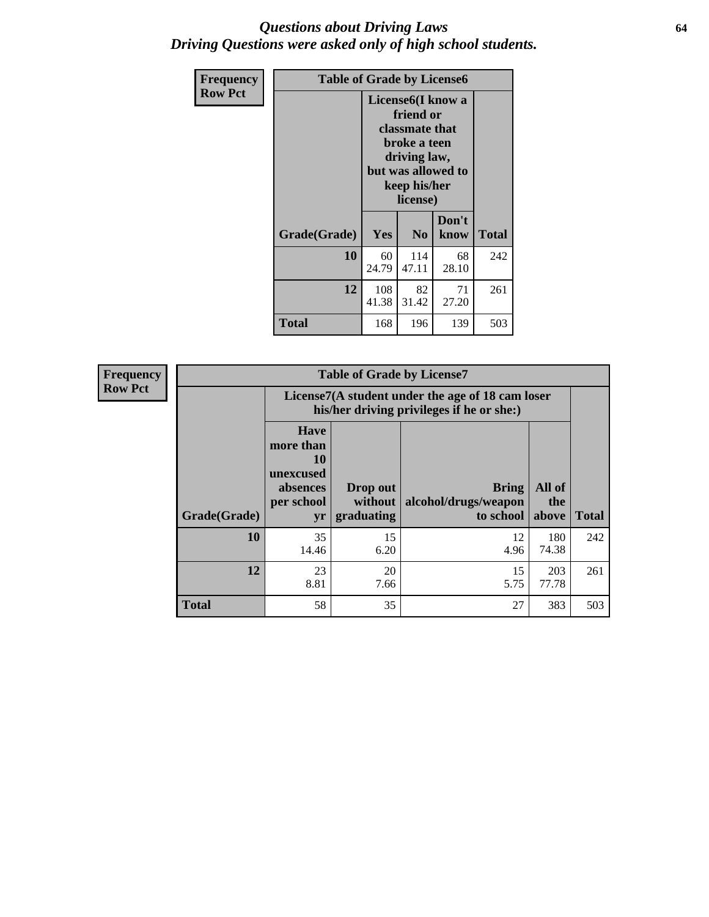# *Questions about Driving Laws*
## *Driving Questions were asked only of high school students.*

| Frequency<br>Row Pct | Table of Grade by License6 | | | |
|---|---|---|---|---|
| | License6(I know a friend or classmate that broke a teen driving law, but was allowed to keep his/her license) | | | |
| Grade(Grade) | Yes | No | Don't know | Total |
| 10 | 60<br>24.79 | 114<br>47.11 | 68<br>28.10 | 242 |
| 12 | 108<br>41.38 | 82<br>31.42 | 71<br>27.20 | 261 |
| Total | 168 | 196 | 139 | 503 |

| Frequency<br>Row Pct | Table of Grade by License7 | | | | |
|---|---|---|---|---|---|
| | License7(A student under the age of 18 cam loser his/her driving privileges if he or she:) | | | | |
| Grade(Grade) | Have more than 10 unexcused absences per school yr | Drop out without graduating | Bring alcohol/drugs/weapon to school | All of the above | Total |
| 10 | 35<br>14.46 | 15<br>6.20 | 12<br>4.96 | 180<br>74.38 | 242 |
| 12 | 23<br>8.81 | 20<br>7.66 | 15<br>5.75 | 203<br>77.78 | 261 |
| Total | 58 | 35 | 27 | 383 | 503 |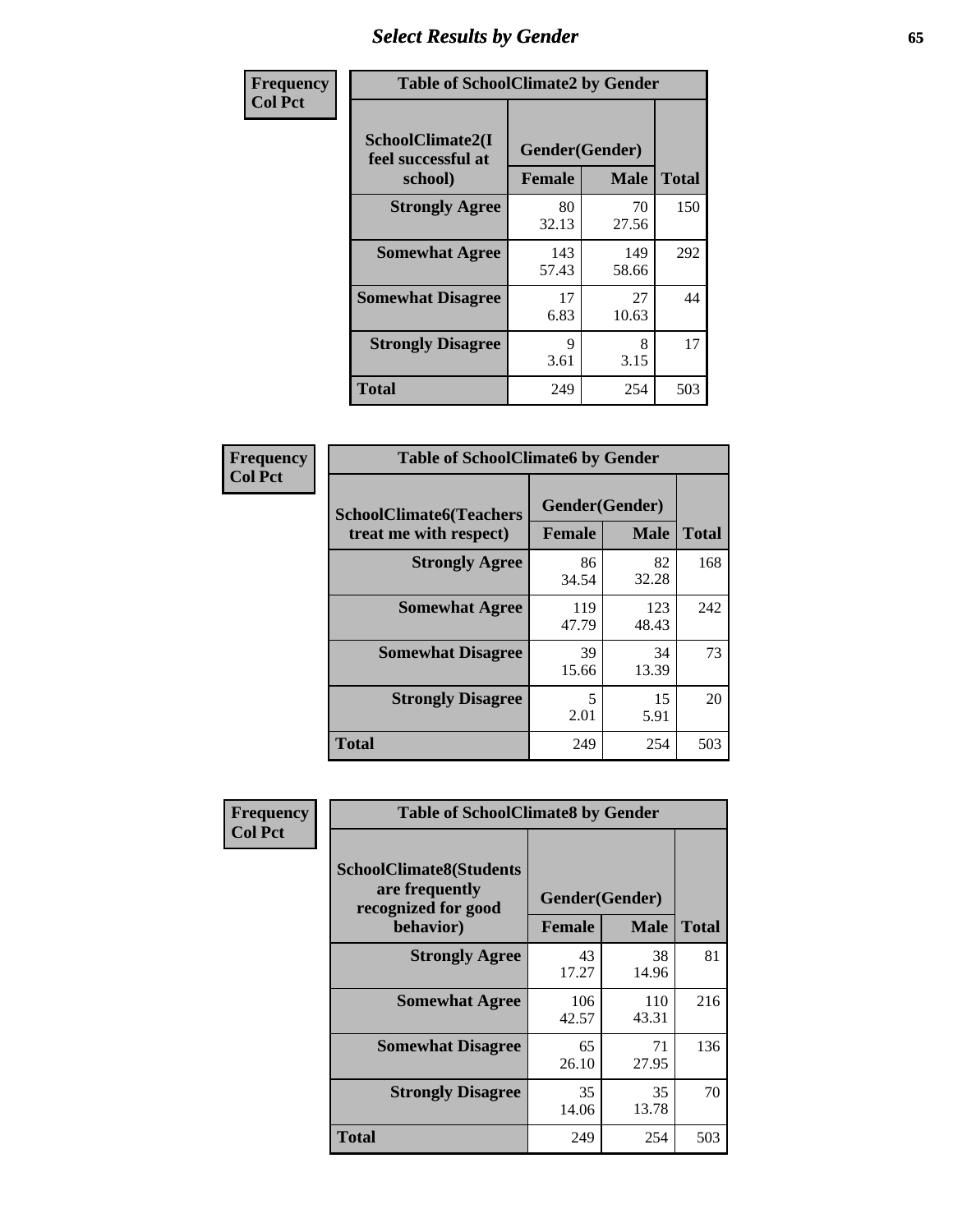# Select Results by Gender

**Frequency**
**Col Pct**

| Table of SchoolClimate2 by Gender | | | |
|---|---|---|---|
| SchoolClimate2(I feel successful at school) | Gender(Gender) | | Total |
| | Female | Male | |
| Strongly Agree | 80<br>32.13 | 70<br>27.56 | 150 |
| Somewhat Agree | 143<br>57.43 | 149<br>58.66 | 292 |
| Somewhat Disagree | 17<br>6.83 | 27<br>10.63 | 44 |
| Strongly Disagree | 9<br>3.61 | 8<br>3.15 | 17 |
| Total | 249 | 254 | 503 |

**Frequency**
**Col Pct**

| Table of SchoolClimate6 by Gender | | | |
|---|---|---|---|
| SchoolClimate6(Teachers treat me with respect) | Gender(Gender) | | Total |
| | Female | Male | |
| Strongly Agree | 86<br>34.54 | 82<br>32.28 | 168 |
| Somewhat Agree | 119<br>47.79 | 123<br>48.43 | 242 |
| Somewhat Disagree | 39<br>15.66 | 34<br>13.39 | 73 |
| Strongly Disagree | 5<br>2.01 | 15<br>5.91 | 20 |
| Total | 249 | 254 | 503 |

**Frequency**
**Col Pct**

| Table of SchoolClimate8 by Gender | | | |
|---|---|---|---|
| SchoolClimate8(Students are frequently recognized for good behavior) | Gender(Gender) | | Total |
| | Female | Male | |
| Strongly Agree | 43<br>17.27 | 38<br>14.96 | 81 |
| Somewhat Agree | 106<br>42.57 | 110<br>43.31 | 216 |
| Somewhat Disagree | 65<br>26.10 | 71<br>27.95 | 136 |
| Strongly Disagree | 35<br>14.06 | 35<br>13.78 | 70 |
| Total | 249 | 254 | 503 |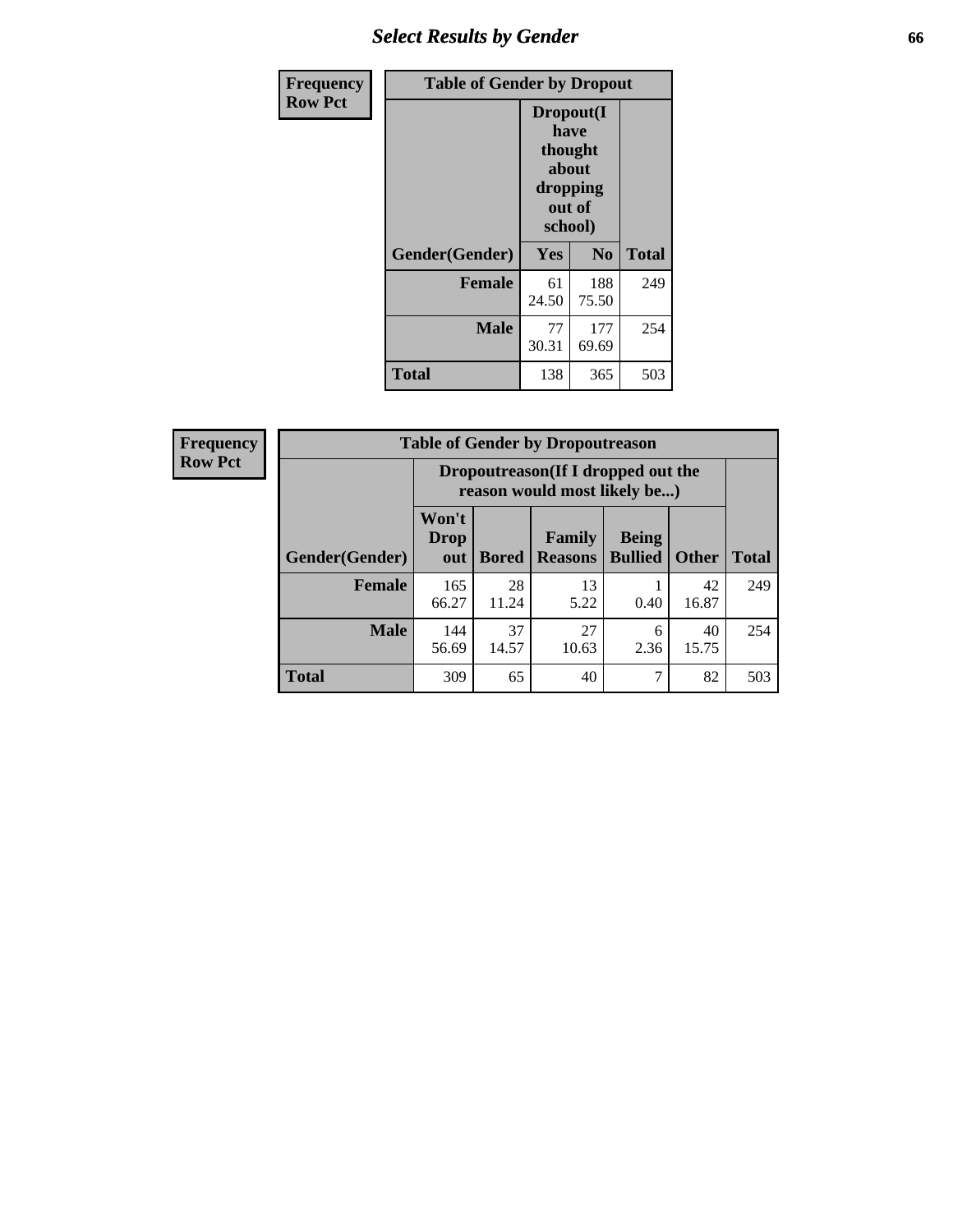# Select Results by Gender

**Frequency**
**Row Pct**

| Table of Gender by Dropout | | | |
|---|---|---|---|
| | Dropout(I have thought about dropping out of school) | | |
| Gender(Gender) | Yes | No | Total |
| **Female** | 61<br>24.50 | 188<br>75.50 | 249 |
| **Male** | 77<br>30.31 | 177<br>69.69 | 254 |
| **Total** | 138 | 365 | 503 |

**Frequency**
**Row Pct**

| Table of Gender by Dropoutreason | | | | | | |
|---|---|---|---|---|---|---|
| | Dropoutreason(If I dropped out the reason would most likely be...) | | | | | |
| Gender(Gender) | Won't Drop out | Bored | Family Reasons | Being Bullied | Other | Total |
| **Female** | 165<br>66.27 | 28<br>11.24 | 13<br>5.22 | 1<br>0.40 | 42<br>16.87 | 249 |
| **Male** | 144<br>56.69 | 37<br>14.57 | 27<br>10.63 | 6<br>2.36 | 40<br>15.75 | 254 |
| **Total** | 309 | 65 | 40 | 7 | 82 | 503 |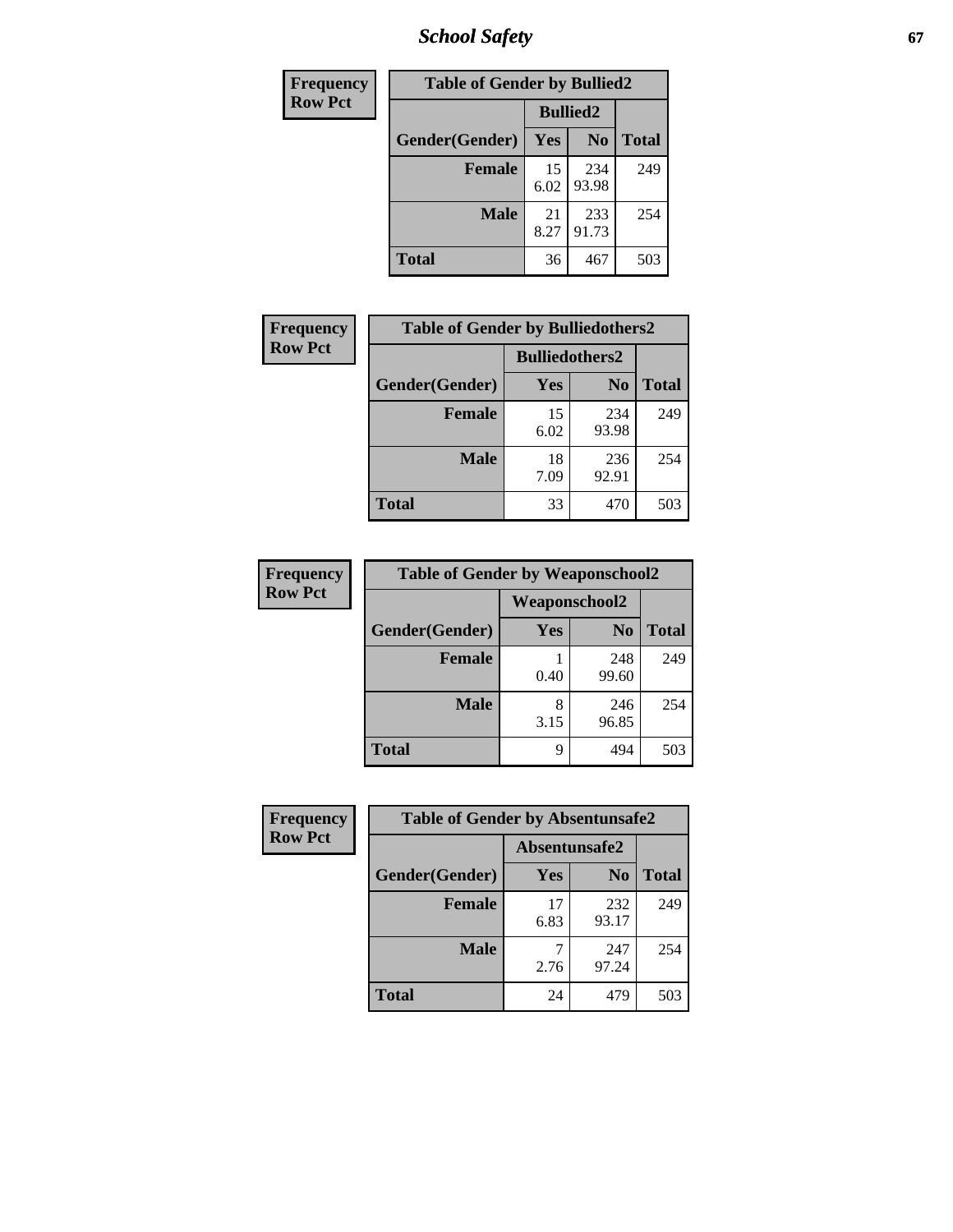| Frequency Row Pct |
|---|

**Table of Gender by Bullied2**

| Gender(Gender) | Bullied2 Yes | Bullied2 No | Total |
|---|---|---|---|
| **Female** | 15<br>6.02 | 234<br>93.98 | 249 |
| **Male** | 21<br>8.27 | 233<br>91.73 | 254 |
| **Total** | 36 | 467 | 503 |

| Frequency Row Pct |
|---|

**Table of Gender by Bulliedothers2**

| Gender(Gender) | Bulliedothers2 Yes | Bulliedothers2 No | Total |
|---|---|---|---|
| **Female** | 15<br>6.02 | 234<br>93.98 | 249 |
| **Male** | 18<br>7.09 | 236<br>92.91 | 254 |
| **Total** | 33 | 470 | 503 |

| Frequency Row Pct |
|---|

**Table of Gender by Weaponschool2**

| Gender(Gender) | Weaponschool2 Yes | Weaponschool2 No | Total |
|---|---|---|---|
| **Female** | 1<br>0.40 | 248<br>99.60 | 249 |
| **Male** | 8<br>3.15 | 246<br>96.85 | 254 |
| **Total** | 9 | 494 | 503 |

| Frequency Row Pct |
|---|

**Table of Gender by Absentunsafe2**

| Gender(Gender) | Absentunsafe2 Yes | Absentunsafe2 No | Total |
|---|---|---|---|
| **Female** | 17<br>6.83 | 232<br>93.17 | 249 |
| **Male** | 7<br>2.76 | 247<br>97.24 | 254 |
| **Total** | 24 | 479 | 503 |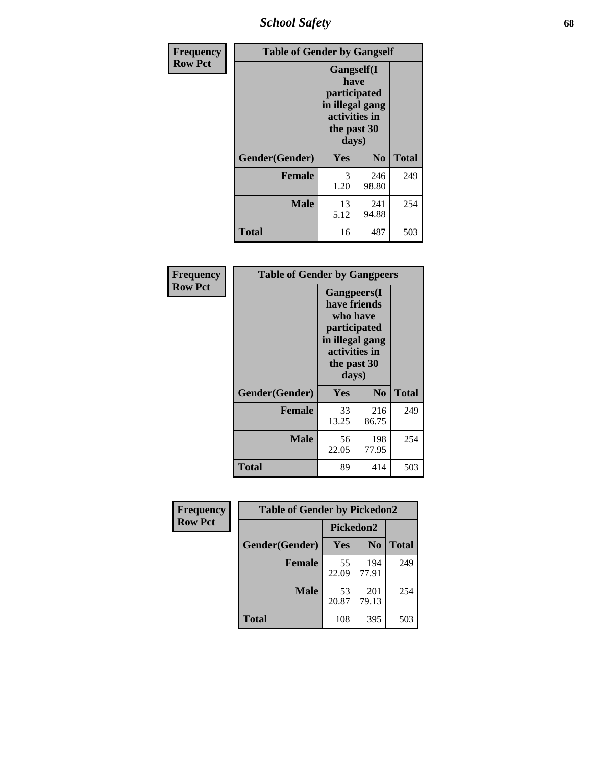| Frequency Row Pct | Table of Gender by Gangself | | |
|---|---|---|---|
| | Gangself(I have participated in illegal gang activities in the past 30 days) | | |
| Gender(Gender) | Yes | No | Total |
| Female | 3<br>1.20 | 246<br>98.80 | 249 |
| Male | 13<br>5.12 | 241<br>94.88 | 254 |
| Total | 16 | 487 | 503 |

| Frequency Row Pct | Table of Gender by Gangpeers | | |
|---|---|---|---|
| | Gangpeers(I have friends who have participated in illegal gang activities in the past 30 days) | | |
| Gender(Gender) | Yes | No | Total |
| Female | 33<br>13.25 | 216<br>86.75 | 249 |
| Male | 56<br>22.05 | 198<br>77.95 | 254 |
| Total | 89 | 414 | 503 |

| Frequency Row Pct | Table of Gender by Pickedon2 | | |
|---|---|---|---|
| | Pickedon2 | | |
| Gender(Gender) | Yes | No | Total |
| Female | 55<br>22.09 | 194<br>77.91 | 249 |
| Male | 53<br>20.87 | 201<br>79.13 | 254 |
| Total | 108 | 395 | 503 |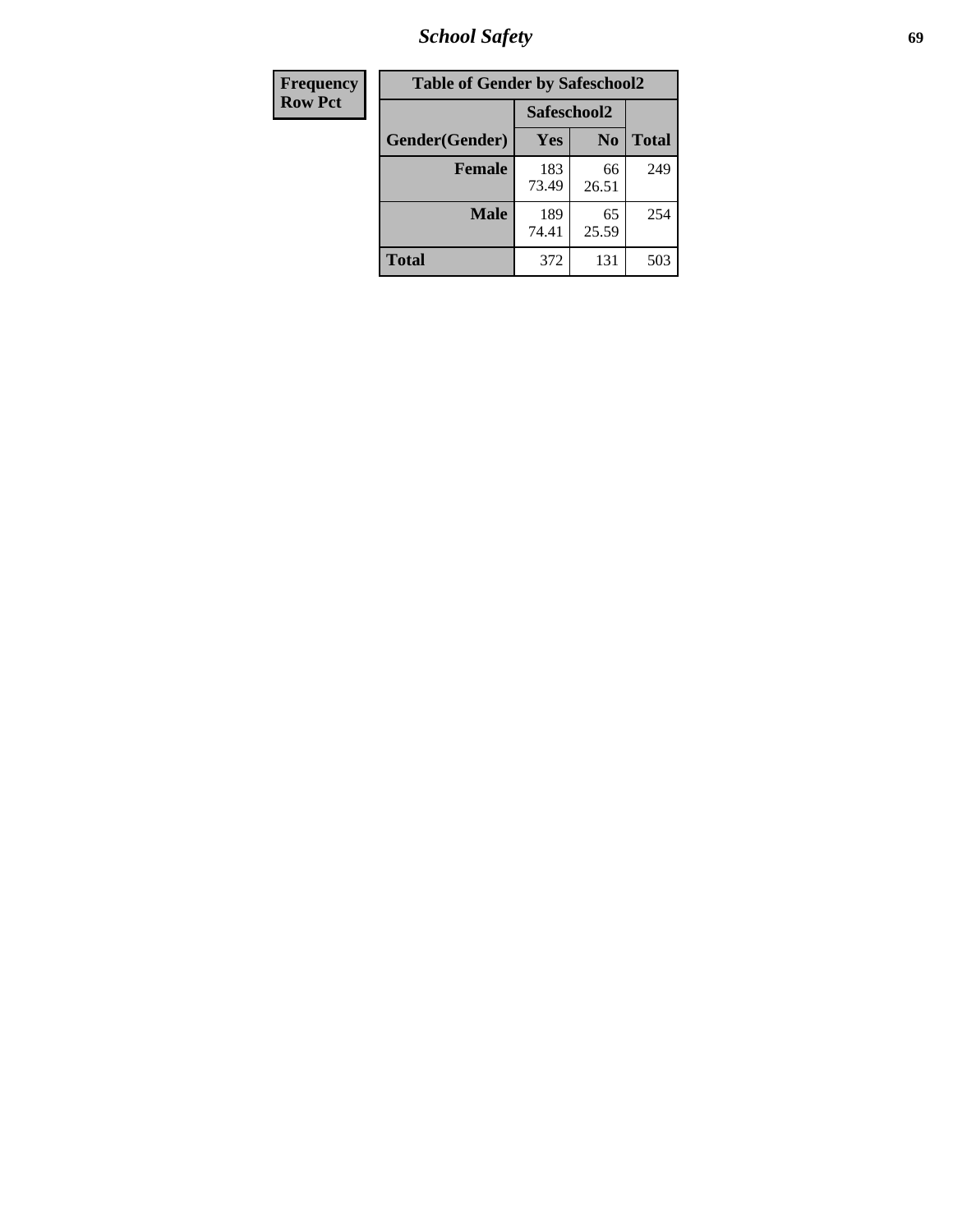| Frequency |
|---|
| Row Pct |

| Table of Gender by Safeschool2 | | | |
|---|---|---|---|
| | Safeschool2 | | |
| Gender(Gender) | Yes | No | Total |
| Female | 183<br>73.49 | 66<br>26.51 | 249 |
| Male | 189<br>74.41 | 65<br>25.59 | 254 |
| Total | 372 | 131 | 503 |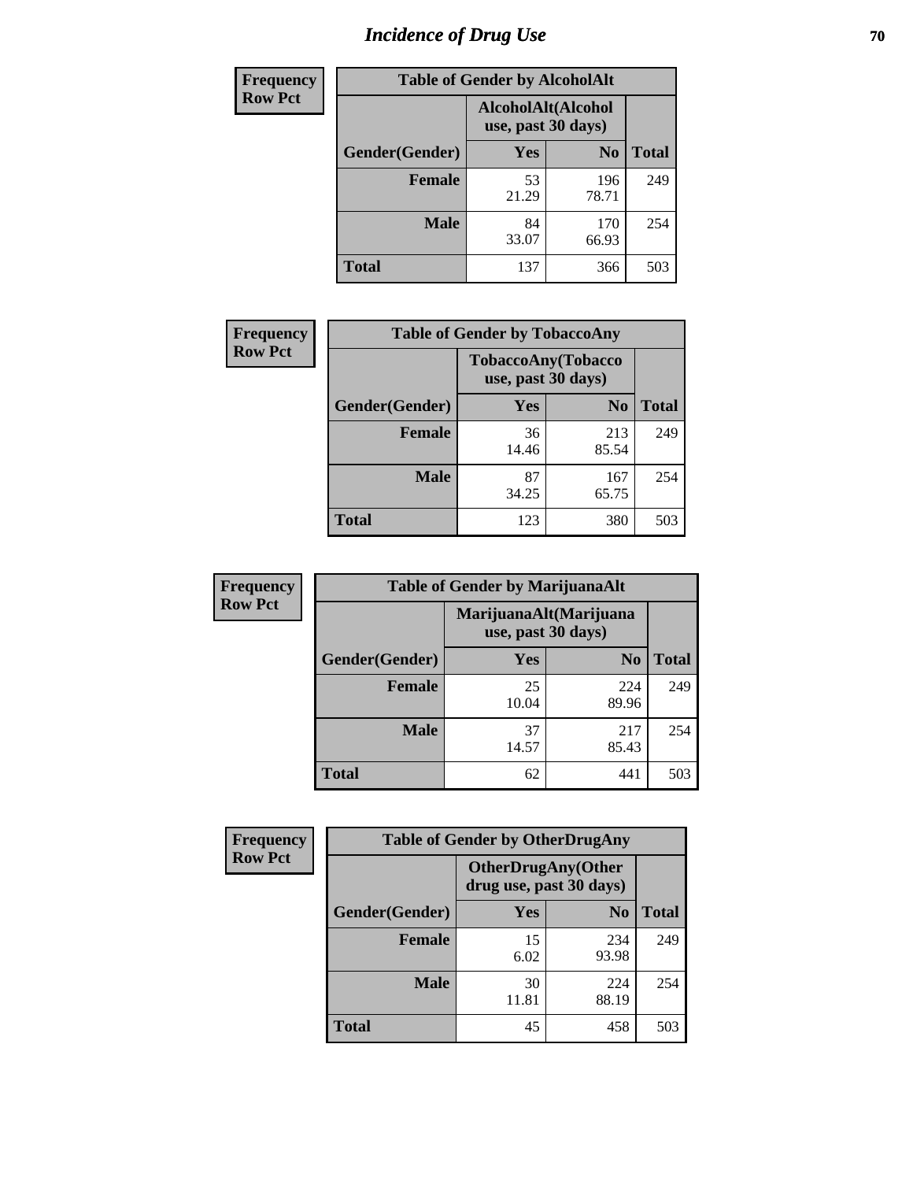# Incidence of Drug Use

| Frequency Row Pct | Table of Gender by AlcoholAlt | | |
|---|---|---|---|
| | AlcoholAlt(Alcohol use, past 30 days) | | |
| Gender(Gender) | Yes | No | Total |
| Female | 53<br>21.29 | 196<br>78.71 | 249 |
| Male | 84<br>33.07 | 170<br>66.93 | 254 |
| Total | 137 | 366 | 503 |

| Frequency Row Pct | Table of Gender by TobaccoAny | | |
|---|---|---|---|
| | TobaccoAny(Tobacco use, past 30 days) | | |
| Gender(Gender) | Yes | No | Total |
| Female | 36<br>14.46 | 213<br>85.54 | 249 |
| Male | 87<br>34.25 | 167<br>65.75 | 254 |
| Total | 123 | 380 | 503 |

| Frequency Row Pct | Table of Gender by MarijuanaAlt | | |
|---|---|---|---|
| | MarijuanaAlt(Marijuana use, past 30 days) | | |
| Gender(Gender) | Yes | No | Total |
| Female | 25<br>10.04 | 224<br>89.96 | 249 |
| Male | 37<br>14.57 | 217<br>85.43 | 254 |
| Total | 62 | 441 | 503 |

| Frequency Row Pct | Table of Gender by OtherDrugAny | | |
|---|---|---|---|
| | OtherDrugAny(Other drug use, past 30 days) | | |
| Gender(Gender) | Yes | No | Total |
| Female | 15<br>6.02 | 234<br>93.98 | 249 |
| Male | 30<br>11.81 | 224<br>88.19 | 254 |
| Total | 45 | 458 | 503 |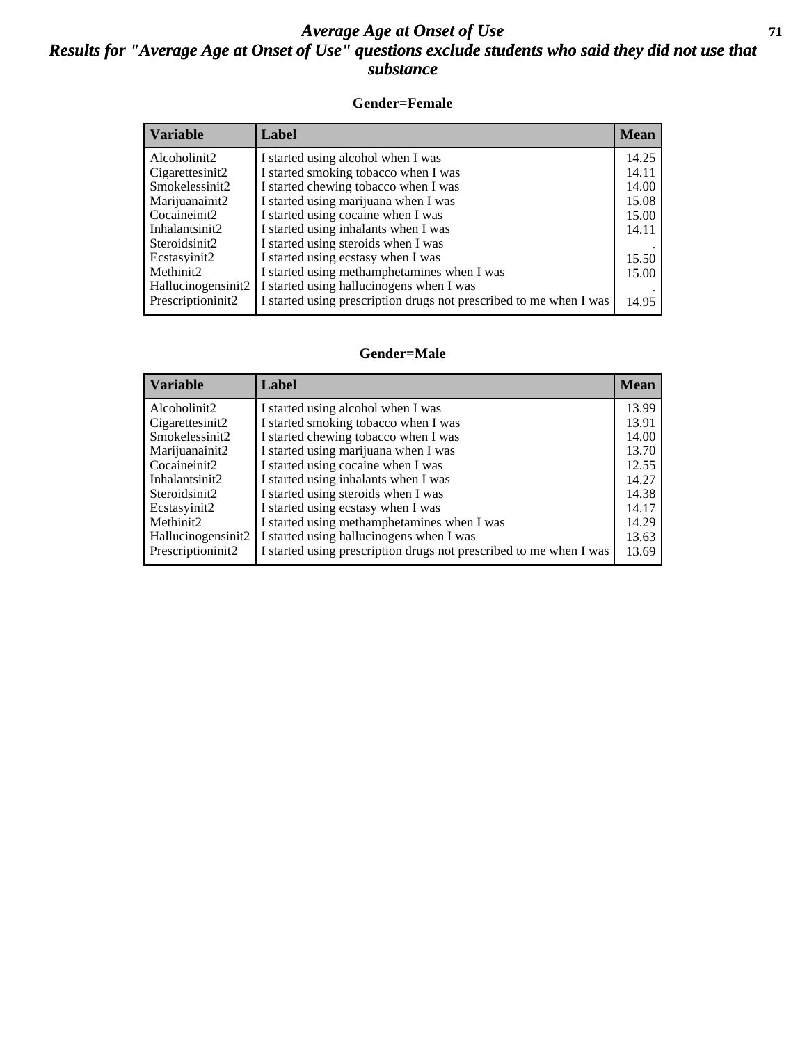# *Average Age at Onset of Use*

## *Results for "Average Age at Onset of Use" questions exclude students who said they did not use that substance*

### Gender=Female

| Variable | Label | Mean |
|---|---|---|
| Alcoholinit2 | I started using alcohol when I was | 14.25 |
| Cigarettesinit2 | I started smoking tobacco when I was | 14.11 |
| Smokelessinit2 | I started chewing tobacco when I was | 14.00 |
| Marijuanainit2 | I started using marijuana when I was | 15.08 |
| Cocaineinit2 | I started using cocaine when I was | 15.00 |
| Inhalantsinit2 | I started using inhalants when I was | 14.11 |
| Steroidsinit2 | I started using steroids when I was | . |
| Ecstasyinit2 | I started using ecstasy when I was | 15.50 |
| Methinit2 | I started using methamphetamines when I was | 15.00 |
| Hallucinogensinit2 | I started using hallucinogens when I was | . |
| Prescriptioninit2 | I started using prescription drugs not prescribed to me when I was | 14.95 |

### Gender=Male

| Variable | Label | Mean |
|---|---|---|
| Alcoholinit2 | I started using alcohol when I was | 13.99 |
| Cigarettesinit2 | I started smoking tobacco when I was | 13.91 |
| Smokelessinit2 | I started chewing tobacco when I was | 14.00 |
| Marijuanainit2 | I started using marijuana when I was | 13.70 |
| Cocaineinit2 | I started using cocaine when I was | 12.55 |
| Inhalantsinit2 | I started using inhalants when I was | 14.27 |
| Steroidsinit2 | I started using steroids when I was | 14.38 |
| Ecstasyinit2 | I started using ecstasy when I was | 14.17 |
| Methinit2 | I started using methamphetamines when I was | 14.29 |
| Hallucinogensinit2 | I started using hallucinogens when I was | 13.63 |
| Prescriptioninit2 | I started using prescription drugs not prescribed to me when I was | 13.69 |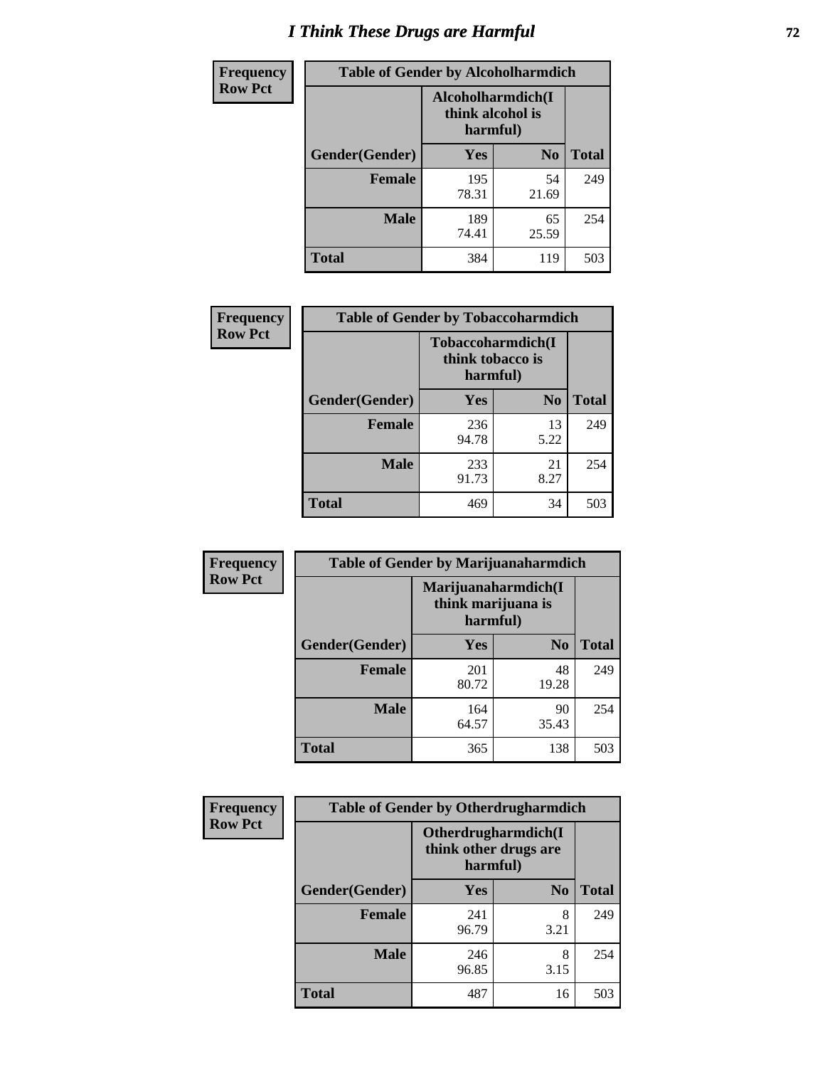# I Think These Drugs are Harmful

| Frequency Row Pct | Table of Gender by Alcoholharmdich | | |
|---|---|---|---|
| | Alcoholharmdich(I think alcohol is harmful) | | |
| Gender(Gender) | Yes | No | Total |
| Female | 195<br>78.31 | 54<br>21.69 | 249 |
| Male | 189<br>74.41 | 65<br>25.59 | 254 |
| Total | 384 | 119 | 503 |

| Frequency Row Pct | Table of Gender by Tobaccoharmdich | | |
|---|---|---|---|
| | Tobaccoharmdich(I think tobacco is harmful) | | |
| Gender(Gender) | Yes | No | Total |
| Female | 236<br>94.78 | 13<br>5.22 | 249 |
| Male | 233<br>91.73 | 21<br>8.27 | 254 |
| Total | 469 | 34 | 503 |

| Frequency Row Pct | Table of Gender by Marijuanaharmdich | | |
|---|---|---|---|
| | Marijuanaharmdich(I think marijuana is harmful) | | |
| Gender(Gender) | Yes | No | Total |
| Female | 201<br>80.72 | 48<br>19.28 | 249 |
| Male | 164<br>64.57 | 90<br>35.43 | 254 |
| Total | 365 | 138 | 503 |

| Frequency Row Pct | Table of Gender by Otherdrugharmdich | | |
|---|---|---|---|
| | Otherdrugharmdich(I think other drugs are harmful) | | |
| Gender(Gender) | Yes | No | Total |
| Female | 241<br>96.79 | 8<br>3.21 | 249 |
| Male | 246<br>96.85 | 8<br>3.15 | 254 |
| Total | 487 | 16 | 503 |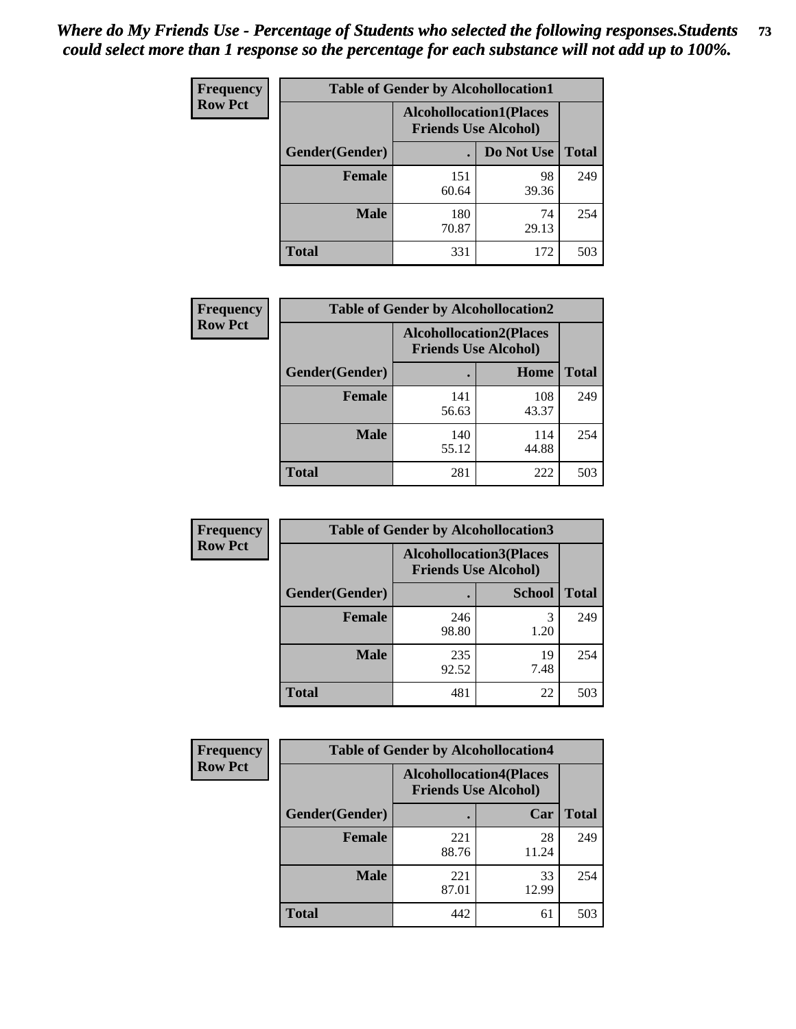*Where do My Friends Use - Percentage of Students who selected the following responses.Students could select more than 1 response so the percentage for each substance will not add up to 100%.*

**Frequency**
**Row Pct**

| Table of Gender by Alcohollocation1 | | | |
|---|---|---|---|
| | Alcohollocation1(Places Friends Use Alcohol) | | |
| Gender(Gender) | . | Do Not Use | Total |
| Female | 151<br>60.64 | 98<br>39.36 | 249 |
| Male | 180<br>70.87 | 74<br>29.13 | 254 |
| Total | 331 | 172 | 503 |

**Frequency**
**Row Pct**

| Table of Gender by Alcohollocation2 | | | |
|---|---|---|---|
| | Alcohollocation2(Places Friends Use Alcohol) | | |
| Gender(Gender) | . | Home | Total |
| Female | 141<br>56.63 | 108<br>43.37 | 249 |
| Male | 140<br>55.12 | 114<br>44.88 | 254 |
| Total | 281 | 222 | 503 |

**Frequency**
**Row Pct**

| Table of Gender by Alcohollocation3 | | | |
|---|---|---|---|
| | Alcohollocation3(Places Friends Use Alcohol) | | |
| Gender(Gender) | . | School | Total |
| Female | 246<br>98.80 | 3<br>1.20 | 249 |
| Male | 235<br>92.52 | 19<br>7.48 | 254 |
| Total | 481 | 22 | 503 |

**Frequency**
**Row Pct**

| Table of Gender by Alcohollocation4 | | | |
|---|---|---|---|
| | Alcohollocation4(Places Friends Use Alcohol) | | |
| Gender(Gender) | . | Car | Total |
| Female | 221<br>88.76 | 28<br>11.24 | 249 |
| Male | 221<br>87.01 | 33<br>12.99 | 254 |
| Total | 442 | 61 | 503 |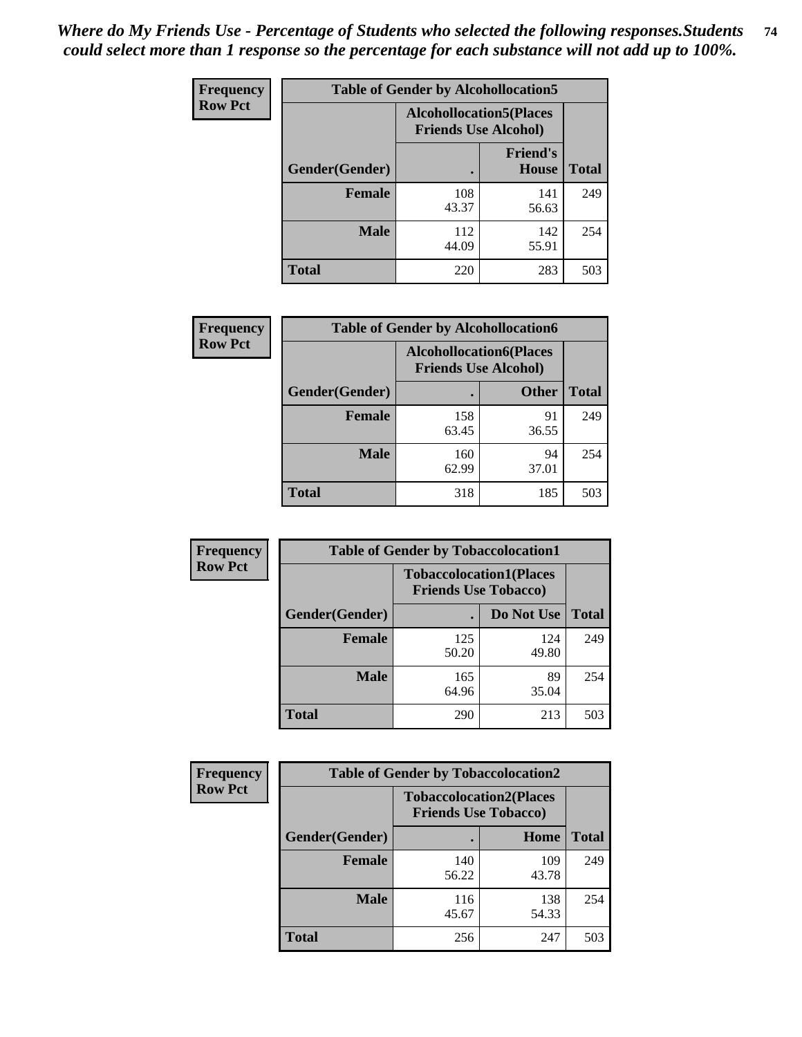*Where do My Friends Use - Percentage of Students who selected the following responses.Students could select more than 1 response so the percentage for each substance will not add up to 100%.*

**Frequency / Row Pct**

| Table of Gender by Alcohollocation5 | | | |
|---|---|---|---|
| | Alcohollocation5(Places Friends Use Alcohol) | | |
| Gender(Gender) | . | Friend's House | Total |
| **Female** | 108<br>43.37 | 141<br>56.63 | 249 |
| **Male** | 112<br>44.09 | 142<br>55.91 | 254 |
| **Total** | 220 | 283 | 503 |

**Frequency / Row Pct**

| Table of Gender by Alcohollocation6 | | | |
|---|---|---|---|
| | Alcohollocation6(Places Friends Use Alcohol) | | |
| Gender(Gender) | . | Other | Total |
| **Female** | 158<br>63.45 | 91<br>36.55 | 249 |
| **Male** | 160<br>62.99 | 94<br>37.01 | 254 |
| **Total** | 318 | 185 | 503 |

**Frequency / Row Pct**

| Table of Gender by Tobaccolocation1 | | | |
|---|---|---|---|
| | Tobaccolocation1(Places Friends Use Tobacco) | | |
| Gender(Gender) | . | Do Not Use | Total |
| **Female** | 125<br>50.20 | 124<br>49.80 | 249 |
| **Male** | 165<br>64.96 | 89<br>35.04 | 254 |
| **Total** | 290 | 213 | 503 |

**Frequency / Row Pct**

| Table of Gender by Tobaccolocation2 | | | |
|---|---|---|---|
| | Tobaccolocation2(Places Friends Use Tobacco) | | |
| Gender(Gender) | . | Home | Total |
| **Female** | 140<br>56.22 | 109<br>43.78 | 249 |
| **Male** | 116<br>45.67 | 138<br>54.33 | 254 |
| **Total** | 256 | 247 | 503 |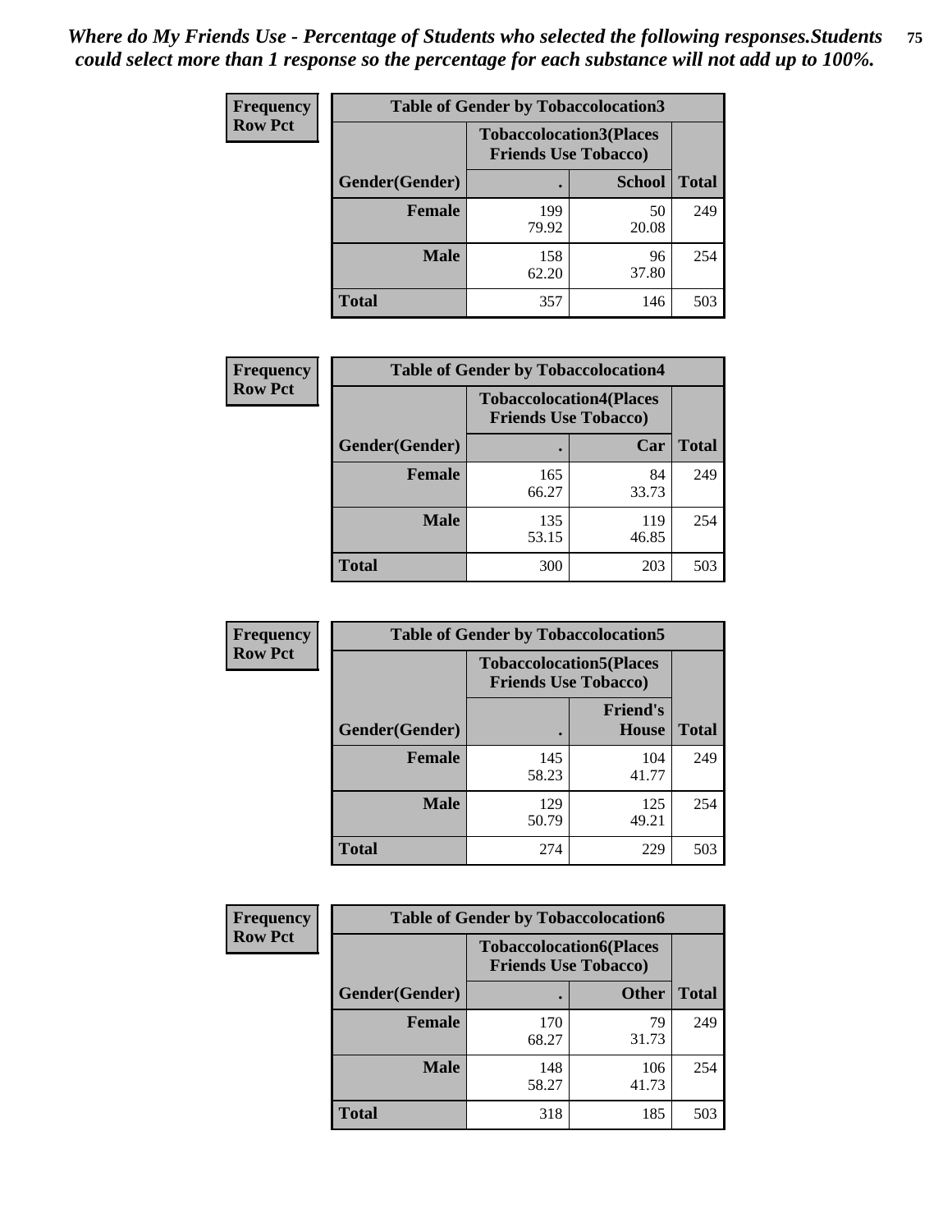*Where do My Friends Use - Percentage of Students who selected the following responses.Students could select more than 1 response so the percentage for each substance will not add up to 100%.*

**Frequency Row Pct**

| Table of Gender by Tobaccolocation3 | | | |
|---|---|---|---|
| | Tobaccolocation3(Places Friends Use Tobacco) | | |
| Gender(Gender) | . | School | Total |
| Female | 199<br>79.92 | 50<br>20.08 | 249 |
| Male | 158<br>62.20 | 96<br>37.80 | 254 |
| Total | 357 | 146 | 503 |

**Frequency Row Pct**

| Table of Gender by Tobaccolocation4 | | | |
|---|---|---|---|
| | Tobaccolocation4(Places Friends Use Tobacco) | | |
| Gender(Gender) | . | Car | Total |
| Female | 165<br>66.27 | 84<br>33.73 | 249 |
| Male | 135<br>53.15 | 119<br>46.85 | 254 |
| Total | 300 | 203 | 503 |

**Frequency Row Pct**

| Table of Gender by Tobaccolocation5 | | | |
|---|---|---|---|
| | Tobaccolocation5(Places Friends Use Tobacco) | | |
| Gender(Gender) | . | Friend's House | Total |
| Female | 145<br>58.23 | 104<br>41.77 | 249 |
| Male | 129<br>50.79 | 125<br>49.21 | 254 |
| Total | 274 | 229 | 503 |

**Frequency Row Pct**

| Table of Gender by Tobaccolocation6 | | | |
|---|---|---|---|
| | Tobaccolocation6(Places Friends Use Tobacco) | | |
| Gender(Gender) | . | Other | Total |
| Female | 170<br>68.27 | 79<br>31.73 | 249 |
| Male | 148<br>58.27 | 106<br>41.73 | 254 |
| Total | 318 | 185 | 503 |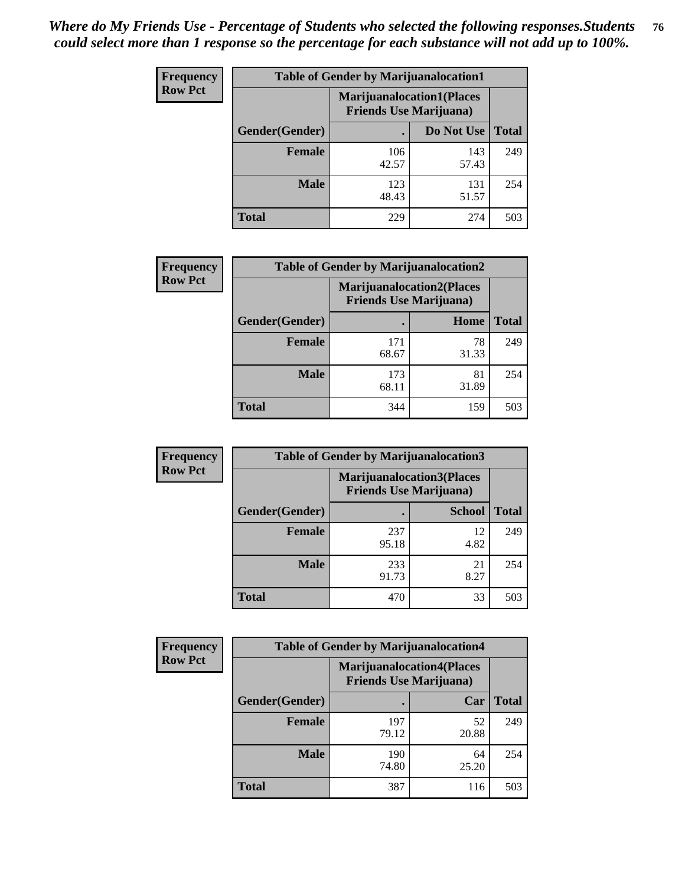*Where do My Friends Use - Percentage of Students who selected the following responses.Students could select more than 1 response so the percentage for each substance will not add up to 100%.*

**Frequency**
**Row Pct**

| Table of Gender by Marijuanalocation1 | | | |
|---|---|---|---|
| | Marijuanalocation1(Places Friends Use Marijuana) | | |
| Gender(Gender) | . | Do Not Use | Total |
| **Female** | 106<br>42.57 | 143<br>57.43 | 249 |
| **Male** | 123<br>48.43 | 131<br>51.57 | 254 |
| **Total** | 229 | 274 | 503 |

**Frequency**
**Row Pct**

| Table of Gender by Marijuanalocation2 | | | |
|---|---|---|---|
| | Marijuanalocation2(Places Friends Use Marijuana) | | |
| Gender(Gender) | . | Home | Total |
| **Female** | 171<br>68.67 | 78<br>31.33 | 249 |
| **Male** | 173<br>68.11 | 81<br>31.89 | 254 |
| **Total** | 344 | 159 | 503 |

**Frequency**
**Row Pct**

| Table of Gender by Marijuanalocation3 | | | |
|---|---|---|---|
| | Marijuanalocation3(Places Friends Use Marijuana) | | |
| Gender(Gender) | . | School | Total |
| **Female** | 237<br>95.18 | 12<br>4.82 | 249 |
| **Male** | 233<br>91.73 | 21<br>8.27 | 254 |
| **Total** | 470 | 33 | 503 |

**Frequency**
**Row Pct**

| Table of Gender by Marijuanalocation4 | | | |
|---|---|---|---|
| | Marijuanalocation4(Places Friends Use Marijuana) | | |
| Gender(Gender) | . | Car | Total |
| **Female** | 197<br>79.12 | 52<br>20.88 | 249 |
| **Male** | 190<br>74.80 | 64<br>25.20 | 254 |
| **Total** | 387 | 116 | 503 |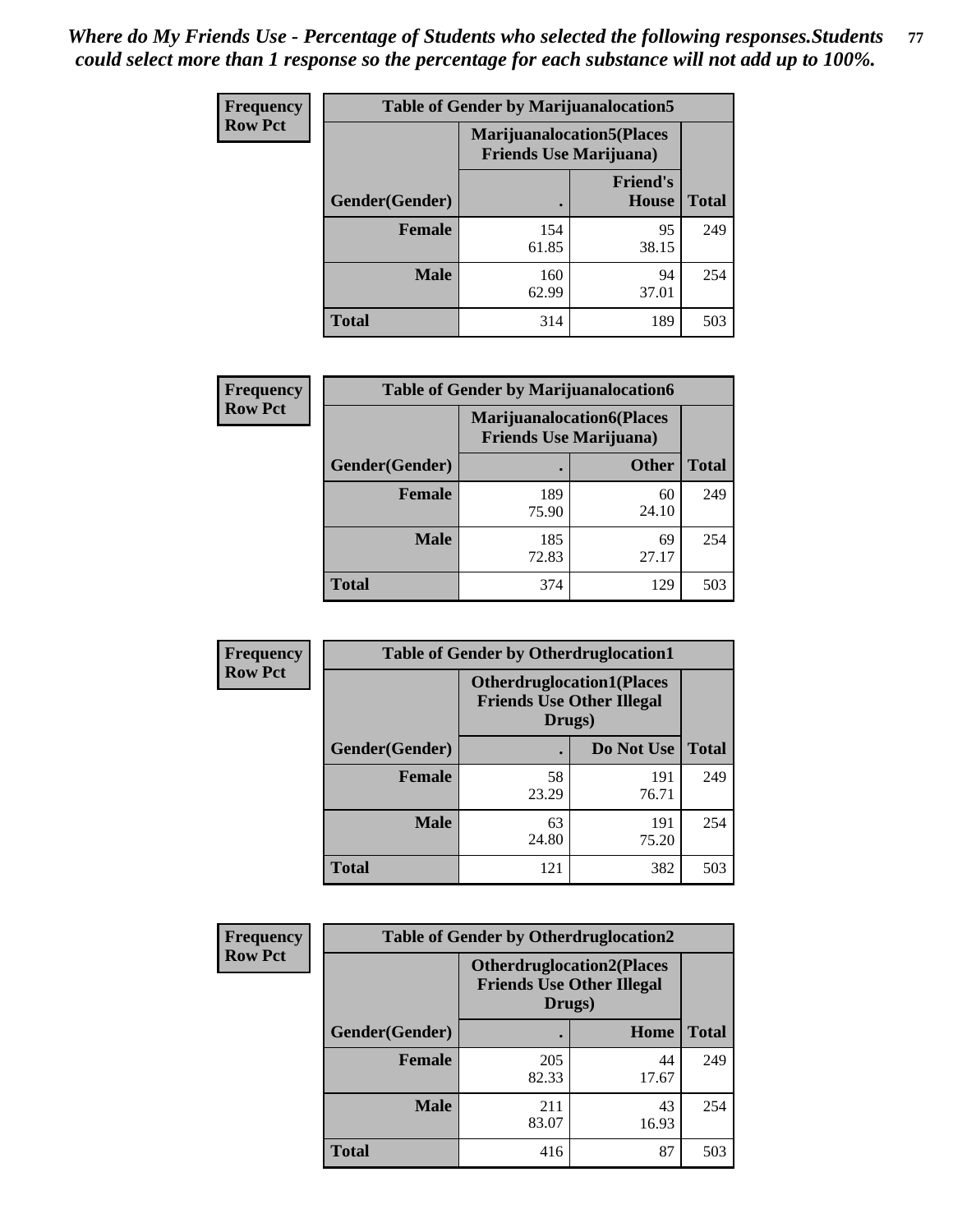*Where do My Friends Use - Percentage of Students who selected the following responses.Students could select more than 1 response so the percentage for each substance will not add up to 100%.*

**Frequency / Row Pct**

| Table of Gender by Marijuanalocation5 | | | |
|---|---|---|---|
| | Marijuanalocation5(Places Friends Use Marijuana) | | |
| Gender(Gender) | . | Friend's House | Total |
| **Female** | 154<br>61.85 | 95<br>38.15 | 249 |
| **Male** | 160<br>62.99 | 94<br>37.01 | 254 |
| **Total** | 314 | 189 | 503 |

**Frequency / Row Pct**

| Table of Gender by Marijuanalocation6 | | | |
|---|---|---|---|
| | Marijuanalocation6(Places Friends Use Marijuana) | | |
| Gender(Gender) | . | Other | Total |
| **Female** | 189<br>75.90 | 60<br>24.10 | 249 |
| **Male** | 185<br>72.83 | 69<br>27.17 | 254 |
| **Total** | 374 | 129 | 503 |

**Frequency / Row Pct**

| Table of Gender by Otherdruglocation1 | | | |
|---|---|---|---|
| | Otherdruglocation1(Places Friends Use Other Illegal Drugs) | | |
| Gender(Gender) | . | Do Not Use | Total |
| **Female** | 58<br>23.29 | 191<br>76.71 | 249 |
| **Male** | 63<br>24.80 | 191<br>75.20 | 254 |
| **Total** | 121 | 382 | 503 |

**Frequency / Row Pct**

| Table of Gender by Otherdruglocation2 | | | |
|---|---|---|---|
| | Otherdruglocation2(Places Friends Use Other Illegal Drugs) | | |
| Gender(Gender) | . | Home | Total |
| **Female** | 205<br>82.33 | 44<br>17.67 | 249 |
| **Male** | 211<br>83.07 | 43<br>16.93 | 254 |
| **Total** | 416 | 87 | 503 |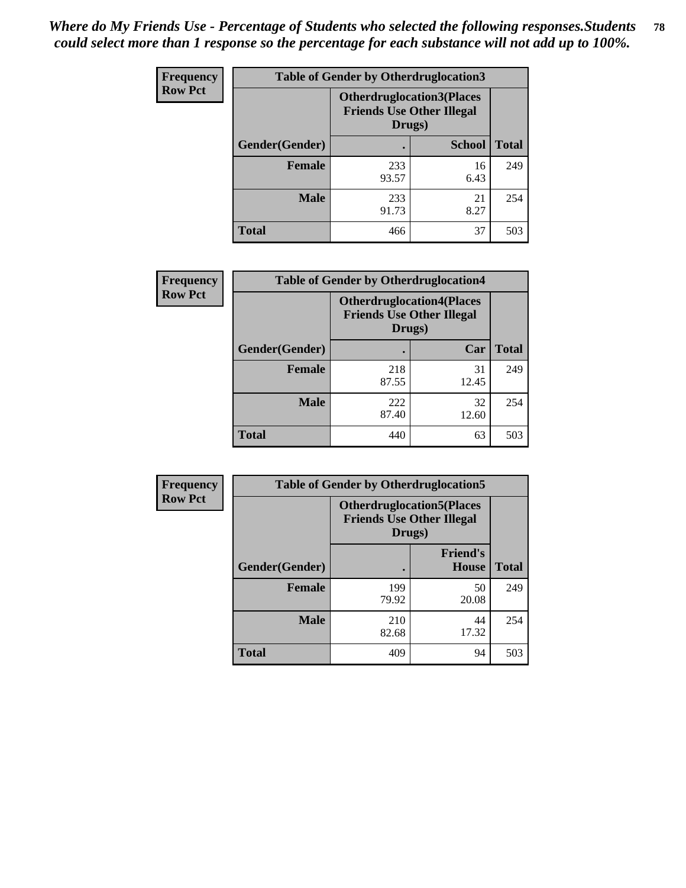*Where do My Friends Use - Percentage of Students who selected the following responses.Students could select more than 1 response so the percentage for each substance will not add up to 100%.*

**Frequency**
**Row Pct**

| Table of Gender by Otherdruglocation3 | | | |
|---|---|---|---|
| | Otherdruglocation3(Places Friends Use Other Illegal Drugs) | | |
| Gender(Gender) | . | School | Total |
| Female | 233<br>93.57 | 16<br>6.43 | 249 |
| Male | 233<br>91.73 | 21<br>8.27 | 254 |
| Total | 466 | 37 | 503 |

**Frequency**
**Row Pct**

| Table of Gender by Otherdruglocation4 | | | |
|---|---|---|---|
| | Otherdruglocation4(Places Friends Use Other Illegal Drugs) | | |
| Gender(Gender) | . | Car | Total |
| Female | 218<br>87.55 | 31<br>12.45 | 249 |
| Male | 222<br>87.40 | 32<br>12.60 | 254 |
| Total | 440 | 63 | 503 |

**Frequency**
**Row Pct**

| Table of Gender by Otherdruglocation5 | | | |
|---|---|---|---|
| | Otherdruglocation5(Places Friends Use Other Illegal Drugs) | | |
| Gender(Gender) | . | Friend's House | Total |
| Female | 199<br>79.92 | 50<br>20.08 | 249 |
| Male | 210<br>82.68 | 44<br>17.32 | 254 |
| Total | 409 | 94 | 503 |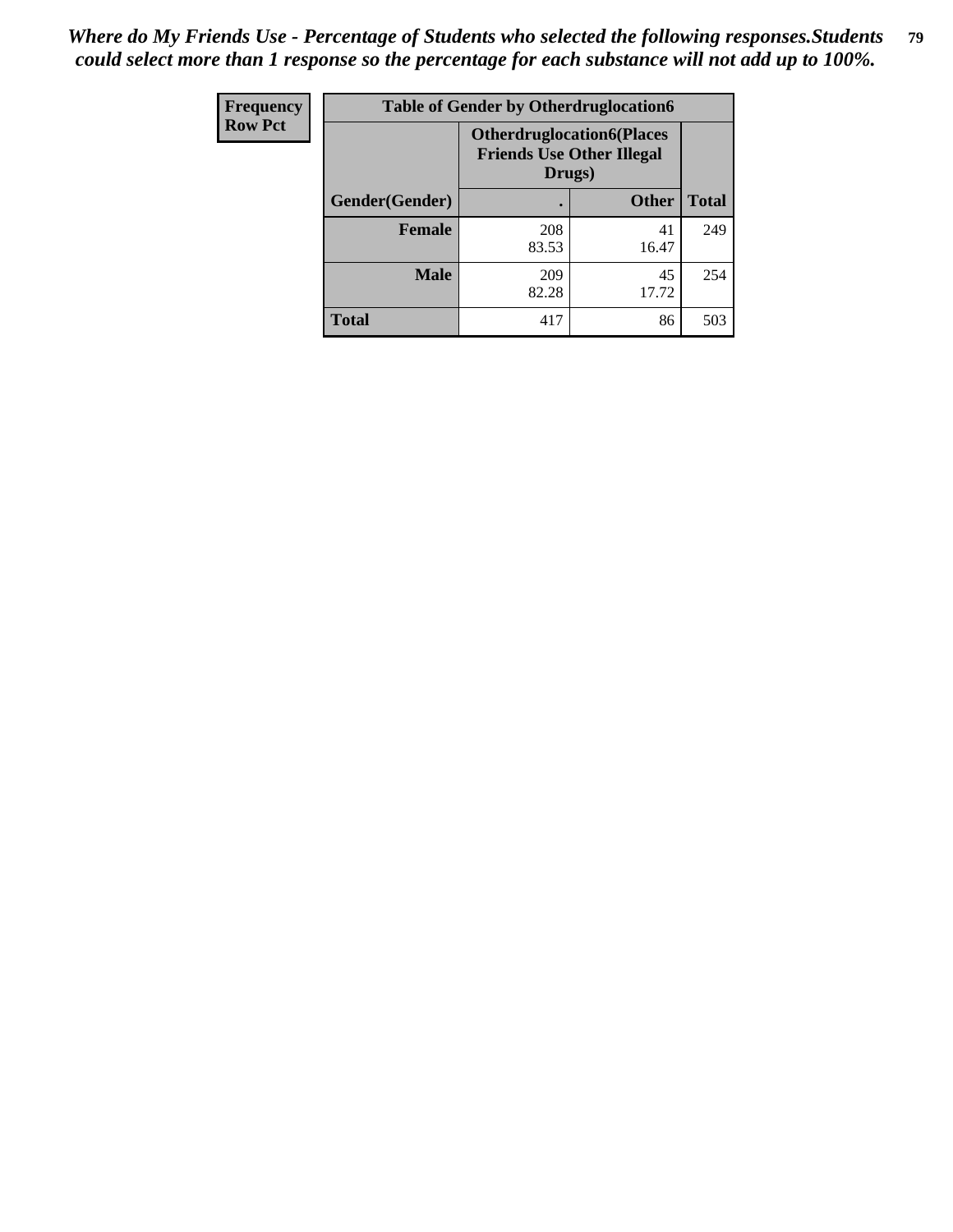*Where do My Friends Use - Percentage of Students who selected the following responses.Students could select more than 1 response so the percentage for each substance will not add up to 100%.*

| Frequency<br>Row Pct | Table of Gender by Otherdruglocation6 | | |
|---|---|---|---|
| | **Otherdruglocation6(Places Friends Use Other Illegal Drugs)** | | |
| **Gender(Gender)** | **.** | **Other** | **Total** |
| **Female** | 208<br>83.53 | 41<br>16.47 | 249 |
| **Male** | 209<br>82.28 | 45<br>17.72 | 254 |
| **Total** | 417 | 86 | 503 |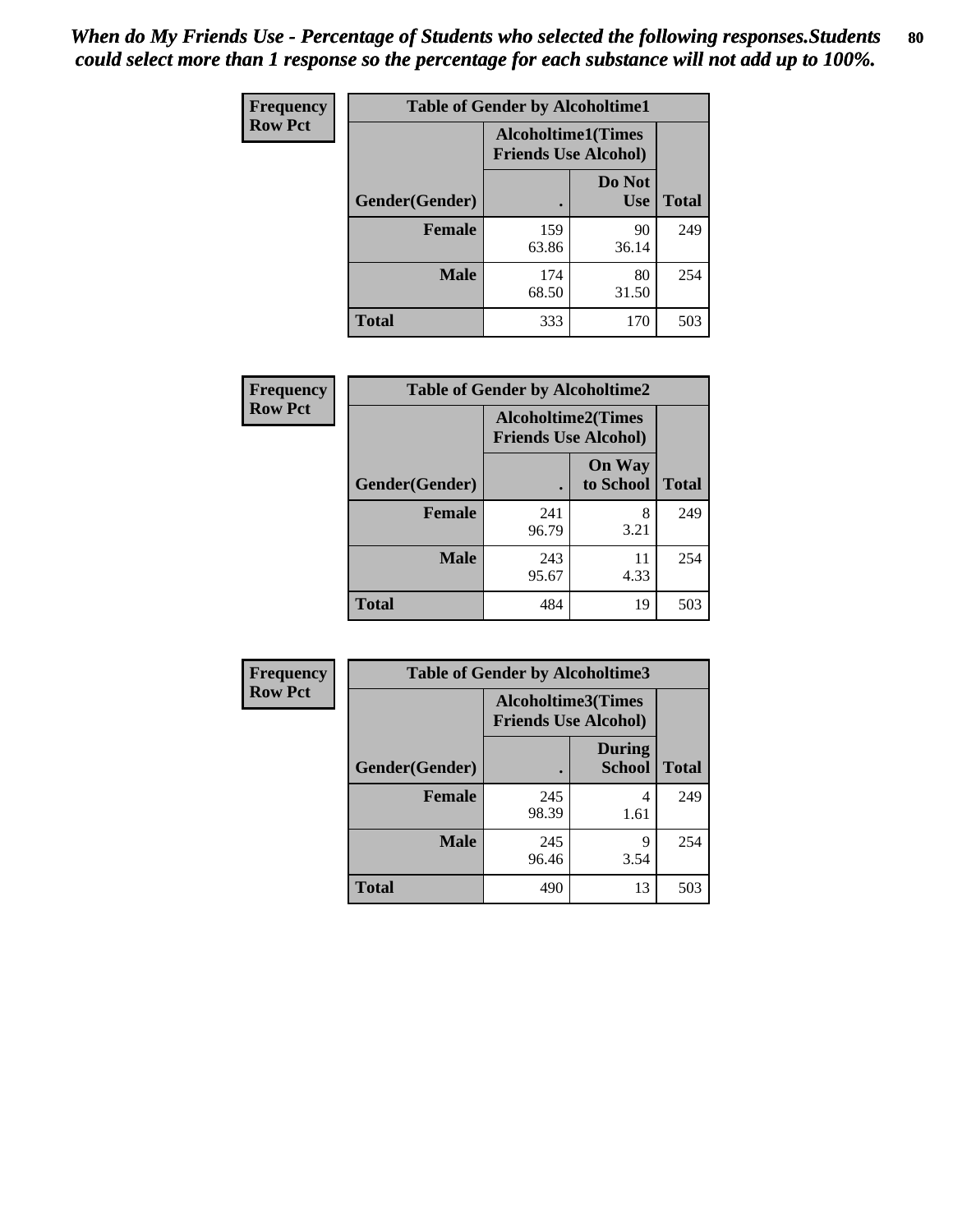*When do My Friends Use - Percentage of Students who selected the following responses.Students could select more than 1 response so the percentage for each substance will not add up to 100%.*

**Frequency**
**Row Pct**

**Table of Gender by Alcoholtime1**

| Gender(Gender) | Alcoholtime1(Times Friends Use Alcohol) . | Do Not Use | Total |
|---|---|---|---|
| **Female** | 159<br>63.86 | 90<br>36.14 | 249 |
| **Male** | 174<br>68.50 | 80<br>31.50 | 254 |
| **Total** | 333 | 170 | 503 |

**Frequency**
**Row Pct**

**Table of Gender by Alcoholtime2**

| Gender(Gender) | Alcoholtime2(Times Friends Use Alcohol) . | On Way to School | Total |
|---|---|---|---|
| **Female** | 241<br>96.79 | 8<br>3.21 | 249 |
| **Male** | 243<br>95.67 | 11<br>4.33 | 254 |
| **Total** | 484 | 19 | 503 |

**Frequency**
**Row Pct**

**Table of Gender by Alcoholtime3**

| Gender(Gender) | Alcoholtime3(Times Friends Use Alcohol) . | During School | Total |
|---|---|---|---|
| **Female** | 245<br>98.39 | 4<br>1.61 | 249 |
| **Male** | 245<br>96.46 | 9<br>3.54 | 254 |
| **Total** | 490 | 13 | 503 |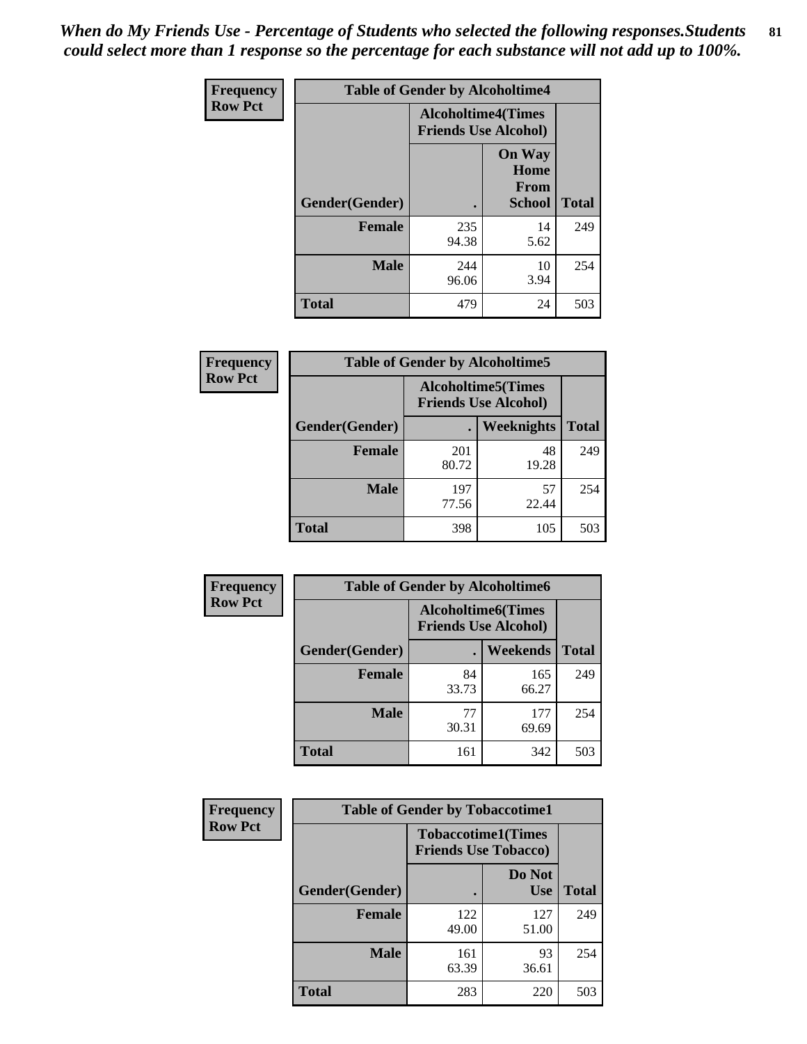*When do My Friends Use - Percentage of Students who selected the following responses.Students could select more than 1 response so the percentage for each substance will not add up to 100%.*

**Frequency**
**Row Pct**

| Table of Gender by Alcoholtime4 | | | |
|---|---|---|---|
| | Alcoholtime4(Times Friends Use Alcohol) | | |
| Gender(Gender) | . | On Way Home From School | Total |
| **Female** | 235<br>94.38 | 14<br>5.62 | 249 |
| **Male** | 244<br>96.06 | 10<br>3.94 | 254 |
| **Total** | 479 | 24 | 503 |

**Frequency**
**Row Pct**

| Table of Gender by Alcoholtime5 | | | |
|---|---|---|---|
| | Alcoholtime5(Times Friends Use Alcohol) | | |
| Gender(Gender) | . | Weeknights | Total |
| **Female** | 201<br>80.72 | 48<br>19.28 | 249 |
| **Male** | 197<br>77.56 | 57<br>22.44 | 254 |
| **Total** | 398 | 105 | 503 |

**Frequency**
**Row Pct**

| Table of Gender by Alcoholtime6 | | | |
|---|---|---|---|
| | Alcoholtime6(Times Friends Use Alcohol) | | |
| Gender(Gender) | . | Weekends | Total |
| **Female** | 84<br>33.73 | 165<br>66.27 | 249 |
| **Male** | 77<br>30.31 | 177<br>69.69 | 254 |
| **Total** | 161 | 342 | 503 |

**Frequency**
**Row Pct**

| Table of Gender by Tobaccotime1 | | | |
|---|---|---|---|
| | Tobaccotime1(Times Friends Use Tobacco) | | |
| Gender(Gender) | . | Do Not Use | Total |
| **Female** | 122<br>49.00 | 127<br>51.00 | 249 |
| **Male** | 161<br>63.39 | 93<br>36.61 | 254 |
| **Total** | 283 | 220 | 503 |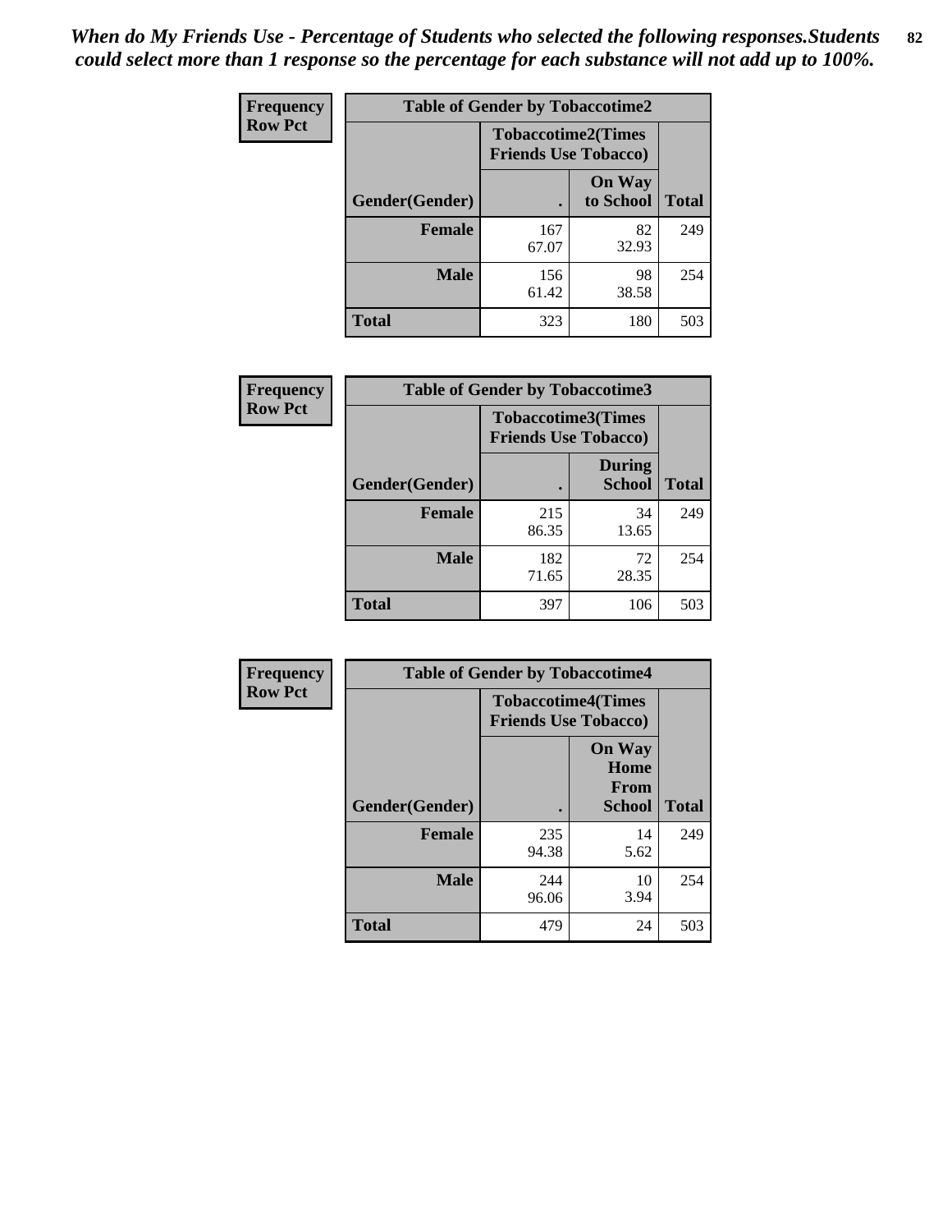*When do My Friends Use - Percentage of Students who selected the following responses.Students could select more than 1 response so the percentage for each substance will not add up to 100%.*

**Frequency**
**Row Pct**

| Table of Gender by Tobaccotime2 | | | |
|---|---|---|---|
| | Tobaccotime2(Times Friends Use Tobacco) | | |
| Gender(Gender) | . | On Way to School | Total |
| **Female** | 167<br>67.07 | 82<br>32.93 | 249 |
| **Male** | 156<br>61.42 | 98<br>38.58 | 254 |
| **Total** | 323 | 180 | 503 |

**Frequency**
**Row Pct**

| Table of Gender by Tobaccotime3 | | | |
|---|---|---|---|
| | Tobaccotime3(Times Friends Use Tobacco) | | |
| Gender(Gender) | . | During School | Total |
| **Female** | 215<br>86.35 | 34<br>13.65 | 249 |
| **Male** | 182<br>71.65 | 72<br>28.35 | 254 |
| **Total** | 397 | 106 | 503 |

**Frequency**
**Row Pct**

| Table of Gender by Tobaccotime4 | | | |
|---|---|---|---|
| | Tobaccotime4(Times Friends Use Tobacco) | | |
| Gender(Gender) | . | On Way Home From School | Total |
| **Female** | 235<br>94.38 | 14<br>5.62 | 249 |
| **Male** | 244<br>96.06 | 10<br>3.94 | 254 |
| **Total** | 479 | 24 | 503 |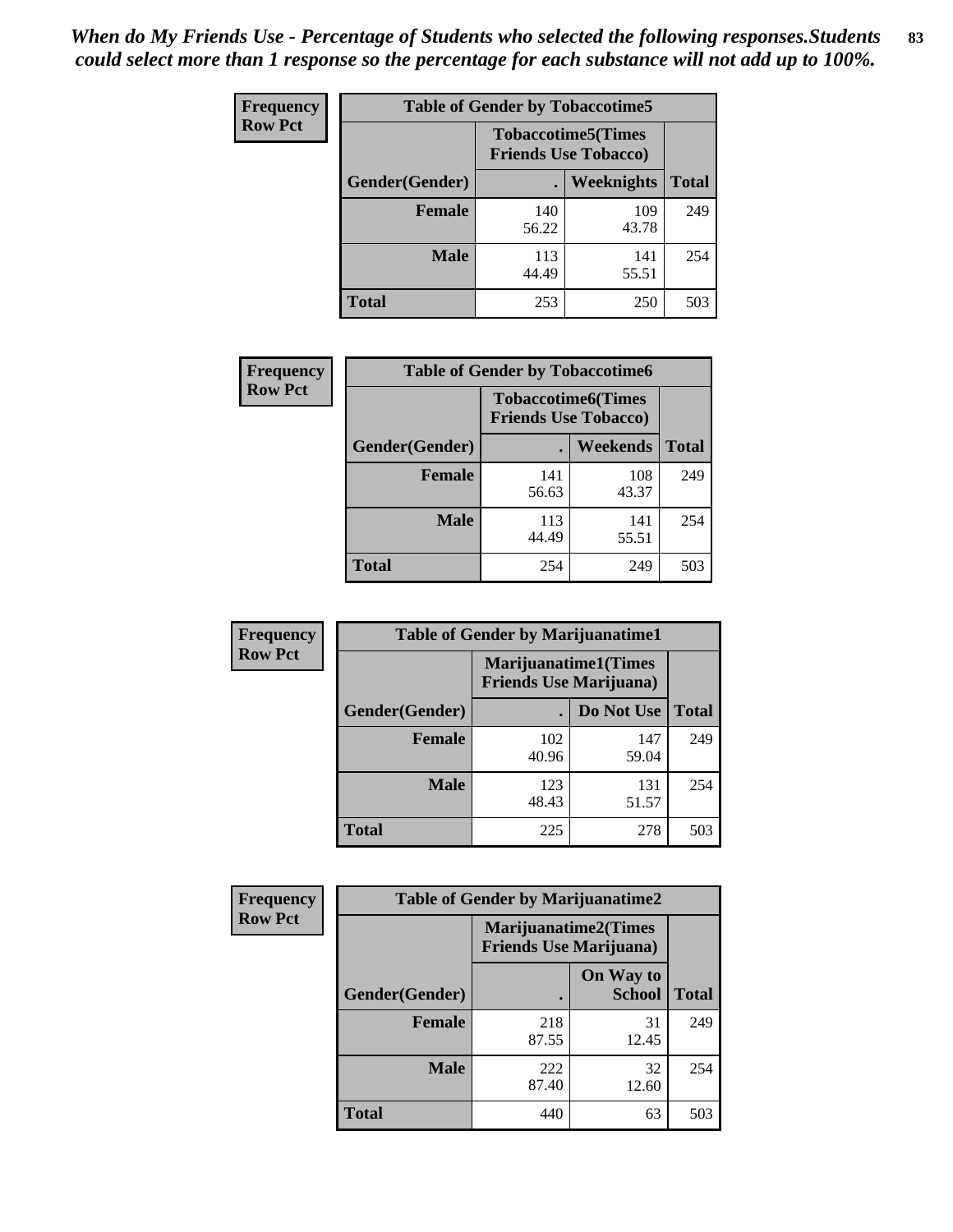*When do My Friends Use - Percentage of Students who selected the following responses.Students could select more than 1 response so the percentage for each substance will not add up to 100%.*

**Frequency Row Pct**

| Table of Gender by Tobaccotime5 | | | |
|---|---|---|---|
| | Tobaccotime5(Times Friends Use Tobacco) | | |
| Gender(Gender) | . | Weeknights | Total |
| **Female** | 140<br>56.22 | 109<br>43.78 | 249 |
| **Male** | 113<br>44.49 | 141<br>55.51 | 254 |
| **Total** | 253 | 250 | 503 |

**Frequency Row Pct**

| Table of Gender by Tobaccotime6 | | | |
|---|---|---|---|
| | Tobaccotime6(Times Friends Use Tobacco) | | |
| Gender(Gender) | . | Weekends | Total |
| **Female** | 141<br>56.63 | 108<br>43.37 | 249 |
| **Male** | 113<br>44.49 | 141<br>55.51 | 254 |
| **Total** | 254 | 249 | 503 |

**Frequency Row Pct**

| Table of Gender by Marijuanatime1 | | | |
|---|---|---|---|
| | Marijuanatime1(Times Friends Use Marijuana) | | |
| Gender(Gender) | . | Do Not Use | Total |
| **Female** | 102<br>40.96 | 147<br>59.04 | 249 |
| **Male** | 123<br>48.43 | 131<br>51.57 | 254 |
| **Total** | 225 | 278 | 503 |

**Frequency Row Pct**

| Table of Gender by Marijuanatime2 | | | |
|---|---|---|---|
| | Marijuanatime2(Times Friends Use Marijuana) | | |
| Gender(Gender) | . | On Way to School | Total |
| **Female** | 218<br>87.55 | 31<br>12.45 | 249 |
| **Male** | 222<br>87.40 | 32<br>12.60 | 254 |
| **Total** | 440 | 63 | 503 |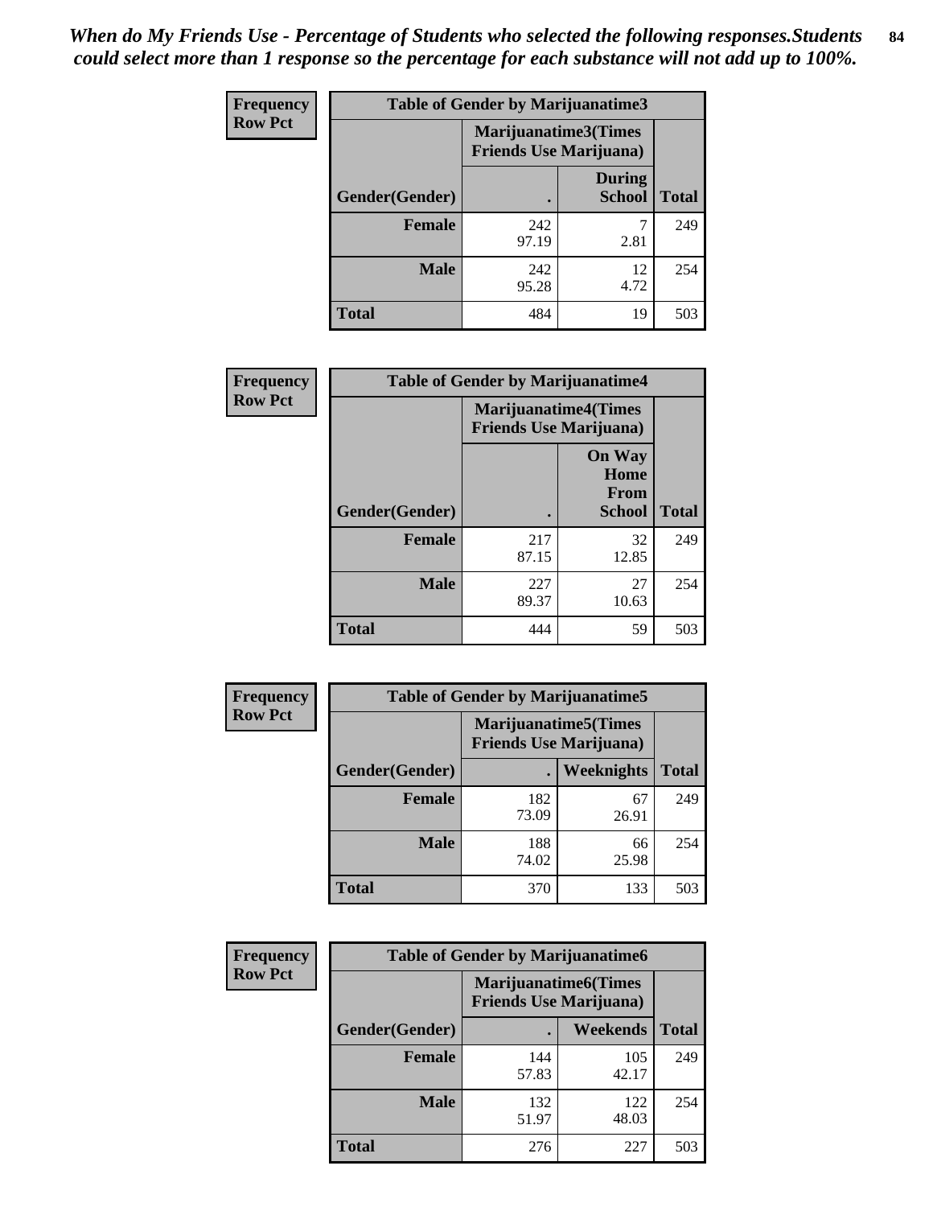*When do My Friends Use - Percentage of Students who selected the following responses.Students could select more than 1 response so the percentage for each substance will not add up to 100%.*

**Frequency Row Pct**

| Table of Gender by Marijuanatime3 | | | |
|---|---|---|---|
| | Marijuanatime3(Times Friends Use Marijuana) | | |
| Gender(Gender) | . | During School | Total |
| **Female** | 242<br>97.19 | 7<br>2.81 | 249 |
| **Male** | 242<br>95.28 | 12<br>4.72 | 254 |
| **Total** | 484 | 19 | 503 |

**Frequency Row Pct**

| Table of Gender by Marijuanatime4 | | | |
|---|---|---|---|
| | Marijuanatime4(Times Friends Use Marijuana) | | |
| Gender(Gender) | . | On Way Home From School | Total |
| **Female** | 217<br>87.15 | 32<br>12.85 | 249 |
| **Male** | 227<br>89.37 | 27<br>10.63 | 254 |
| **Total** | 444 | 59 | 503 |

**Frequency Row Pct**

| Table of Gender by Marijuanatime5 | | | |
|---|---|---|---|
| | Marijuanatime5(Times Friends Use Marijuana) | | |
| Gender(Gender) | . | Weeknights | Total |
| **Female** | 182<br>73.09 | 67<br>26.91 | 249 |
| **Male** | 188<br>74.02 | 66<br>25.98 | 254 |
| **Total** | 370 | 133 | 503 |

**Frequency Row Pct**

| Table of Gender by Marijuanatime6 | | | |
|---|---|---|---|
| | Marijuanatime6(Times Friends Use Marijuana) | | |
| Gender(Gender) | . | Weekends | Total |
| **Female** | 144<br>57.83 | 105<br>42.17 | 249 |
| **Male** | 132<br>51.97 | 122<br>48.03 | 254 |
| **Total** | 276 | 227 | 503 |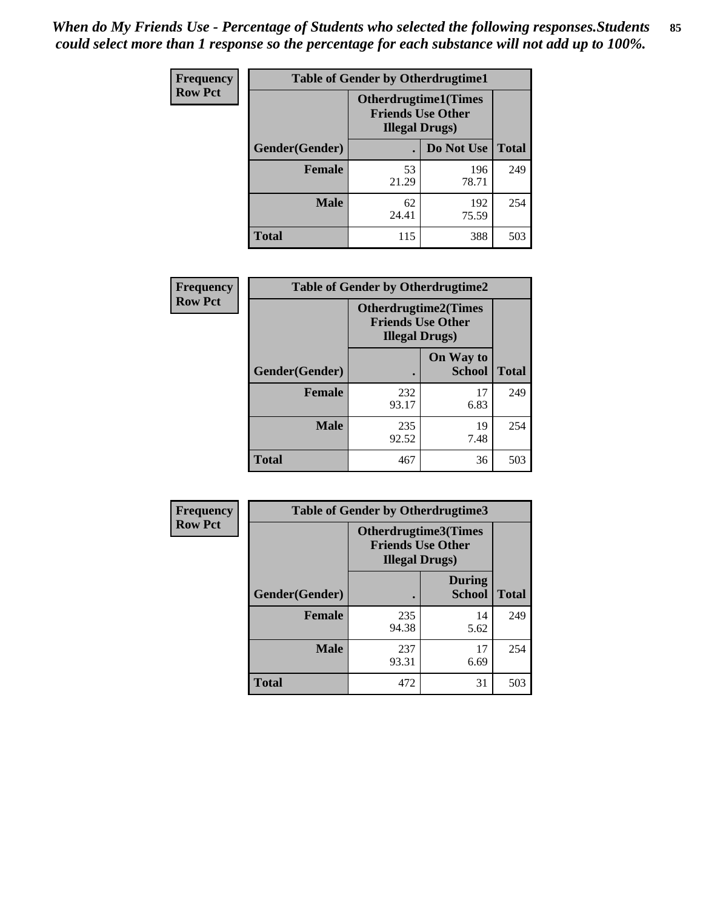*When do My Friends Use - Percentage of Students who selected the following responses.Students could select more than 1 response so the percentage for each substance will not add up to 100%.*

**Frequency**
**Row Pct**

| Table of Gender by Otherdrugtime1 | | | |
|---|---|---|---|
| | Otherdrugtime1(Times Friends Use Other Illegal Drugs) | | |
| Gender(Gender) | . | Do Not Use | Total |
| **Female** | 53<br>21.29 | 196<br>78.71 | 249 |
| **Male** | 62<br>24.41 | 192<br>75.59 | 254 |
| **Total** | 115 | 388 | 503 |

**Frequency**
**Row Pct**

| Table of Gender by Otherdrugtime2 | | | |
|---|---|---|---|
| | Otherdrugtime2(Times Friends Use Other Illegal Drugs) | | |
| Gender(Gender) | . | On Way to School | Total |
| **Female** | 232<br>93.17 | 17<br>6.83 | 249 |
| **Male** | 235<br>92.52 | 19<br>7.48 | 254 |
| **Total** | 467 | 36 | 503 |

**Frequency**
**Row Pct**

| Table of Gender by Otherdrugtime3 | | | |
|---|---|---|---|
| | Otherdrugtime3(Times Friends Use Other Illegal Drugs) | | |
| Gender(Gender) | . | During School | Total |
| **Female** | 235<br>94.38 | 14<br>5.62 | 249 |
| **Male** | 237<br>93.31 | 17<br>6.69 | 254 |
| **Total** | 472 | 31 | 503 |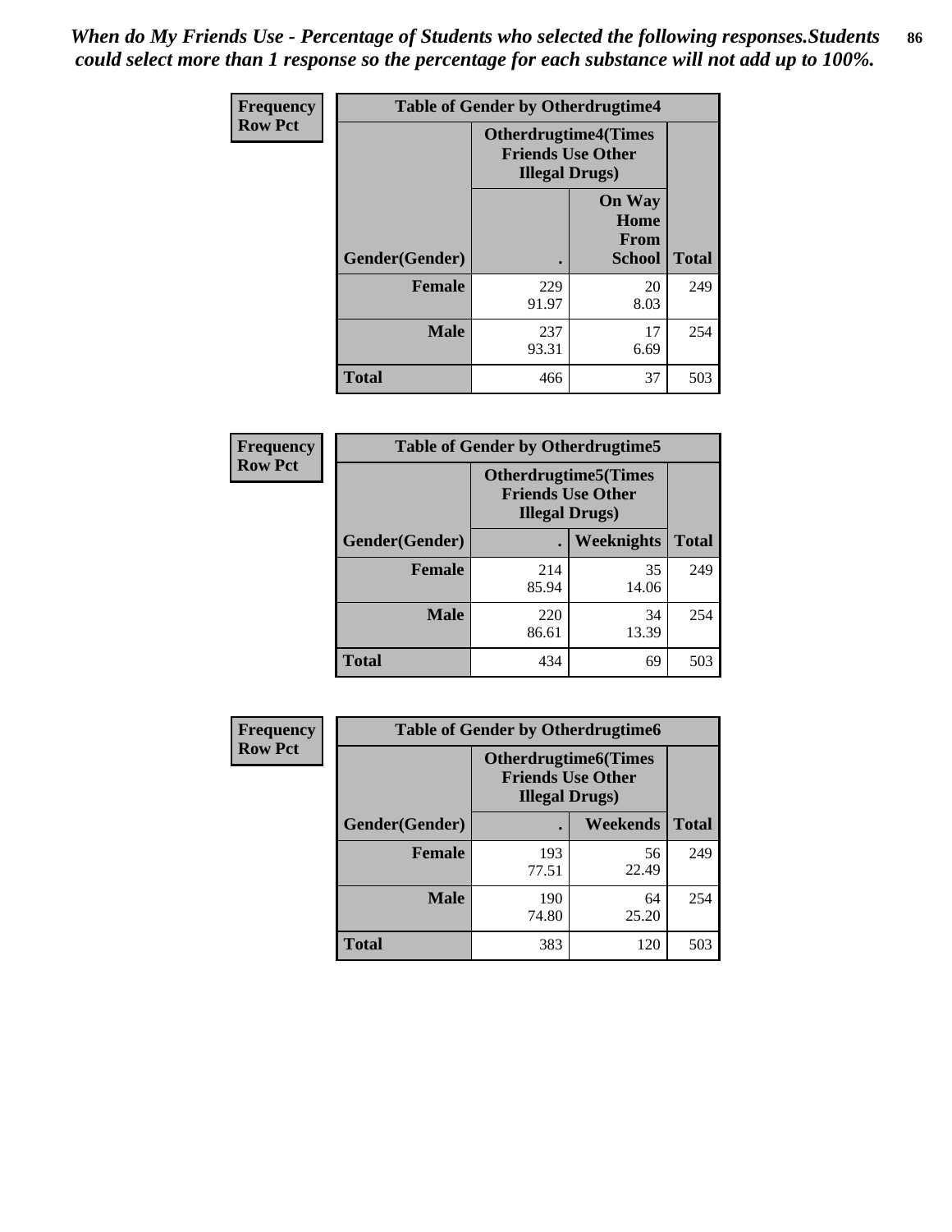*When do My Friends Use - Percentage of Students who selected the following responses.Students could select more than 1 response so the percentage for each substance will not add up to 100%.*

**Frequency**
**Row Pct**

| Table of Gender by Otherdrugtime4 | | | |
|---|---|---|---|
| | Otherdrugtime4(Times Friends Use Other Illegal Drugs) | | |
| Gender(Gender) | . | On Way Home From School | Total |
| Female | 229<br>91.97 | 20<br>8.03 | 249 |
| Male | 237<br>93.31 | 17<br>6.69 | 254 |
| Total | 466 | 37 | 503 |

**Frequency**
**Row Pct**

| Table of Gender by Otherdrugtime5 | | | |
|---|---|---|---|
| | Otherdrugtime5(Times Friends Use Other Illegal Drugs) | | |
| Gender(Gender) | . | Weeknights | Total |
| Female | 214<br>85.94 | 35<br>14.06 | 249 |
| Male | 220<br>86.61 | 34<br>13.39 | 254 |
| Total | 434 | 69 | 503 |

**Frequency**
**Row Pct**

| Table of Gender by Otherdrugtime6 | | | |
|---|---|---|---|
| | Otherdrugtime6(Times Friends Use Other Illegal Drugs) | | |
| Gender(Gender) | . | Weekends | Total |
| Female | 193<br>77.51 | 56<br>22.49 | 249 |
| Male | 190<br>74.80 | 64<br>25.20 | 254 |
| Total | 383 | 120 | 503 |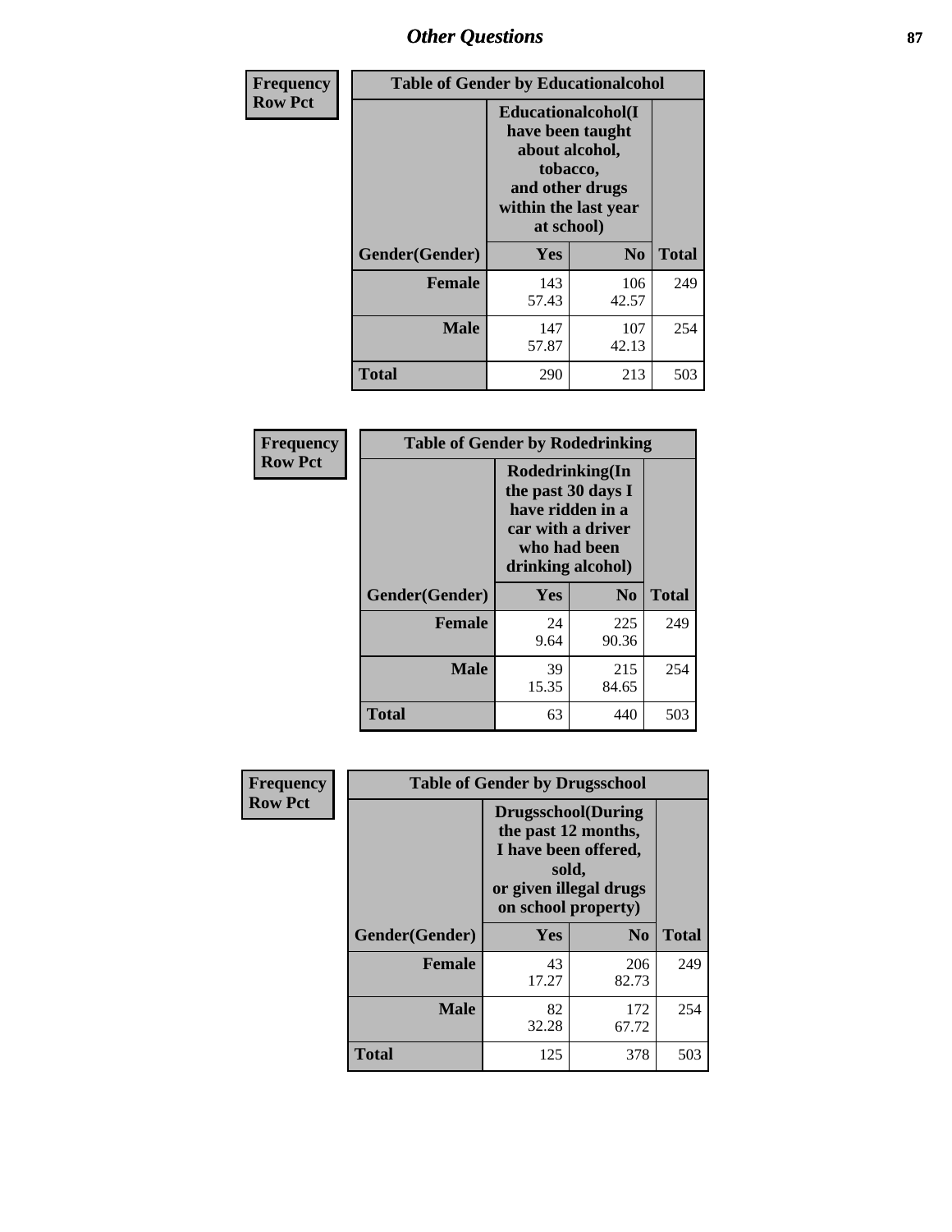| Frequency Row Pct | Table of Gender by Educationalcohol | | |
|---|---|---|---|
| | Educationalcohol(I have been taught about alcohol, tobacco, and other drugs within the last year at school) | | |
| Gender(Gender) | Yes | No | Total |
| Female | 143<br>57.43 | 106<br>42.57 | 249 |
| Male | 147<br>57.87 | 107<br>42.13 | 254 |
| Total | 290 | 213 | 503 |

| Frequency Row Pct | Table of Gender by Rodedrinking | | |
|---|---|---|---|
| | Rodedrinking(In the past 30 days I have ridden in a car with a driver who had been drinking alcohol) | | |
| Gender(Gender) | Yes | No | Total |
| Female | 24<br>9.64 | 225<br>90.36 | 249 |
| Male | 39<br>15.35 | 215<br>84.65 | 254 |
| Total | 63 | 440 | 503 |

| Frequency Row Pct | Table of Gender by Drugsschool | | |
|---|---|---|---|
| | Drugsschool(During the past 12 months, I have been offered, sold, or given illegal drugs on school property) | | |
| Gender(Gender) | Yes | No | Total |
| Female | 43<br>17.27 | 206<br>82.73 | 249 |
| Male | 82<br>32.28 | 172<br>67.72 | 254 |
| Total | 125 | 378 | 503 |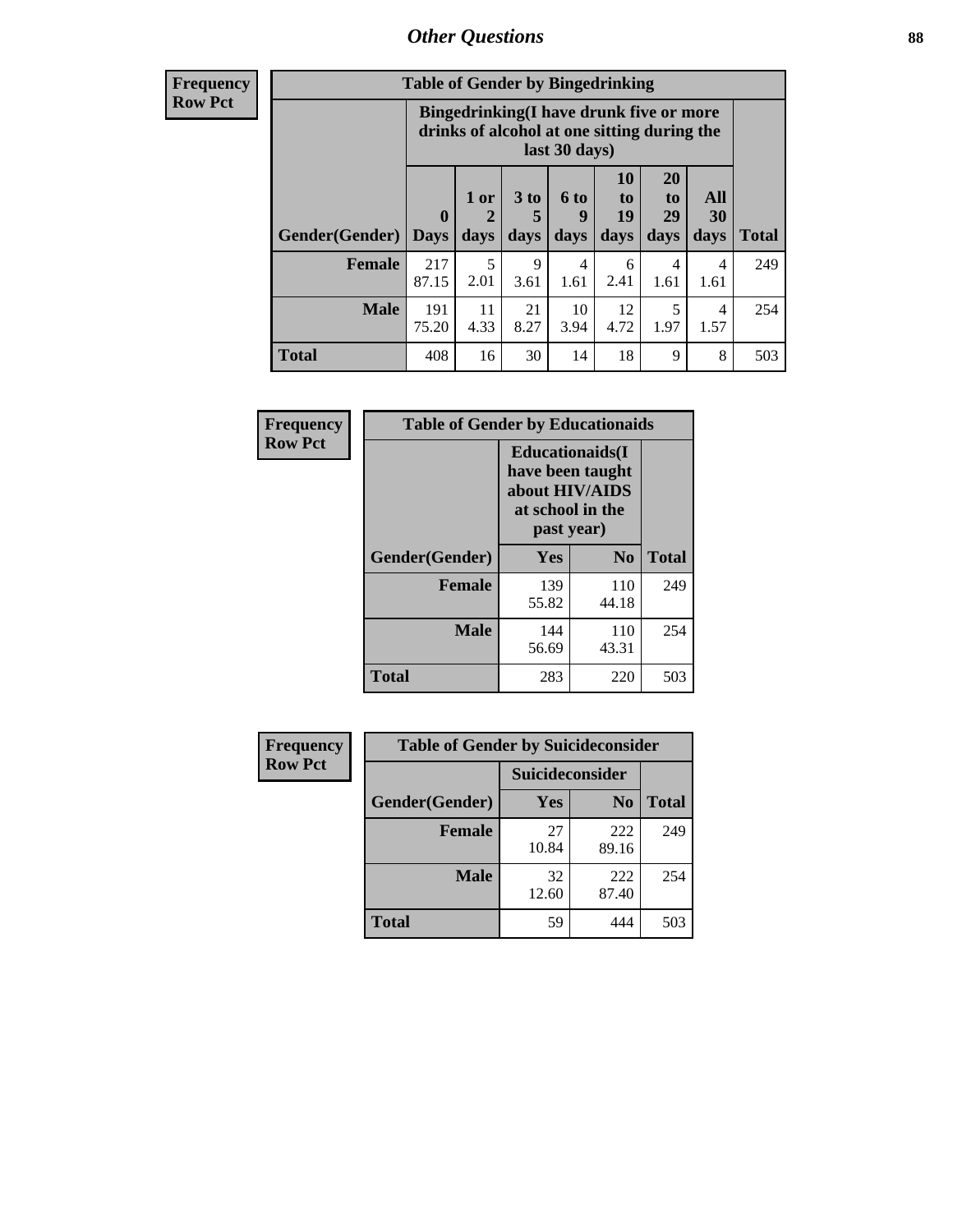## Other Questions

**Frequency Row Pct**

| Table of Gender by Bingedrinking | | | | | | | | |
|---|---|---|---|---|---|---|---|---|
| | Bingedrinking(I have drunk five or more drinks of alcohol at one sitting during the last 30 days) | | | | | | | |
| Gender(Gender) | 0 Days | 1 or 2 days | 3 to 5 days | 6 to 9 days | 10 to 19 days | 20 to 29 days | All 30 days | Total |
| **Female** | 217<br>87.15 | 5<br>2.01 | 9<br>3.61 | 4<br>1.61 | 6<br>2.41 | 4<br>1.61 | 4<br>1.61 | 249 |
| **Male** | 191<br>75.20 | 11<br>4.33 | 21<br>8.27 | 10<br>3.94 | 12<br>4.72 | 5<br>1.97 | 4<br>1.57 | 254 |
| **Total** | 408 | 16 | 30 | 14 | 18 | 9 | 8 | 503 |

**Frequency Row Pct**

| Table of Gender by Educationaids | | | |
|---|---|---|---|
| | Educationaids(I have been taught about HIV/AIDS at school in the past year) | | |
| Gender(Gender) | Yes | No | Total |
| **Female** | 139<br>55.82 | 110<br>44.18 | 249 |
| **Male** | 144<br>56.69 | 110<br>43.31 | 254 |
| **Total** | 283 | 220 | 503 |

**Frequency Row Pct**

| Table of Gender by Suicideconsider | | | |
|---|---|---|---|
| | Suicideconsider | | |
| Gender(Gender) | Yes | No | Total |
| **Female** | 27<br>10.84 | 222<br>89.16 | 249 |
| **Male** | 32<br>12.60 | 222<br>87.40 | 254 |
| **Total** | 59 | 444 | 503 |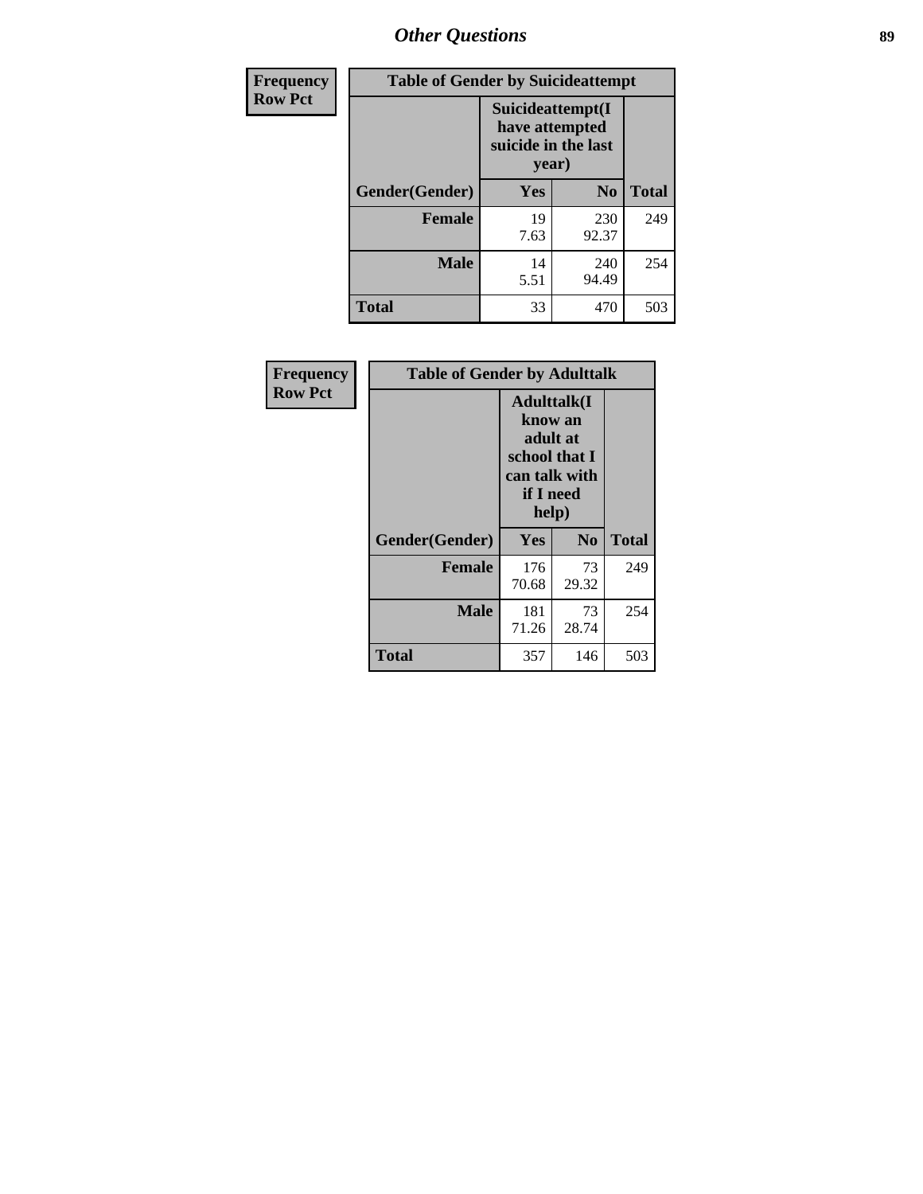| Frequency Row Pct | Table of Gender by Suicideattempt | | |
|---|---|---|---|
| | Suicideattempt(I have attempted suicide in the last year) | | |
| Gender(Gender) | Yes | No | Total |
| Female | 19<br>7.63 | 230<br>92.37 | 249 |
| Male | 14<br>5.51 | 240<br>94.49 | 254 |
| Total | 33 | 470 | 503 |

| Frequency Row Pct | Table of Gender by Adulttalk | | |
|---|---|---|---|
| | Adulttalk(I know an adult at school that I can talk with if I need help) | | |
| Gender(Gender) | Yes | No | Total |
| Female | 176<br>70.68 | 73<br>29.32 | 249 |
| Male | 181<br>71.26 | 73<br>28.74 | 254 |
| Total | 357 | 146 | 503 |